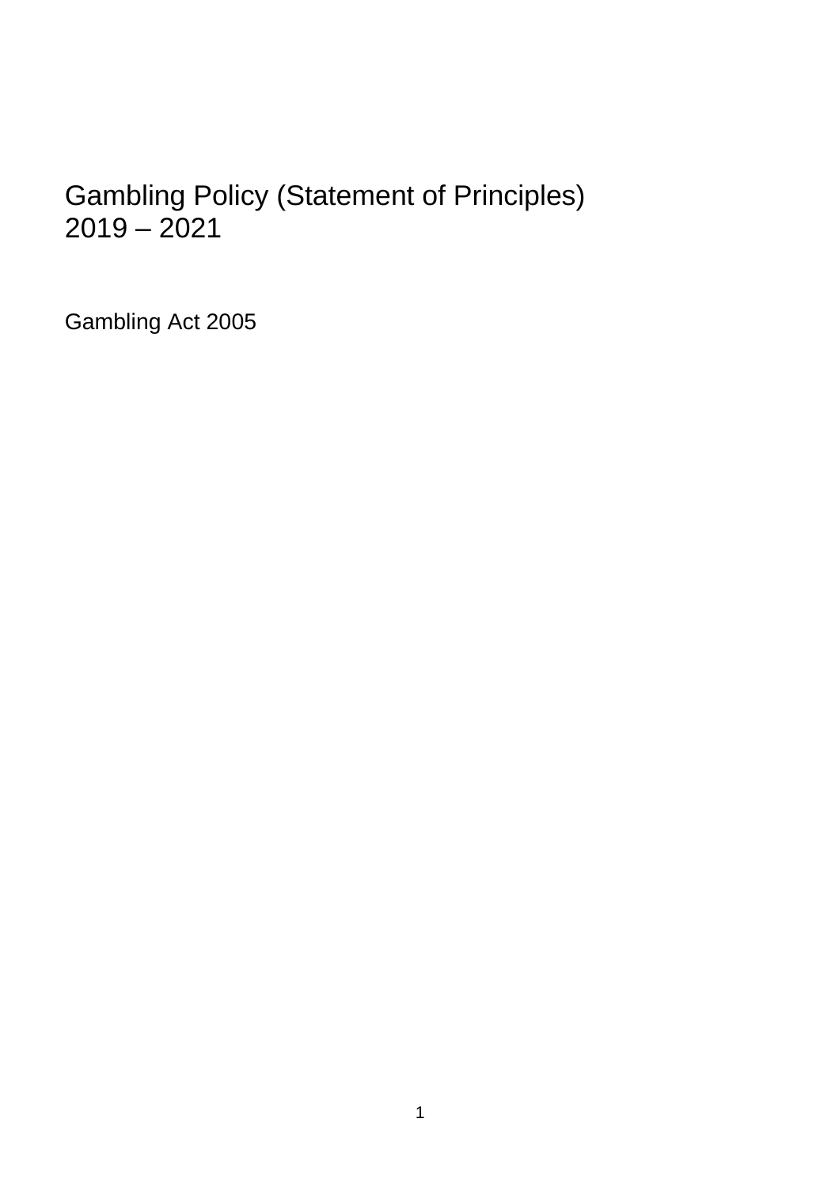# Gambling Policy (Statement of Principles) 2019 – 2021

Gambling Act 2005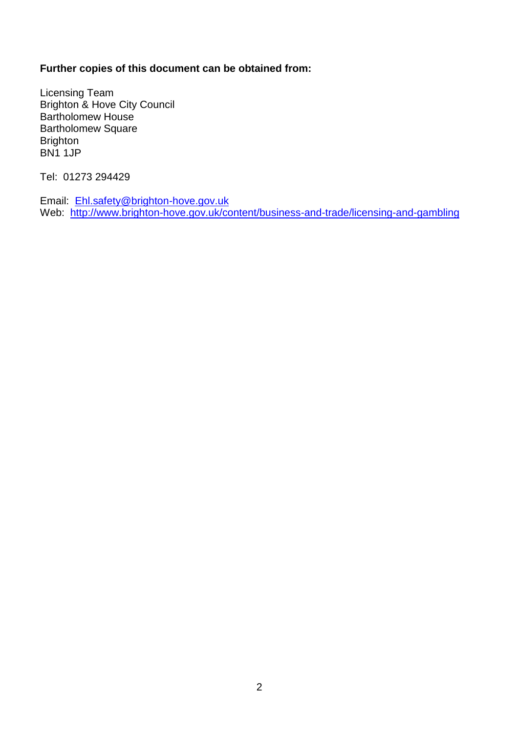**Further copies of this document can be obtained from:**

Licensing Team  
Brighton & Hove City Council  
Bartholomew House  
Bartholomew Square  
Brighton  
BN1 1JP

Tel: 01273 294429

Email: Ehl.safety@brighton-hove.gov.uk  
Web: http://www.brighton-hove.gov.uk/content/business-and-trade/licensing-and-gambling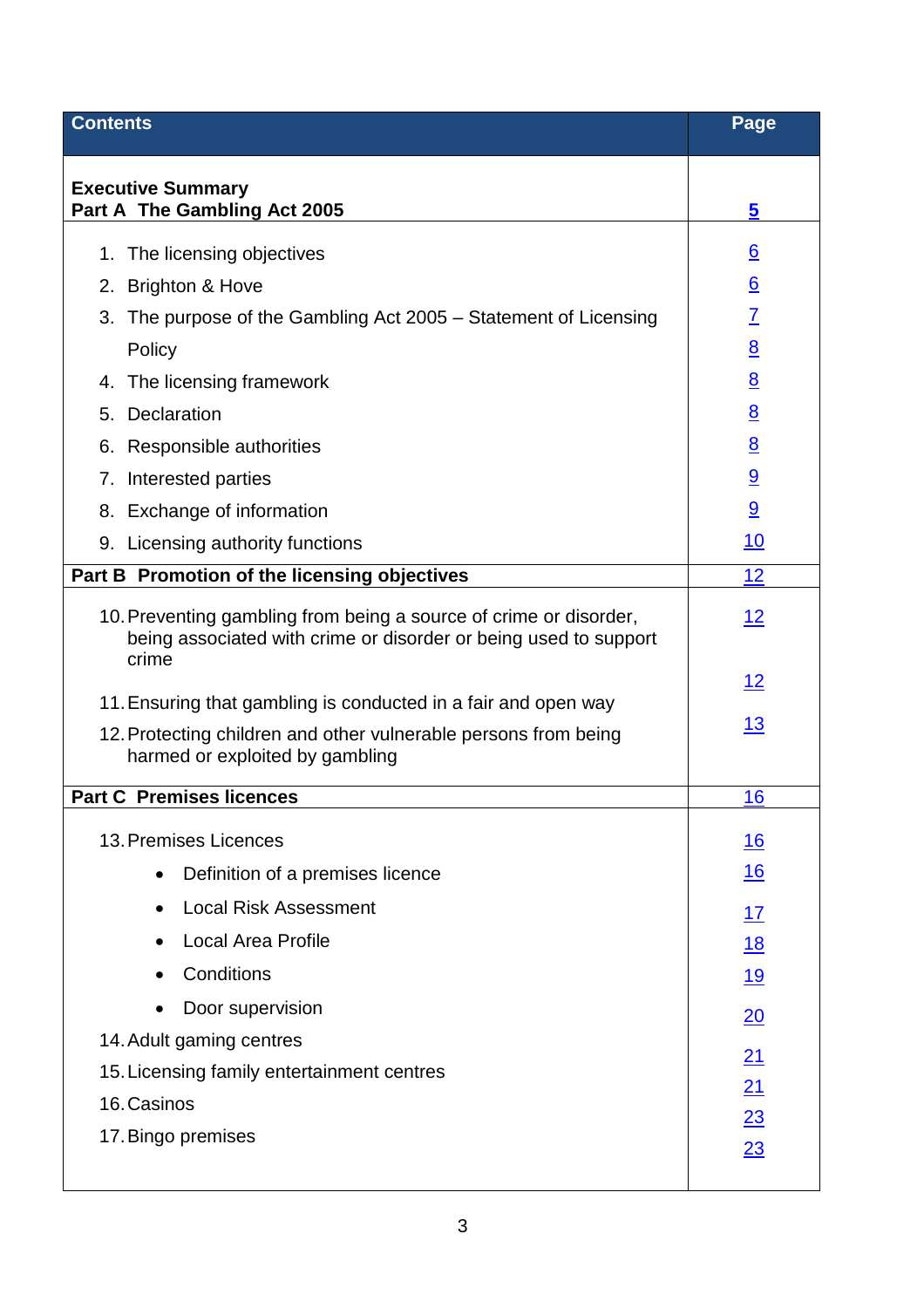| Contents | Page |
|---|---|
| **Executive Summary** | |
| **Part A  The Gambling Act 2005** | **5** |
| 1. The licensing objectives | 6 |
| 2. Brighton & Hove | 6 |
| 3. The purpose of the Gambling Act 2005 – Statement of Licensing Policy | 7 |
| | 8 |
| 4. The licensing framework | 8 |
| 5. Declaration | 8 |
| 6. Responsible authorities | 8 |
| 7. Interested parties | 9 |
| 8. Exchange of information | 9 |
| 9. Licensing authority functions | 10 |
| **Part B  Promotion of the licensing objectives** | 12 |
| 10. Preventing gambling from being a source of crime or disorder, being associated with crime or disorder or being used to support crime | 12 |
| 11. Ensuring that gambling is conducted in a fair and open way | 12 |
| 12. Protecting children and other vulnerable persons from being harmed or exploited by gambling | 13 |
| **Part C  Premises licences** | 16 |
| 13. Premises Licences | 16 |
| • Definition of a premises licence | 16 |
| • Local Risk Assessment | 17 |
| • Local Area Profile | 18 |
| • Conditions | 19 |
| • Door supervision | 20 |
| 14. Adult gaming centres | 21 |
| 15. Licensing family entertainment centres | 21 |
| 16. Casinos | 23 |
| 17. Bingo premises | 23 |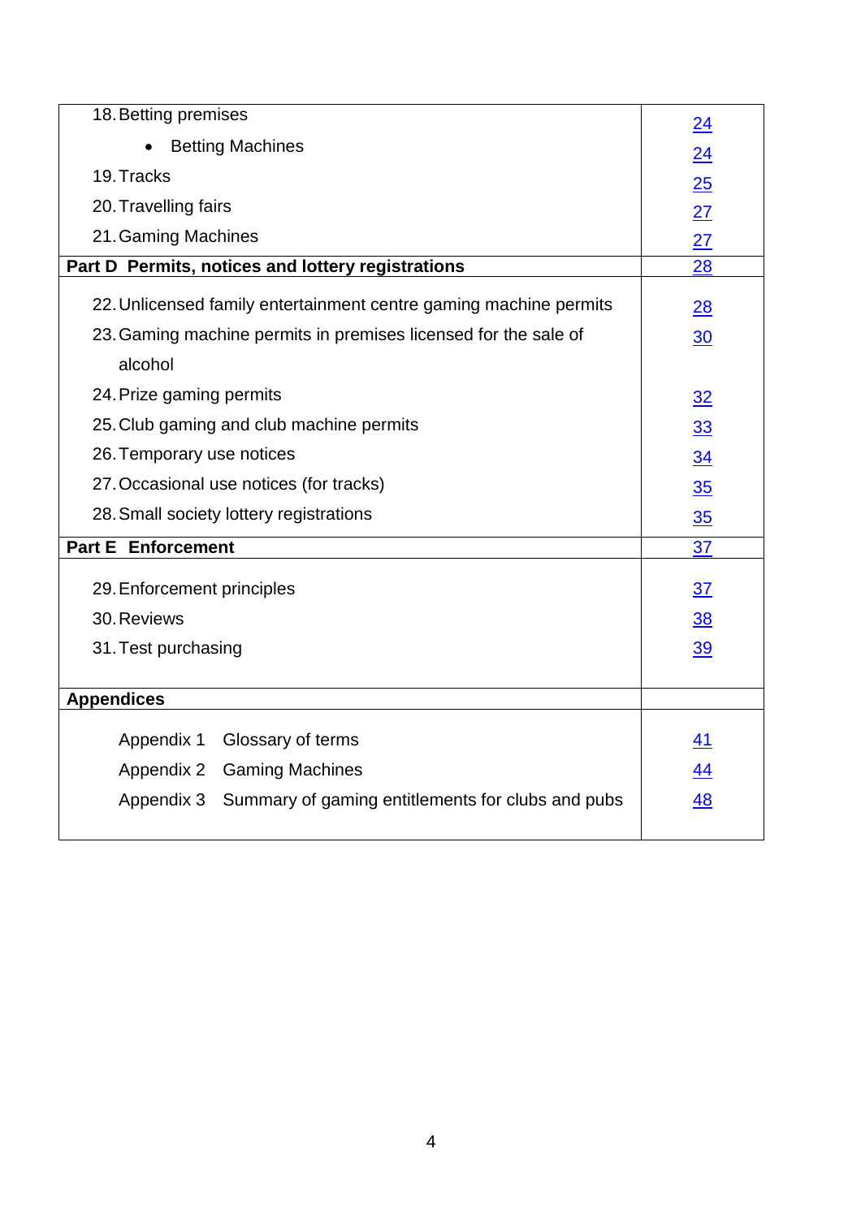| | |
|---|---|
| 18. Betting premises | 24 |
| • Betting Machines | 24 |
| 19. Tracks | 25 |
| 20. Travelling fairs | 27 |
| 21. Gaming Machines | 27 |
| **Part D Permits, notices and lottery registrations** | 28 |
| 22. Unlicensed family entertainment centre gaming machine permits | 28 |
| 23. Gaming machine permits in premises licensed for the sale of alcohol | 30 |
| 24. Prize gaming permits | 32 |
| 25. Club gaming and club machine permits | 33 |
| 26. Temporary use notices | 34 |
| 27. Occasional use notices (for tracks) | 35 |
| 28. Small society lottery registrations | 35 |
| **Part E Enforcement** | 37 |
| 29. Enforcement principles | 37 |
| 30. Reviews | 38 |
| 31. Test purchasing | 39 |
| **Appendices** | |
| Appendix 1 Glossary of terms | 41 |
| Appendix 2 Gaming Machines | 44 |
| Appendix 3 Summary of gaming entitlements for clubs and pubs | 48 |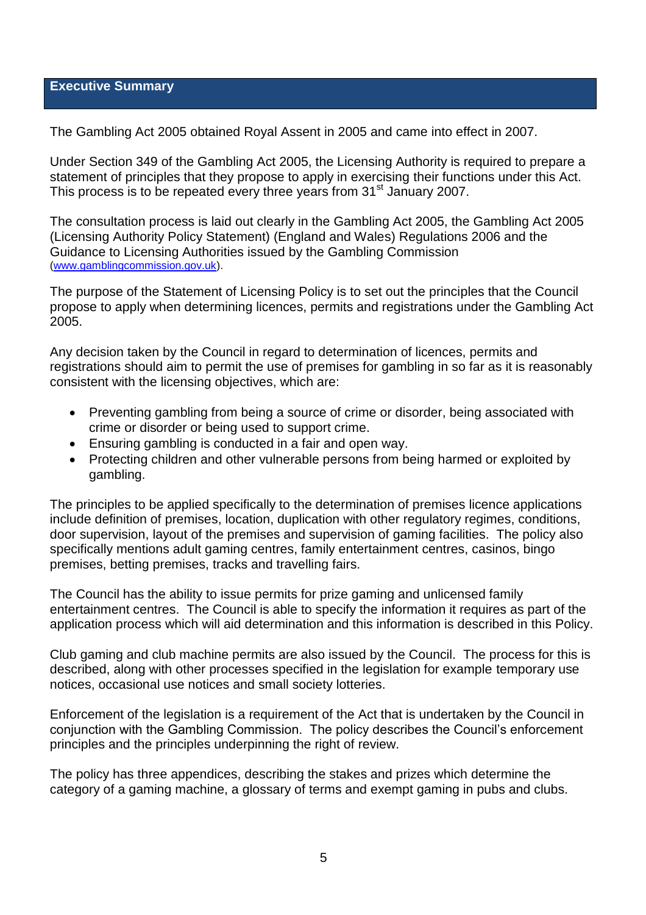## Executive Summary

The Gambling Act 2005 obtained Royal Assent in 2005 and came into effect in 2007.

Under Section 349 of the Gambling Act 2005, the Licensing Authority is required to prepare a statement of principles that they propose to apply in exercising their functions under this Act. This process is to be repeated every three years from 31st January 2007.

The consultation process is laid out clearly in the Gambling Act 2005, the Gambling Act 2005 (Licensing Authority Policy Statement) (England and Wales) Regulations 2006 and the Guidance to Licensing Authorities issued by the Gambling Commission (www.gamblingcommission.gov.uk).

The purpose of the Statement of Licensing Policy is to set out the principles that the Council propose to apply when determining licences, permits and registrations under the Gambling Act 2005.

Any decision taken by the Council in regard to determination of licences, permits and registrations should aim to permit the use of premises for gambling in so far as it is reasonably consistent with the licensing objectives, which are:

- Preventing gambling from being a source of crime or disorder, being associated with crime or disorder or being used to support crime.
- Ensuring gambling is conducted in a fair and open way.
- Protecting children and other vulnerable persons from being harmed or exploited by gambling.

The principles to be applied specifically to the determination of premises licence applications include definition of premises, location, duplication with other regulatory regimes, conditions, door supervision, layout of the premises and supervision of gaming facilities. The policy also specifically mentions adult gaming centres, family entertainment centres, casinos, bingo premises, betting premises, tracks and travelling fairs.

The Council has the ability to issue permits for prize gaming and unlicensed family entertainment centres. The Council is able to specify the information it requires as part of the application process which will aid determination and this information is described in this Policy.

Club gaming and club machine permits are also issued by the Council. The process for this is described, along with other processes specified in the legislation for example temporary use notices, occasional use notices and small society lotteries.

Enforcement of the legislation is a requirement of the Act that is undertaken by the Council in conjunction with the Gambling Commission. The policy describes the Council's enforcement principles and the principles underpinning the right of review.

The policy has three appendices, describing the stakes and prizes which determine the category of a gaming machine, a glossary of terms and exempt gaming in pubs and clubs.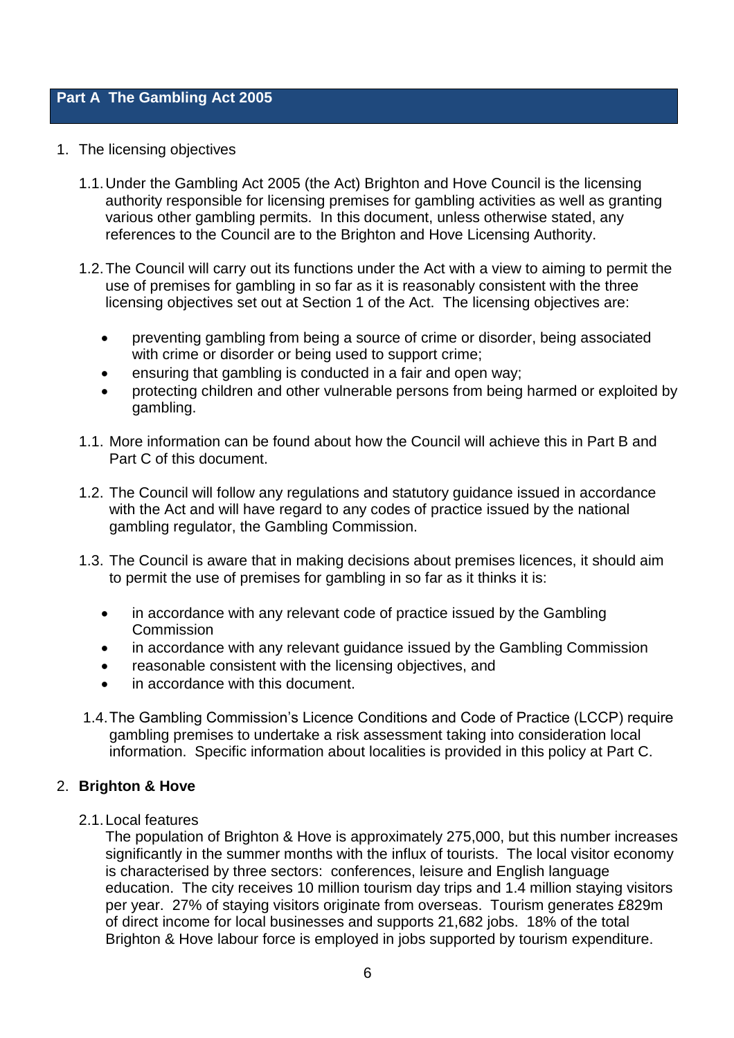## Part A The Gambling Act 2005

1. The licensing objectives

   1.1. Under the Gambling Act 2005 (the Act) Brighton and Hove Council is the licensing authority responsible for licensing premises for gambling activities as well as granting various other gambling permits. In this document, unless otherwise stated, any references to the Council are to the Brighton and Hove Licensing Authority.

   1.2. The Council will carry out its functions under the Act with a view to aiming to permit the use of premises for gambling in so far as it is reasonably consistent with the three licensing objectives set out at Section 1 of the Act. The licensing objectives are:

      - preventing gambling from being a source of crime or disorder, being associated with crime or disorder or being used to support crime;
      - ensuring that gambling is conducted in a fair and open way;
      - protecting children and other vulnerable persons from being harmed or exploited by gambling.

   1.1. More information can be found about how the Council will achieve this in Part B and Part C of this document.

   1.2. The Council will follow any regulations and statutory guidance issued in accordance with the Act and will have regard to any codes of practice issued by the national gambling regulator, the Gambling Commission.

   1.3. The Council is aware that in making decisions about premises licences, it should aim to permit the use of premises for gambling in so far as it thinks it is:

      - in accordance with any relevant code of practice issued by the Gambling Commission
      - in accordance with any relevant guidance issued by the Gambling Commission
      - reasonable consistent with the licensing objectives, and
      - in accordance with this document.

   1.4. The Gambling Commission's Licence Conditions and Code of Practice (LCCP) require gambling premises to undertake a risk assessment taking into consideration local information. Specific information about localities is provided in this policy at Part C.

2. **Brighton & Hove**

   2.1. Local features
   The population of Brighton & Hove is approximately 275,000, but this number increases significantly in the summer months with the influx of tourists. The local visitor economy is characterised by three sectors: conferences, leisure and English language education. The city receives 10 million tourism day trips and 1.4 million staying visitors per year. 27% of staying visitors originate from overseas. Tourism generates £829m of direct income for local businesses and supports 21,682 jobs. 18% of the total Brighton & Hove labour force is employed in jobs supported by tourism expenditure.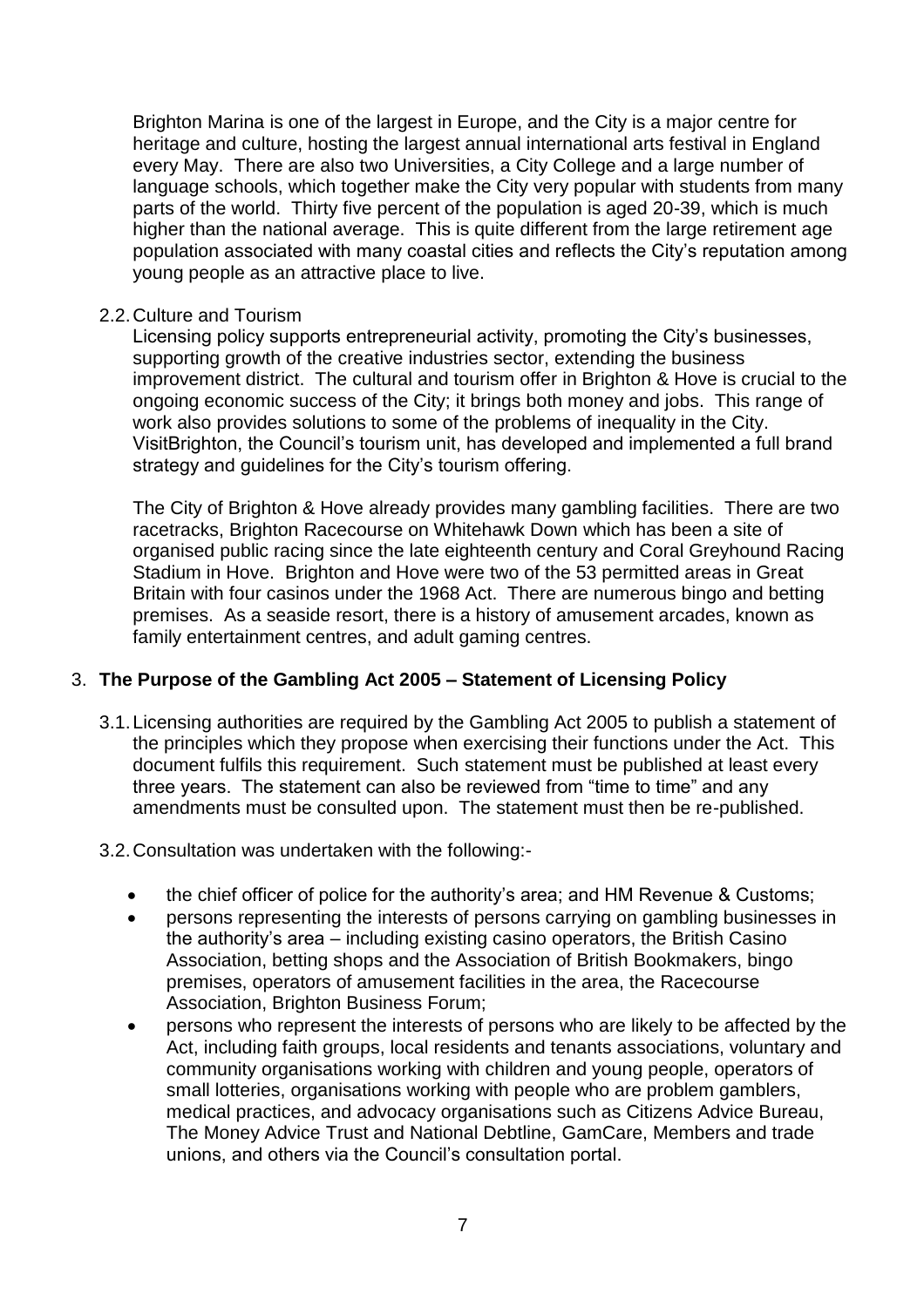Brighton Marina is one of the largest in Europe, and the City is a major centre for heritage and culture, hosting the largest annual international arts festival in England every May. There are also two Universities, a City College and a large number of language schools, which together make the City very popular with students from many parts of the world. Thirty five percent of the population is aged 20-39, which is much higher than the national average. This is quite different from the large retirement age population associated with many coastal cities and reflects the City's reputation among young people as an attractive place to live.

2.2. Culture and Tourism

Licensing policy supports entrepreneurial activity, promoting the City's businesses, supporting growth of the creative industries sector, extending the business improvement district. The cultural and tourism offer in Brighton & Hove is crucial to the ongoing economic success of the City; it brings both money and jobs. This range of work also provides solutions to some of the problems of inequality in the City. VisitBrighton, the Council's tourism unit, has developed and implemented a full brand strategy and guidelines for the City's tourism offering.

The City of Brighton & Hove already provides many gambling facilities. There are two racetracks, Brighton Racecourse on Whitehawk Down which has been a site of organised public racing since the late eighteenth century and Coral Greyhound Racing Stadium in Hove. Brighton and Hove were two of the 53 permitted areas in Great Britain with four casinos under the 1968 Act. There are numerous bingo and betting premises. As a seaside resort, there is a history of amusement arcades, known as family entertainment centres, and adult gaming centres.

## 3. The Purpose of the Gambling Act 2005 – Statement of Licensing Policy

3.1. Licensing authorities are required by the Gambling Act 2005 to publish a statement of the principles which they propose when exercising their functions under the Act. This document fulfils this requirement. Such statement must be published at least every three years. The statement can also be reviewed from "time to time" and any amendments must be consulted upon. The statement must then be re-published.

3.2. Consultation was undertaken with the following:-

- the chief officer of police for the authority's area; and HM Revenue & Customs;
- persons representing the interests of persons carrying on gambling businesses in the authority's area – including existing casino operators, the British Casino Association, betting shops and the Association of British Bookmakers, bingo premises, operators of amusement facilities in the area, the Racecourse Association, Brighton Business Forum;
- persons who represent the interests of persons who are likely to be affected by the Act, including faith groups, local residents and tenants associations, voluntary and community organisations working with children and young people, operators of small lotteries, organisations working with people who are problem gamblers, medical practices, and advocacy organisations such as Citizens Advice Bureau, The Money Advice Trust and National Debtline, GamCare, Members and trade unions, and others via the Council's consultation portal.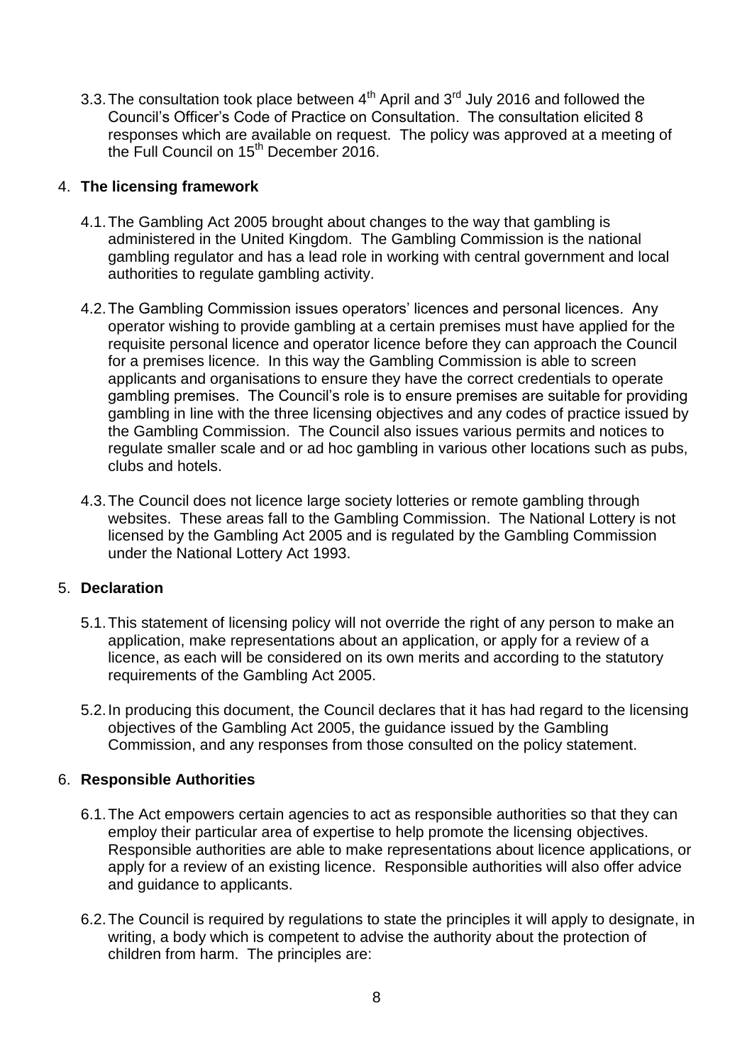3.3. The consultation took place between 4th April and 3rd July 2016 and followed the Council's Officer's Code of Practice on Consultation. The consultation elicited 8 responses which are available on request. The policy was approved at a meeting of the Full Council on 15th December 2016.

## 4. **The licensing framework**

4.1. The Gambling Act 2005 brought about changes to the way that gambling is administered in the United Kingdom. The Gambling Commission is the national gambling regulator and has a lead role in working with central government and local authorities to regulate gambling activity.

4.2. The Gambling Commission issues operators' licences and personal licences. Any operator wishing to provide gambling at a certain premises must have applied for the requisite personal licence and operator licence before they can approach the Council for a premises licence. In this way the Gambling Commission is able to screen applicants and organisations to ensure they have the correct credentials to operate gambling premises. The Council's role is to ensure premises are suitable for providing gambling in line with the three licensing objectives and any codes of practice issued by the Gambling Commission. The Council also issues various permits and notices to regulate smaller scale and or ad hoc gambling in various other locations such as pubs, clubs and hotels.

4.3. The Council does not licence large society lotteries or remote gambling through websites. These areas fall to the Gambling Commission. The National Lottery is not licensed by the Gambling Act 2005 and is regulated by the Gambling Commission under the National Lottery Act 1993.

## 5. **Declaration**

5.1. This statement of licensing policy will not override the right of any person to make an application, make representations about an application, or apply for a review of a licence, as each will be considered on its own merits and according to the statutory requirements of the Gambling Act 2005.

5.2. In producing this document, the Council declares that it has had regard to the licensing objectives of the Gambling Act 2005, the guidance issued by the Gambling Commission, and any responses from those consulted on the policy statement.

## 6. **Responsible Authorities**

6.1. The Act empowers certain agencies to act as responsible authorities so that they can employ their particular area of expertise to help promote the licensing objectives. Responsible authorities are able to make representations about licence applications, or apply for a review of an existing licence. Responsible authorities will also offer advice and guidance to applicants.

6.2. The Council is required by regulations to state the principles it will apply to designate, in writing, a body which is competent to advise the authority about the protection of children from harm. The principles are: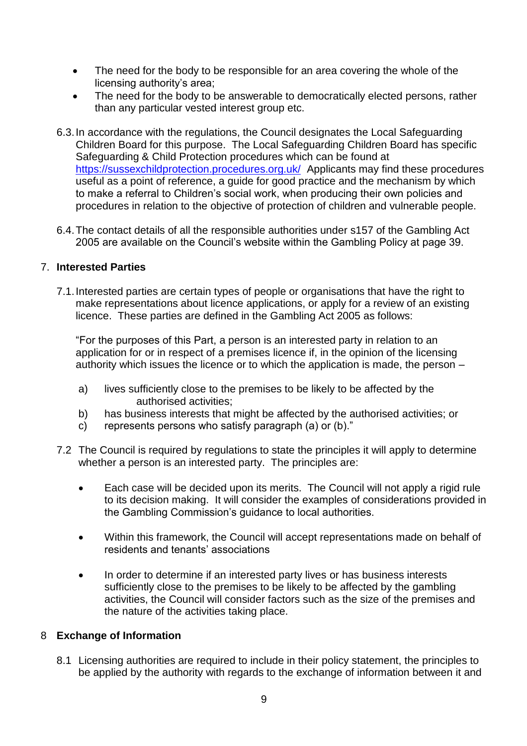- The need for the body to be responsible for an area covering the whole of the licensing authority's area;
- The need for the body to be answerable to democratically elected persons, rather than any particular vested interest group etc.

6.3. In accordance with the regulations, the Council designates the Local Safeguarding Children Board for this purpose. The Local Safeguarding Children Board has specific Safeguarding & Child Protection procedures which can be found at [https://sussexchildprotection.procedures.org.uk/](https://sussexchildprotection.procedures.org.uk/) Applicants may find these procedures useful as a point of reference, a guide for good practice and the mechanism by which to make a referral to Children's social work, when producing their own policies and procedures in relation to the objective of protection of children and vulnerable people.

6.4. The contact details of all the responsible authorities under s157 of the Gambling Act 2005 are available on the Council's website within the Gambling Policy at page 39.

## 7. Interested Parties

7.1. Interested parties are certain types of people or organisations that have the right to make representations about licence applications, or apply for a review of an existing licence. These parties are defined in the Gambling Act 2005 as follows:

"For the purposes of this Part, a person is an interested party in relation to an application for or in respect of a premises licence if, in the opinion of the licensing authority which issues the licence or to which the application is made, the person –

a) lives sufficiently close to the premises to be likely to be affected by the authorised activities;
b) has business interests that might be affected by the authorised activities; or
c) represents persons who satisfy paragraph (a) or (b)."

7.2 The Council is required by regulations to state the principles it will apply to determine whether a person is an interested party. The principles are:

- Each case will be decided upon its merits. The Council will not apply a rigid rule to its decision making. It will consider the examples of considerations provided in the Gambling Commission's guidance to local authorities.

- Within this framework, the Council will accept representations made on behalf of residents and tenants' associations

- In order to determine if an interested party lives or has business interests sufficiently close to the premises to be likely to be affected by the gambling activities, the Council will consider factors such as the size of the premises and the nature of the activities taking place.

## 8 Exchange of Information

8.1 Licensing authorities are required to include in their policy statement, the principles to be applied by the authority with regards to the exchange of information between it and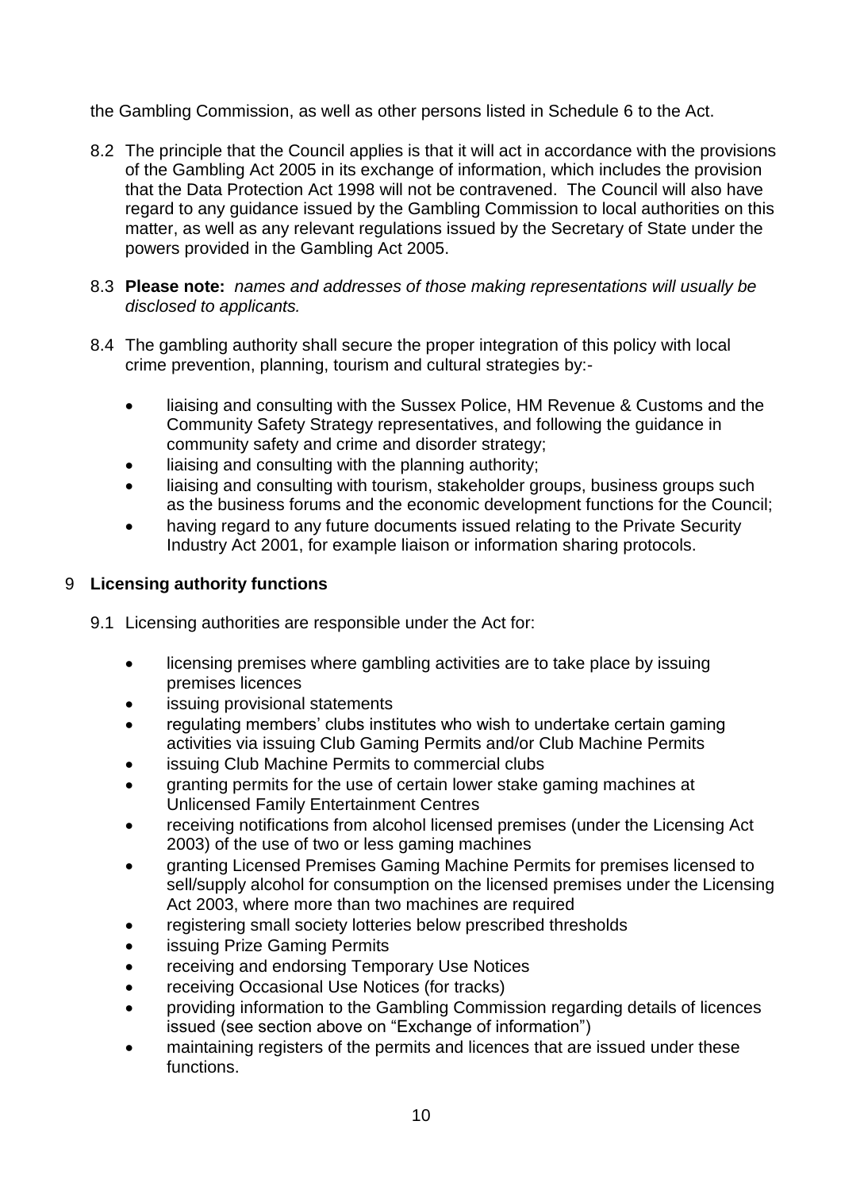the Gambling Commission, as well as other persons listed in Schedule 6 to the Act.

8.2 The principle that the Council applies is that it will act in accordance with the provisions of the Gambling Act 2005 in its exchange of information, which includes the provision that the Data Protection Act 1998 will not be contravened. The Council will also have regard to any guidance issued by the Gambling Commission to local authorities on this matter, as well as any relevant regulations issued by the Secretary of State under the powers provided in the Gambling Act 2005.

8.3 **Please note:** *names and addresses of those making representations will usually be disclosed to applicants.*

8.4 The gambling authority shall secure the proper integration of this policy with local crime prevention, planning, tourism and cultural strategies by:-

- liaising and consulting with the Sussex Police, HM Revenue & Customs and the Community Safety Strategy representatives, and following the guidance in community safety and crime and disorder strategy;
- liaising and consulting with the planning authority;
- liaising and consulting with tourism, stakeholder groups, business groups such as the business forums and the economic development functions for the Council;
- having regard to any future documents issued relating to the Private Security Industry Act 2001, for example liaison or information sharing protocols.

## 9 Licensing authority functions

9.1 Licensing authorities are responsible under the Act for:

- licensing premises where gambling activities are to take place by issuing premises licences
- issuing provisional statements
- regulating members' clubs institutes who wish to undertake certain gaming activities via issuing Club Gaming Permits and/or Club Machine Permits
- issuing Club Machine Permits to commercial clubs
- granting permits for the use of certain lower stake gaming machines at Unlicensed Family Entertainment Centres
- receiving notifications from alcohol licensed premises (under the Licensing Act 2003) of the use of two or less gaming machines
- granting Licensed Premises Gaming Machine Permits for premises licensed to sell/supply alcohol for consumption on the licensed premises under the Licensing Act 2003, where more than two machines are required
- registering small society lotteries below prescribed thresholds
- issuing Prize Gaming Permits
- receiving and endorsing Temporary Use Notices
- receiving Occasional Use Notices (for tracks)
- providing information to the Gambling Commission regarding details of licences issued (see section above on "Exchange of information")
- maintaining registers of the permits and licences that are issued under these functions.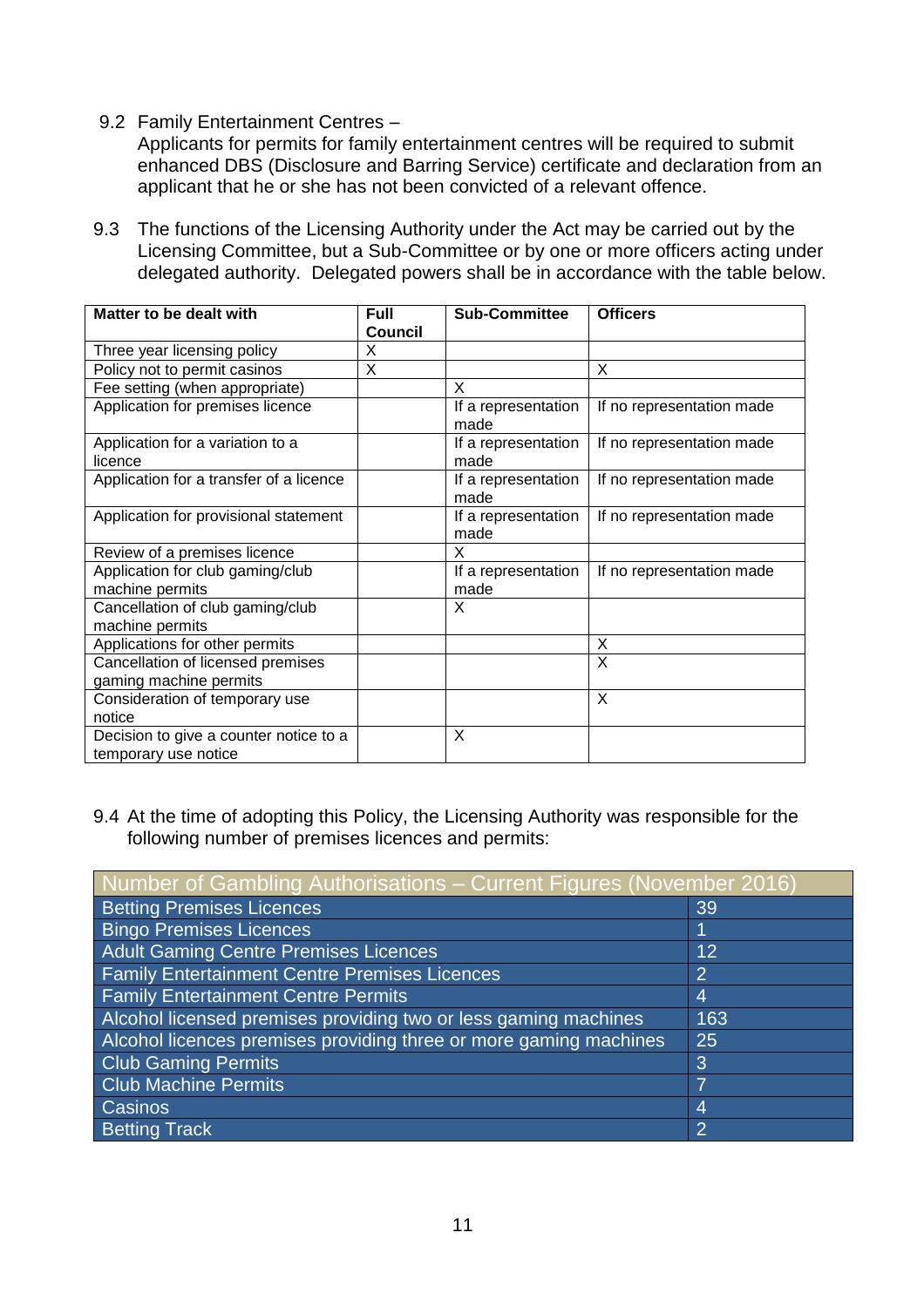9.2 Family Entertainment Centres –
Applicants for permits for family entertainment centres will be required to submit enhanced DBS (Disclosure and Barring Service) certificate and declaration from an applicant that he or she has not been convicted of a relevant offence.

9.3 The functions of the Licensing Authority under the Act may be carried out by the Licensing Committee, but a Sub-Committee or by one or more officers acting under delegated authority. Delegated powers shall be in accordance with the table below.

| **Matter to be dealt with** | **Full Council** | **Sub-Committee** | **Officers** |
|---|---|---|---|
| Three year licensing policy | X | | |
| Policy not to permit casinos | X | | X |
| Fee setting (when appropriate) | | X | |
| Application for premises licence | | If a representation made | If no representation made |
| Application for a variation to a licence | | If a representation made | If no representation made |
| Application for a transfer of a licence | | If a representation made | If no representation made |
| Application for provisional statement | | If a representation made | If no representation made |
| Review of a premises licence | | X | |
| Application for club gaming/club machine permits | | If a representation made | If no representation made |
| Cancellation of club gaming/club machine permits | | X | |
| Applications for other permits | | | X |
| Cancellation of licensed premises gaming machine permits | | | X |
| Consideration of temporary use notice | | | X |
| Decision to give a counter notice to a temporary use notice | | X | |

9.4 At the time of adopting this Policy, the Licensing Authority was responsible for the following number of premises licences and permits:

| Number of Gambling Authorisations – Current Figures (November 2016) | |
|---|---|
| Betting Premises Licences | 39 |
| Bingo Premises Licences | 1 |
| Adult Gaming Centre Premises Licences | 12 |
| Family Entertainment Centre Premises Licences | 2 |
| Family Entertainment Centre Permits | 4 |
| Alcohol licensed premises providing two or less gaming machines | 163 |
| Alcohol licences premises providing three or more gaming machines | 25 |
| Club Gaming Permits | 3 |
| Club Machine Permits | 7 |
| Casinos | 4 |
| Betting Track | 2 |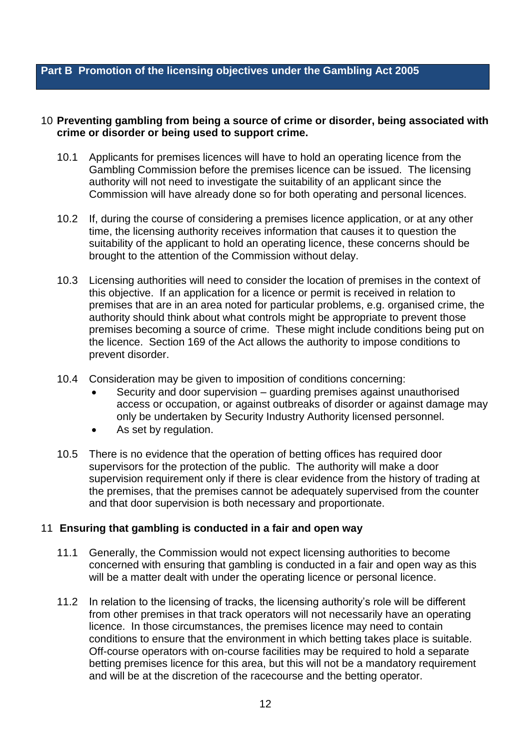## Part B Promotion of the licensing objectives under the Gambling Act 2005

### 10 Preventing gambling from being a source of crime or disorder, being associated with crime or disorder or being used to support crime.

10.1 Applicants for premises licences will have to hold an operating licence from the Gambling Commission before the premises licence can be issued. The licensing authority will not need to investigate the suitability of an applicant since the Commission will have already done so for both operating and personal licences.

10.2 If, during the course of considering a premises licence application, or at any other time, the licensing authority receives information that causes it to question the suitability of the applicant to hold an operating licence, these concerns should be brought to the attention of the Commission without delay.

10.3 Licensing authorities will need to consider the location of premises in the context of this objective. If an application for a licence or permit is received in relation to premises that are in an area noted for particular problems, e.g. organised crime, the authority should think about what controls might be appropriate to prevent those premises becoming a source of crime. These might include conditions being put on the licence. Section 169 of the Act allows the authority to impose conditions to prevent disorder.

10.4 Consideration may be given to imposition of conditions concerning:

- Security and door supervision – guarding premises against unauthorised access or occupation, or against outbreaks of disorder or against damage may only be undertaken by Security Industry Authority licensed personnel.
- As set by regulation.

10.5 There is no evidence that the operation of betting offices has required door supervisors for the protection of the public. The authority will make a door supervision requirement only if there is clear evidence from the history of trading at the premises, that the premises cannot be adequately supervised from the counter and that door supervision is both necessary and proportionate.

### 11 Ensuring that gambling is conducted in a fair and open way

11.1 Generally, the Commission would not expect licensing authorities to become concerned with ensuring that gambling is conducted in a fair and open way as this will be a matter dealt with under the operating licence or personal licence.

11.2 In relation to the licensing of tracks, the licensing authority's role will be different from other premises in that track operators will not necessarily have an operating licence. In those circumstances, the premises licence may need to contain conditions to ensure that the environment in which betting takes place is suitable. Off-course operators with on-course facilities may be required to hold a separate betting premises licence for this area, but this will not be a mandatory requirement and will be at the discretion of the racecourse and the betting operator.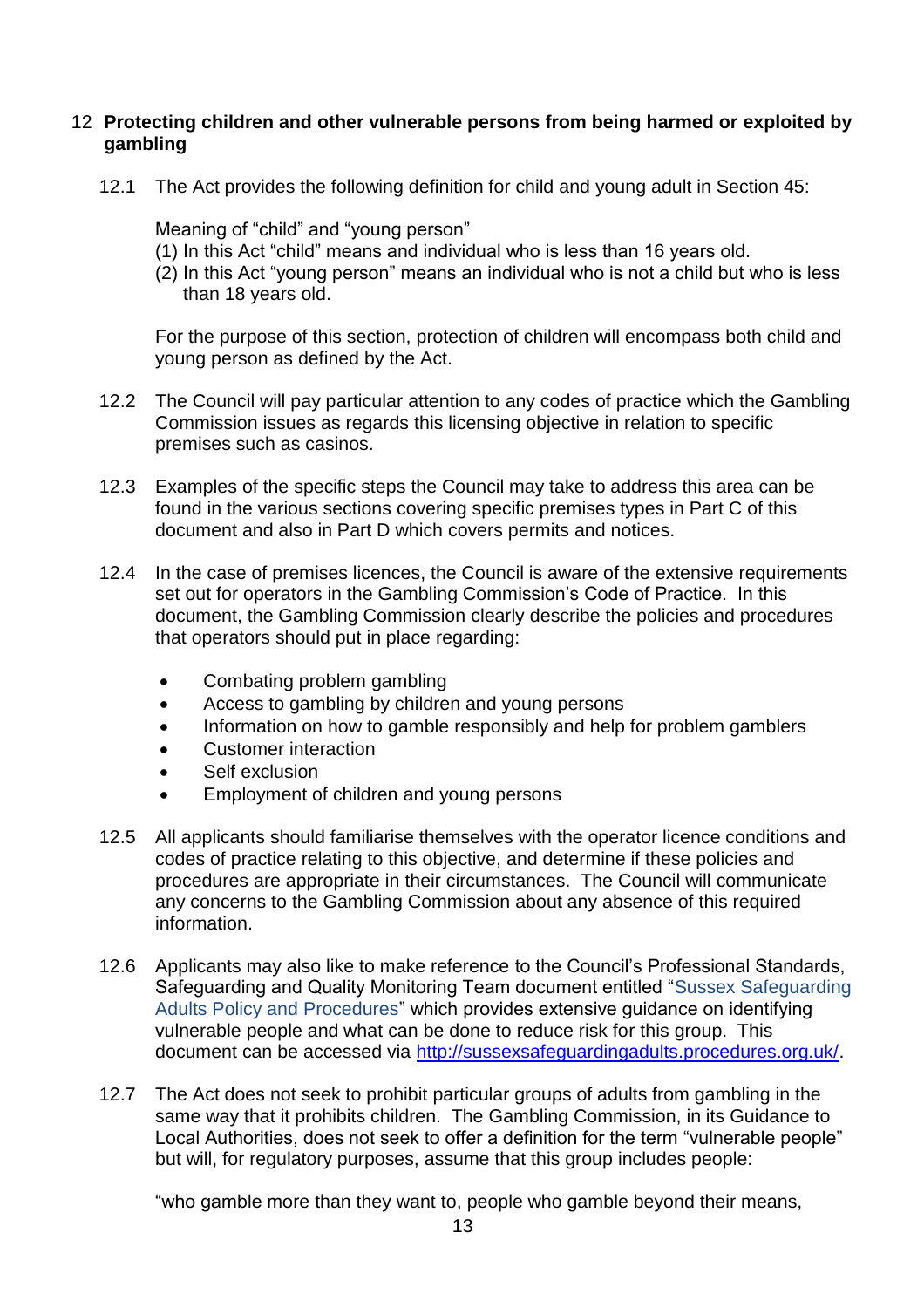## 12 Protecting children and other vulnerable persons from being harmed or exploited by gambling

12.1 The Act provides the following definition for child and young adult in Section 45:

Meaning of "child" and "young person"

(1) In this Act "child" means and individual who is less than 16 years old.

(2) In this Act "young person" means an individual who is not a child but who is less than 18 years old.

For the purpose of this section, protection of children will encompass both child and young person as defined by the Act.

12.2 The Council will pay particular attention to any codes of practice which the Gambling Commission issues as regards this licensing objective in relation to specific premises such as casinos.

12.3 Examples of the specific steps the Council may take to address this area can be found in the various sections covering specific premises types in Part C of this document and also in Part D which covers permits and notices.

12.4 In the case of premises licences, the Council is aware of the extensive requirements set out for operators in the Gambling Commission's Code of Practice. In this document, the Gambling Commission clearly describe the policies and procedures that operators should put in place regarding:

- Combating problem gambling
- Access to gambling by children and young persons
- Information on how to gamble responsibly and help for problem gamblers
- Customer interaction
- Self exclusion
- Employment of children and young persons

12.5 All applicants should familiarise themselves with the operator licence conditions and codes of practice relating to this objective, and determine if these policies and procedures are appropriate in their circumstances. The Council will communicate any concerns to the Gambling Commission about any absence of this required information.

12.6 Applicants may also like to make reference to the Council's Professional Standards, Safeguarding and Quality Monitoring Team document entitled "Sussex Safeguarding Adults Policy and Procedures" which provides extensive guidance on identifying vulnerable people and what can be done to reduce risk for this group. This document can be accessed via [http://sussexsafeguardingadults.procedures.org.uk/](http://sussexsafeguardingadults.procedures.org.uk/).

12.7 The Act does not seek to prohibit particular groups of adults from gambling in the same way that it prohibits children. The Gambling Commission, in its Guidance to Local Authorities, does not seek to offer a definition for the term "vulnerable people" but will, for regulatory purposes, assume that this group includes people:

"who gamble more than they want to, people who gamble beyond their means,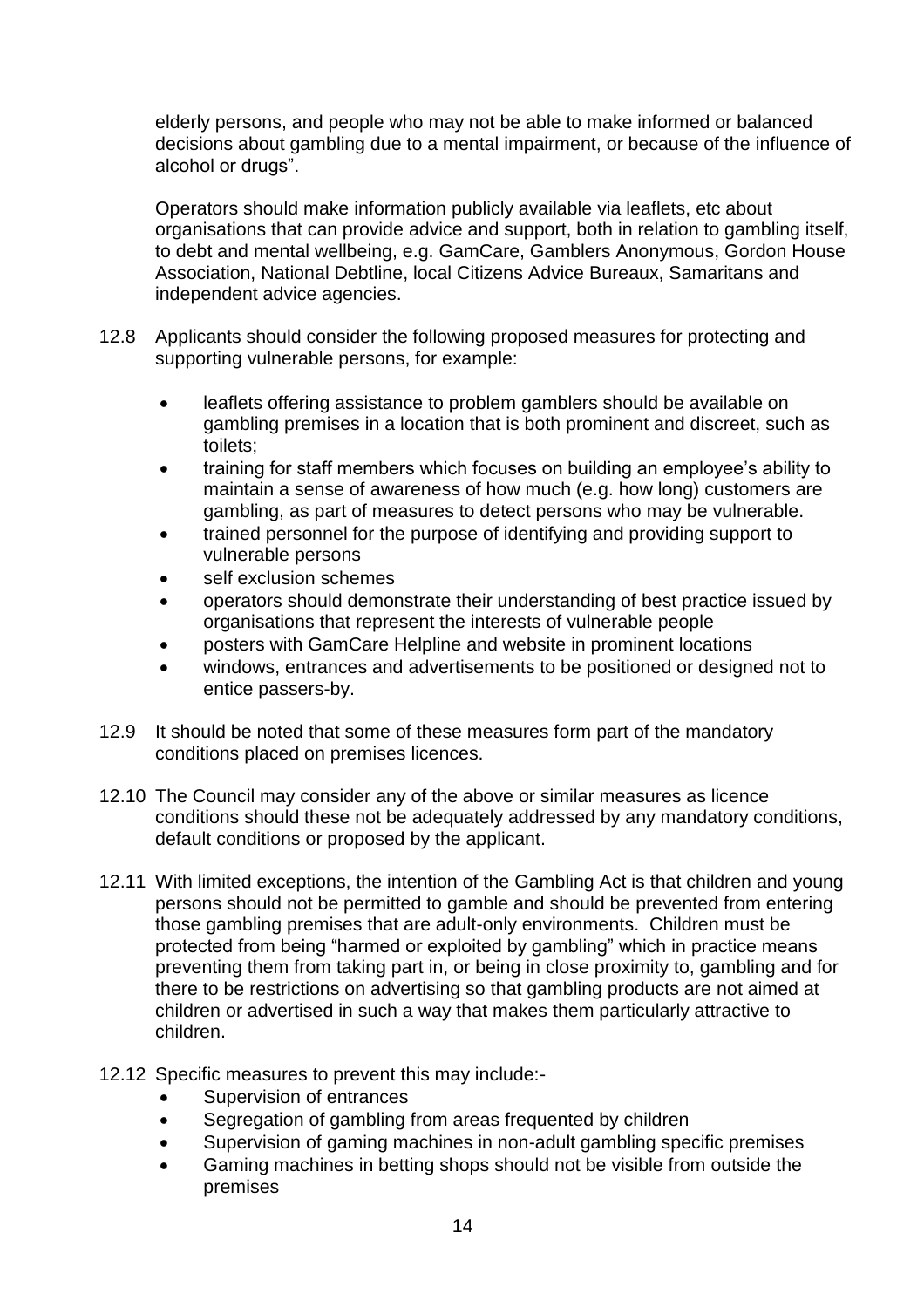elderly persons, and people who may not be able to make informed or balanced decisions about gambling due to a mental impairment, or because of the influence of alcohol or drugs".

Operators should make information publicly available via leaflets, etc about organisations that can provide advice and support, both in relation to gambling itself, to debt and mental wellbeing, e.g. GamCare, Gamblers Anonymous, Gordon House Association, National Debtline, local Citizens Advice Bureaux, Samaritans and independent advice agencies.

12.8 Applicants should consider the following proposed measures for protecting and supporting vulnerable persons, for example:

- leaflets offering assistance to problem gamblers should be available on gambling premises in a location that is both prominent and discreet, such as toilets;
- training for staff members which focuses on building an employee's ability to maintain a sense of awareness of how much (e.g. how long) customers are gambling, as part of measures to detect persons who may be vulnerable.
- trained personnel for the purpose of identifying and providing support to vulnerable persons
- self exclusion schemes
- operators should demonstrate their understanding of best practice issued by organisations that represent the interests of vulnerable people
- posters with GamCare Helpline and website in prominent locations
- windows, entrances and advertisements to be positioned or designed not to entice passers-by.

12.9 It should be noted that some of these measures form part of the mandatory conditions placed on premises licences.

12.10 The Council may consider any of the above or similar measures as licence conditions should these not be adequately addressed by any mandatory conditions, default conditions or proposed by the applicant.

12.11 With limited exceptions, the intention of the Gambling Act is that children and young persons should not be permitted to gamble and should be prevented from entering those gambling premises that are adult-only environments. Children must be protected from being "harmed or exploited by gambling" which in practice means preventing them from taking part in, or being in close proximity to, gambling and for there to be restrictions on advertising so that gambling products are not aimed at children or advertised in such a way that makes them particularly attractive to children.

12.12 Specific measures to prevent this may include:-

- Supervision of entrances
- Segregation of gambling from areas frequented by children
- Supervision of gaming machines in non-adult gambling specific premises
- Gaming machines in betting shops should not be visible from outside the premises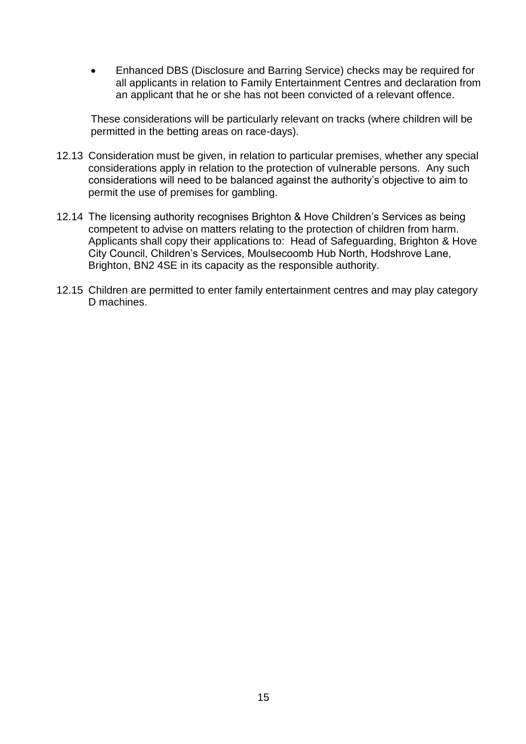- Enhanced DBS (Disclosure and Barring Service) checks may be required for all applicants in relation to Family Entertainment Centres and declaration from an applicant that he or she has not been convicted of a relevant offence.

These considerations will be particularly relevant on tracks (where children will be permitted in the betting areas on race-days).

12.13 Consideration must be given, in relation to particular premises, whether any special considerations apply in relation to the protection of vulnerable persons. Any such considerations will need to be balanced against the authority's objective to aim to permit the use of premises for gambling.

12.14 The licensing authority recognises Brighton & Hove Children's Services as being competent to advise on matters relating to the protection of children from harm. Applicants shall copy their applications to: Head of Safeguarding, Brighton & Hove City Council, Children's Services, Moulsecoomb Hub North, Hodshrove Lane, Brighton, BN2 4SE in its capacity as the responsible authority.

12.15 Children are permitted to enter family entertainment centres and may play category D machines.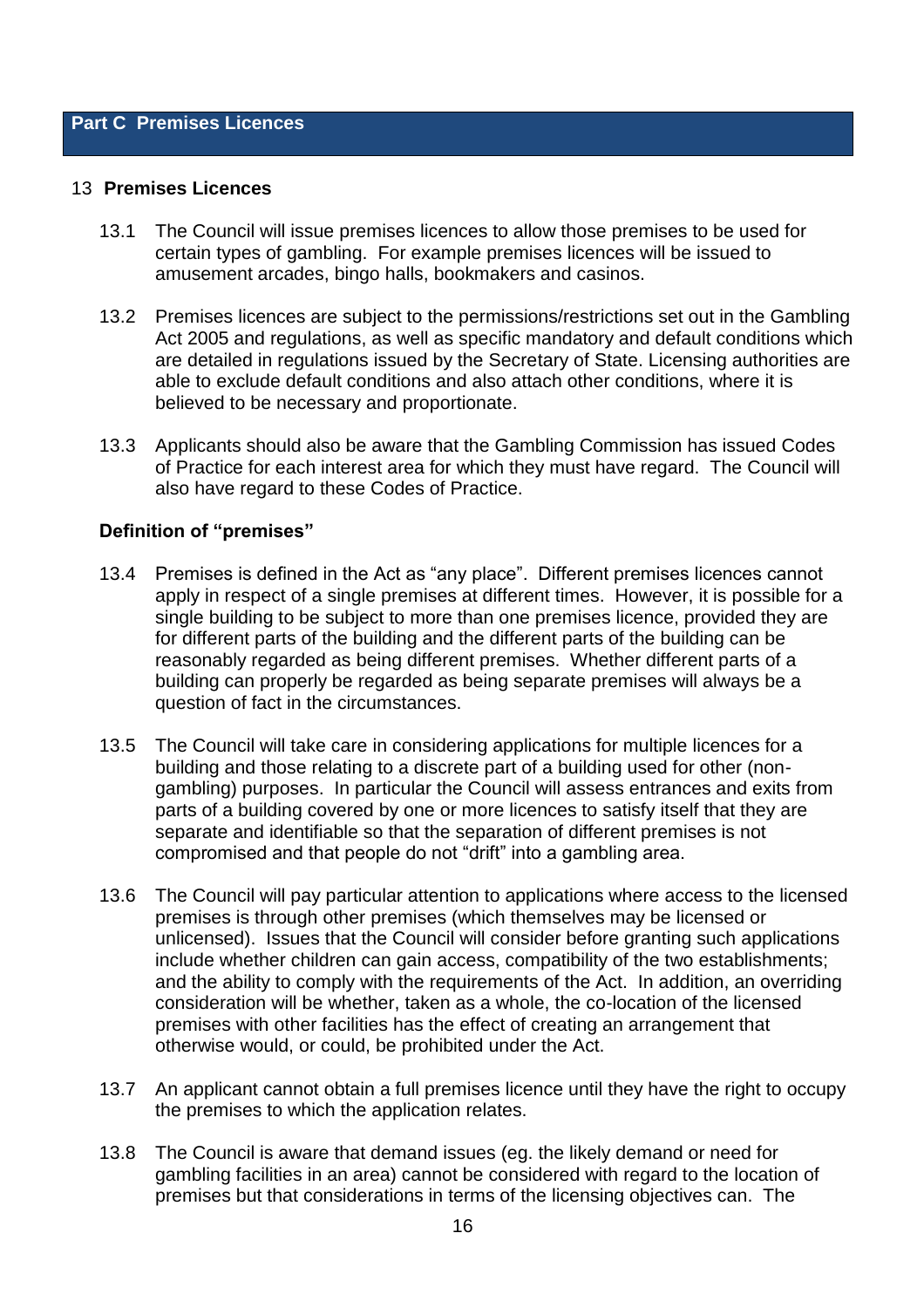## Part C Premises Licences

### 13 Premises Licences

13.1 The Council will issue premises licences to allow those premises to be used for certain types of gambling. For example premises licences will be issued to amusement arcades, bingo halls, bookmakers and casinos.

13.2 Premises licences are subject to the permissions/restrictions set out in the Gambling Act 2005 and regulations, as well as specific mandatory and default conditions which are detailed in regulations issued by the Secretary of State. Licensing authorities are able to exclude default conditions and also attach other conditions, where it is believed to be necessary and proportionate.

13.3 Applicants should also be aware that the Gambling Commission has issued Codes of Practice for each interest area for which they must have regard. The Council will also have regard to these Codes of Practice.

#### Definition of "premises"

13.4 Premises is defined in the Act as "any place". Different premises licences cannot apply in respect of a single premises at different times. However, it is possible for a single building to be subject to more than one premises licence, provided they are for different parts of the building and the different parts of the building can be reasonably regarded as being different premises. Whether different parts of a building can properly be regarded as being separate premises will always be a question of fact in the circumstances.

13.5 The Council will take care in considering applications for multiple licences for a building and those relating to a discrete part of a building used for other (non-gambling) purposes. In particular the Council will assess entrances and exits from parts of a building covered by one or more licences to satisfy itself that they are separate and identifiable so that the separation of different premises is not compromised and that people do not "drift" into a gambling area.

13.6 The Council will pay particular attention to applications where access to the licensed premises is through other premises (which themselves may be licensed or unlicensed). Issues that the Council will consider before granting such applications include whether children can gain access, compatibility of the two establishments; and the ability to comply with the requirements of the Act. In addition, an overriding consideration will be whether, taken as a whole, the co-location of the licensed premises with other facilities has the effect of creating an arrangement that otherwise would, or could, be prohibited under the Act.

13.7 An applicant cannot obtain a full premises licence until they have the right to occupy the premises to which the application relates.

13.8 The Council is aware that demand issues (eg. the likely demand or need for gambling facilities in an area) cannot be considered with regard to the location of premises but that considerations in terms of the licensing objectives can. The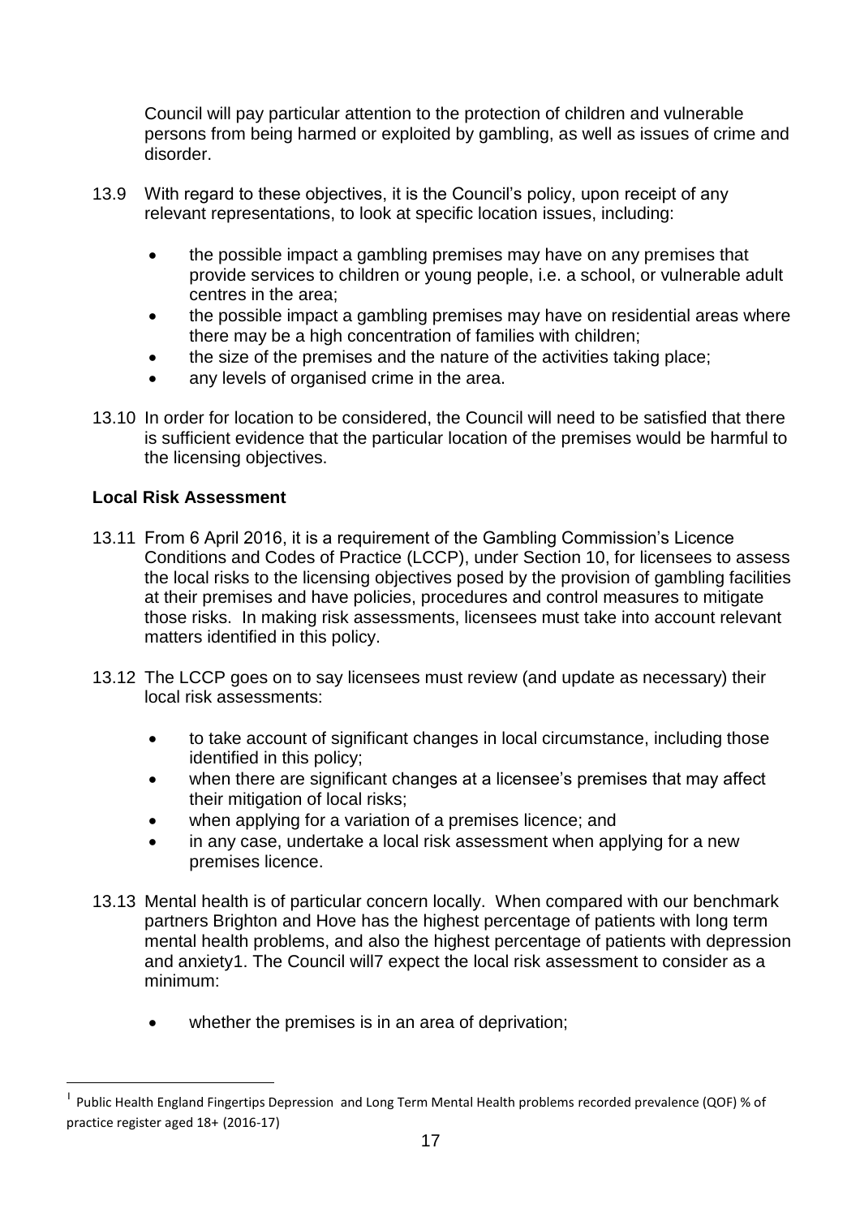Council will pay particular attention to the protection of children and vulnerable persons from being harmed or exploited by gambling, as well as issues of crime and disorder.

13.9 With regard to these objectives, it is the Council's policy, upon receipt of any relevant representations, to look at specific location issues, including:

- the possible impact a gambling premises may have on any premises that provide services to children or young people, i.e. a school, or vulnerable adult centres in the area;
- the possible impact a gambling premises may have on residential areas where there may be a high concentration of families with children;
- the size of the premises and the nature of the activities taking place;
- any levels of organised crime in the area.

13.10 In order for location to be considered, the Council will need to be satisfied that there is sufficient evidence that the particular location of the premises would be harmful to the licensing objectives.

**Local Risk Assessment**

13.11 From 6 April 2016, it is a requirement of the Gambling Commission's Licence Conditions and Codes of Practice (LCCP), under Section 10, for licensees to assess the local risks to the licensing objectives posed by the provision of gambling facilities at their premises and have policies, procedures and control measures to mitigate those risks. In making risk assessments, licensees must take into account relevant matters identified in this policy.

13.12 The LCCP goes on to say licensees must review (and update as necessary) their local risk assessments:

- to take account of significant changes in local circumstance, including those identified in this policy;
- when there are significant changes at a licensee's premises that may affect their mitigation of local risks;
- when applying for a variation of a premises licence; and
- in any case, undertake a local risk assessment when applying for a new premises licence.

13.13 Mental health is of particular concern locally. When compared with our benchmark partners Brighton and Hove has the highest percentage of patients with long term mental health problems, and also the highest percentage of patients with depression and anxiety1. The Council will7 expect the local risk assessment to consider as a minimum:

- whether the premises is in an area of deprivation;

[1] Public Health England Fingertips Depression and Long Term Mental Health problems recorded prevalence (QOF) % of practice register aged 18+ (2016-17)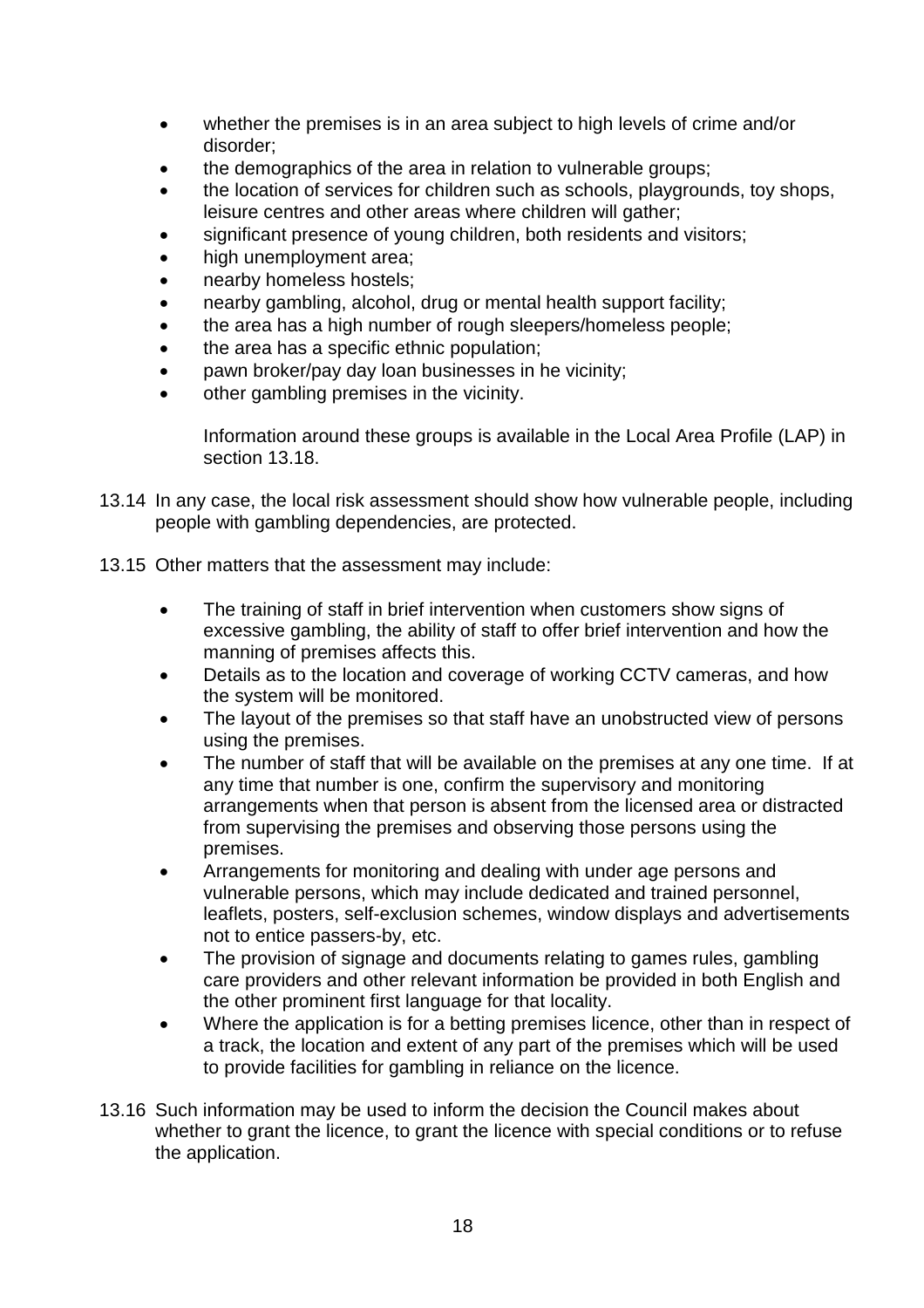- whether the premises is in an area subject to high levels of crime and/or disorder;
- the demographics of the area in relation to vulnerable groups;
- the location of services for children such as schools, playgrounds, toy shops, leisure centres and other areas where children will gather;
- significant presence of young children, both residents and visitors;
- high unemployment area;
- nearby homeless hostels;
- nearby gambling, alcohol, drug or mental health support facility;
- the area has a high number of rough sleepers/homeless people;
- the area has a specific ethnic population;
- pawn broker/pay day loan businesses in he vicinity;
- other gambling premises in the vicinity.

  Information around these groups is available in the Local Area Profile (LAP) in section 13.18.

13.14 In any case, the local risk assessment should show how vulnerable people, including people with gambling dependencies, are protected.

13.15 Other matters that the assessment may include:

- The training of staff in brief intervention when customers show signs of excessive gambling, the ability of staff to offer brief intervention and how the manning of premises affects this.
- Details as to the location and coverage of working CCTV cameras, and how the system will be monitored.
- The layout of the premises so that staff have an unobstructed view of persons using the premises.
- The number of staff that will be available on the premises at any one time. If at any time that number is one, confirm the supervisory and monitoring arrangements when that person is absent from the licensed area or distracted from supervising the premises and observing those persons using the premises.
- Arrangements for monitoring and dealing with under age persons and vulnerable persons, which may include dedicated and trained personnel, leaflets, posters, self-exclusion schemes, window displays and advertisements not to entice passers-by, etc.
- The provision of signage and documents relating to games rules, gambling care providers and other relevant information be provided in both English and the other prominent first language for that locality.
- Where the application is for a betting premises licence, other than in respect of a track, the location and extent of any part of the premises which will be used to provide facilities for gambling in reliance on the licence.

13.16 Such information may be used to inform the decision the Council makes about whether to grant the licence, to grant the licence with special conditions or to refuse the application.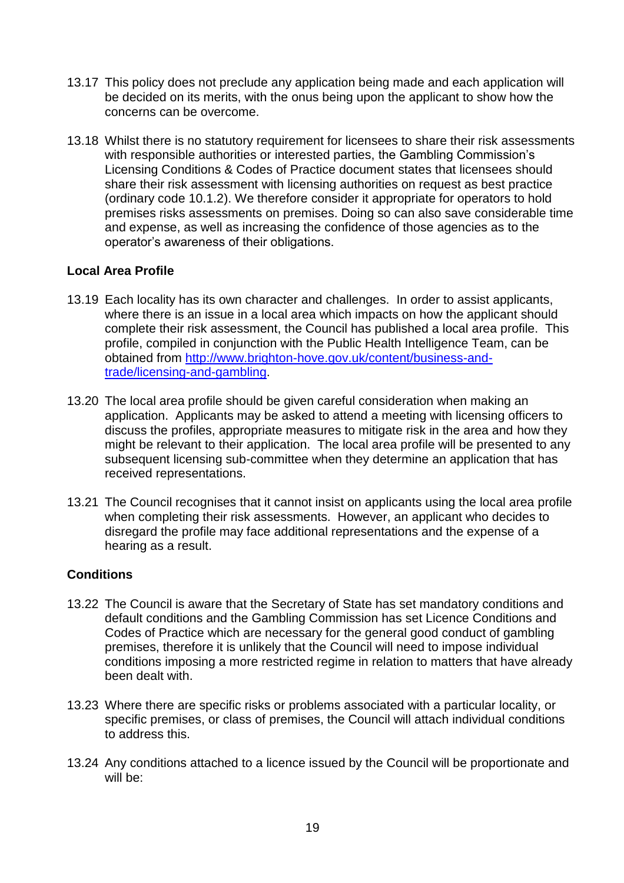13.17 This policy does not preclude any application being made and each application will be decided on its merits, with the onus being upon the applicant to show how the concerns can be overcome.

13.18 Whilst there is no statutory requirement for licensees to share their risk assessments with responsible authorities or interested parties, the Gambling Commission's Licensing Conditions & Codes of Practice document states that licensees should share their risk assessment with licensing authorities on request as best practice (ordinary code 10.1.2). We therefore consider it appropriate for operators to hold premises risks assessments on premises. Doing so can also save considerable time and expense, as well as increasing the confidence of those agencies as to the operator's awareness of their obligations.

**Local Area Profile**

13.19 Each locality has its own character and challenges. In order to assist applicants, where there is an issue in a local area which impacts on how the applicant should complete their risk assessment, the Council has published a local area profile. This profile, compiled in conjunction with the Public Health Intelligence Team, can be obtained from [http://www.brighton-hove.gov.uk/content/business-and-trade/licensing-and-gambling](http://www.brighton-hove.gov.uk/content/business-and-trade/licensing-and-gambling).

13.20 The local area profile should be given careful consideration when making an application. Applicants may be asked to attend a meeting with licensing officers to discuss the profiles, appropriate measures to mitigate risk in the area and how they might be relevant to their application. The local area profile will be presented to any subsequent licensing sub-committee when they determine an application that has received representations.

13.21 The Council recognises that it cannot insist on applicants using the local area profile when completing their risk assessments. However, an applicant who decides to disregard the profile may face additional representations and the expense of a hearing as a result.

**Conditions**

13.22 The Council is aware that the Secretary of State has set mandatory conditions and default conditions and the Gambling Commission has set Licence Conditions and Codes of Practice which are necessary for the general good conduct of gambling premises, therefore it is unlikely that the Council will need to impose individual conditions imposing a more restricted regime in relation to matters that have already been dealt with.

13.23 Where there are specific risks or problems associated with a particular locality, or specific premises, or class of premises, the Council will attach individual conditions to address this.

13.24 Any conditions attached to a licence issued by the Council will be proportionate and will be: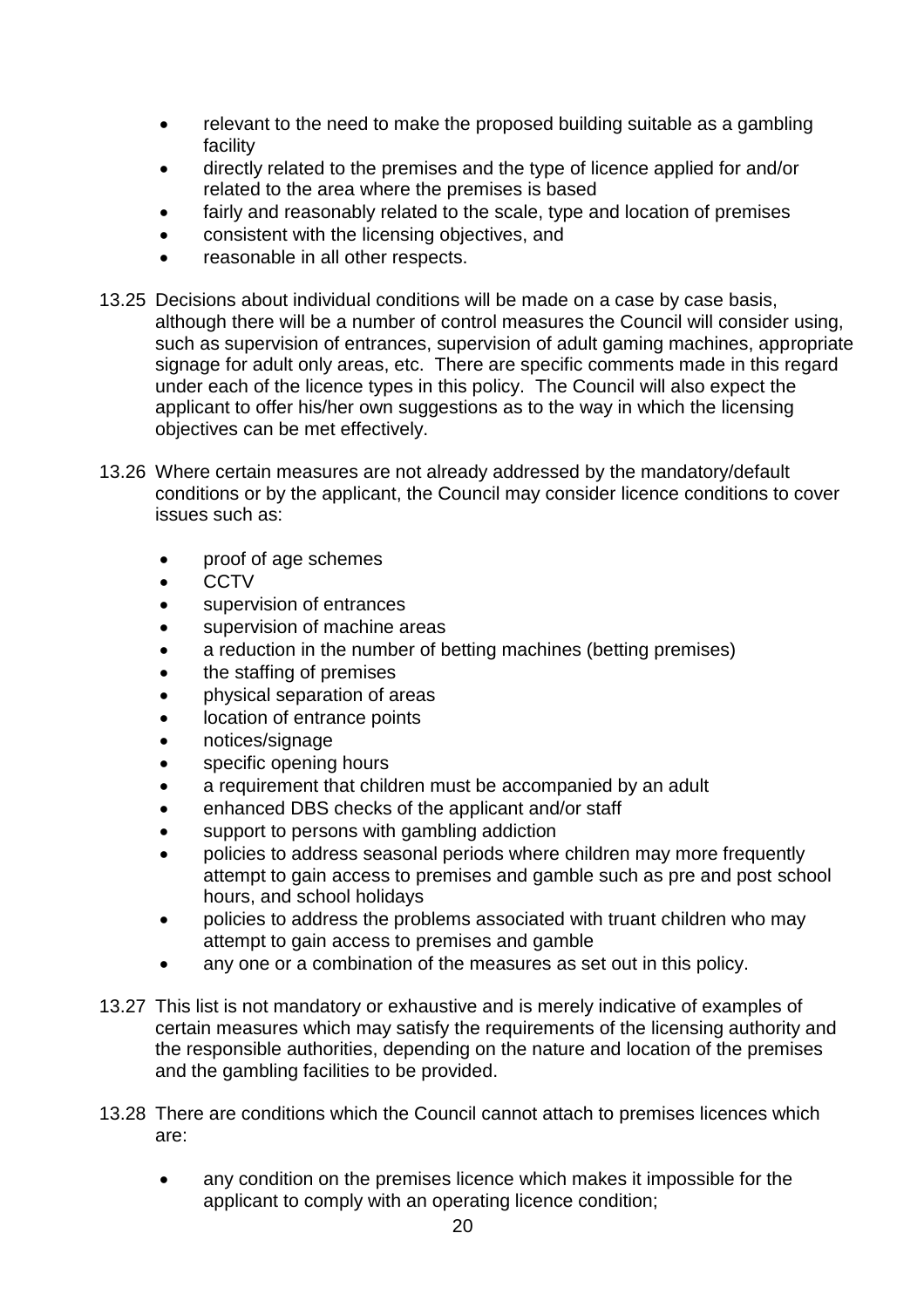- relevant to the need to make the proposed building suitable as a gambling facility
- directly related to the premises and the type of licence applied for and/or related to the area where the premises is based
- fairly and reasonably related to the scale, type and location of premises
- consistent with the licensing objectives, and
- reasonable in all other respects.

13.25 Decisions about individual conditions will be made on a case by case basis, although there will be a number of control measures the Council will consider using, such as supervision of entrances, supervision of adult gaming machines, appropriate signage for adult only areas, etc. There are specific comments made in this regard under each of the licence types in this policy. The Council will also expect the applicant to offer his/her own suggestions as to the way in which the licensing objectives can be met effectively.

13.26 Where certain measures are not already addressed by the mandatory/default conditions or by the applicant, the Council may consider licence conditions to cover issues such as:

- proof of age schemes
- CCTV
- supervision of entrances
- supervision of machine areas
- a reduction in the number of betting machines (betting premises)
- the staffing of premises
- physical separation of areas
- location of entrance points
- notices/signage
- specific opening hours
- a requirement that children must be accompanied by an adult
- enhanced DBS checks of the applicant and/or staff
- support to persons with gambling addiction
- policies to address seasonal periods where children may more frequently attempt to gain access to premises and gamble such as pre and post school hours, and school holidays
- policies to address the problems associated with truant children who may attempt to gain access to premises and gamble
- any one or a combination of the measures as set out in this policy.

13.27 This list is not mandatory or exhaustive and is merely indicative of examples of certain measures which may satisfy the requirements of the licensing authority and the responsible authorities, depending on the nature and location of the premises and the gambling facilities to be provided.

13.28 There are conditions which the Council cannot attach to premises licences which are:

- any condition on the premises licence which makes it impossible for the applicant to comply with an operating licence condition;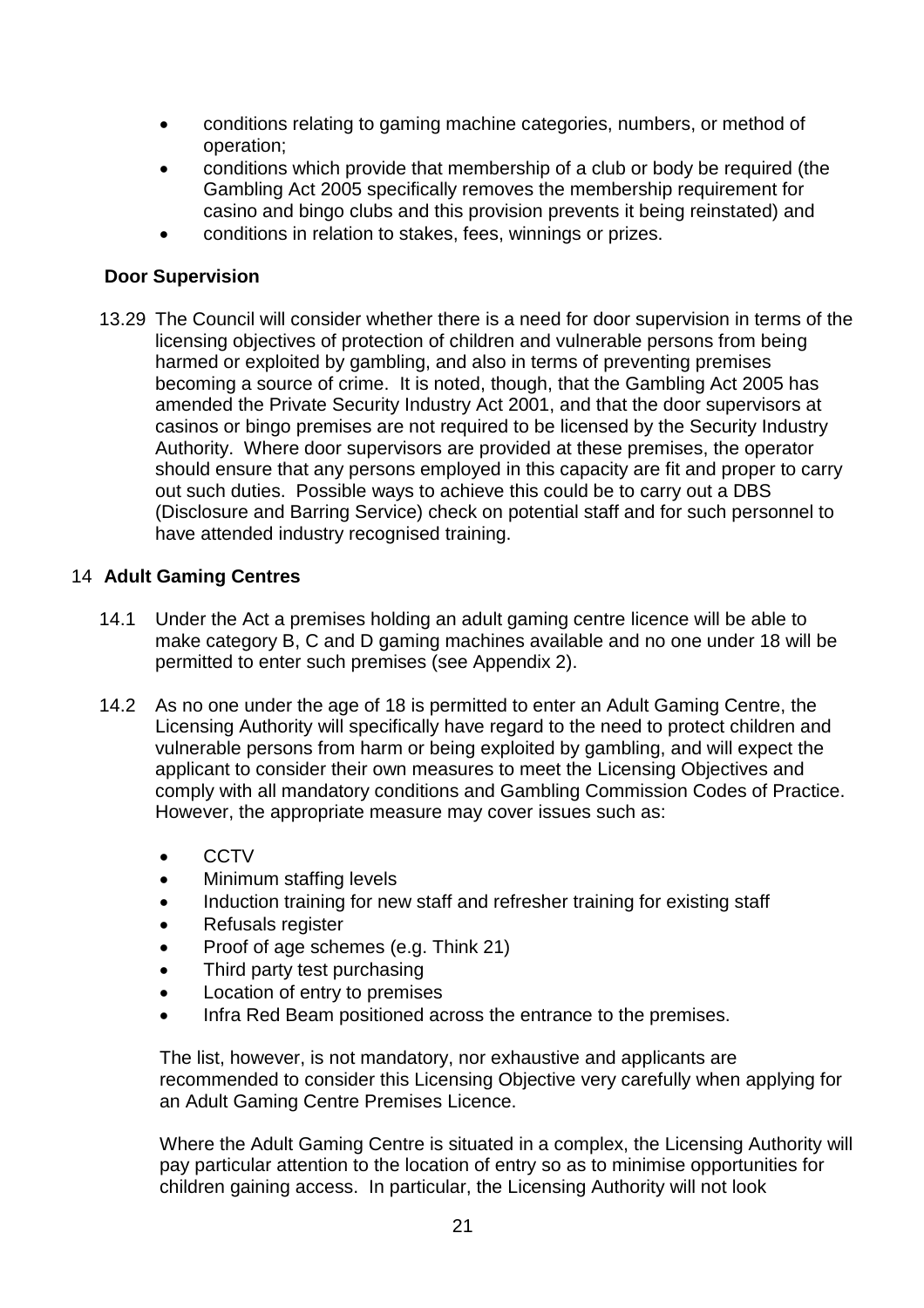- conditions relating to gaming machine categories, numbers, or method of operation;
- conditions which provide that membership of a club or body be required (the Gambling Act 2005 specifically removes the membership requirement for casino and bingo clubs and this provision prevents it being reinstated) and
- conditions in relation to stakes, fees, winnings or prizes.

### Door Supervision

13.29 The Council will consider whether there is a need for door supervision in terms of the licensing objectives of protection of children and vulnerable persons from being harmed or exploited by gambling, and also in terms of preventing premises becoming a source of crime. It is noted, though, that the Gambling Act 2005 has amended the Private Security Industry Act 2001, and that the door supervisors at casinos or bingo premises are not required to be licensed by the Security Industry Authority. Where door supervisors are provided at these premises, the operator should ensure that any persons employed in this capacity are fit and proper to carry out such duties. Possible ways to achieve this could be to carry out a DBS (Disclosure and Barring Service) check on potential staff and for such personnel to have attended industry recognised training.

## 14 Adult Gaming Centres

14.1 Under the Act a premises holding an adult gaming centre licence will be able to make category B, C and D gaming machines available and no one under 18 will be permitted to enter such premises (see Appendix 2).

14.2 As no one under the age of 18 is permitted to enter an Adult Gaming Centre, the Licensing Authority will specifically have regard to the need to protect children and vulnerable persons from harm or being exploited by gambling, and will expect the applicant to consider their own measures to meet the Licensing Objectives and comply with all mandatory conditions and Gambling Commission Codes of Practice. However, the appropriate measure may cover issues such as:

- CCTV
- Minimum staffing levels
- Induction training for new staff and refresher training for existing staff
- Refusals register
- Proof of age schemes (e.g. Think 21)
- Third party test purchasing
- Location of entry to premises
- Infra Red Beam positioned across the entrance to the premises.

The list, however, is not mandatory, nor exhaustive and applicants are recommended to consider this Licensing Objective very carefully when applying for an Adult Gaming Centre Premises Licence.

Where the Adult Gaming Centre is situated in a complex, the Licensing Authority will pay particular attention to the location of entry so as to minimise opportunities for children gaining access. In particular, the Licensing Authority will not look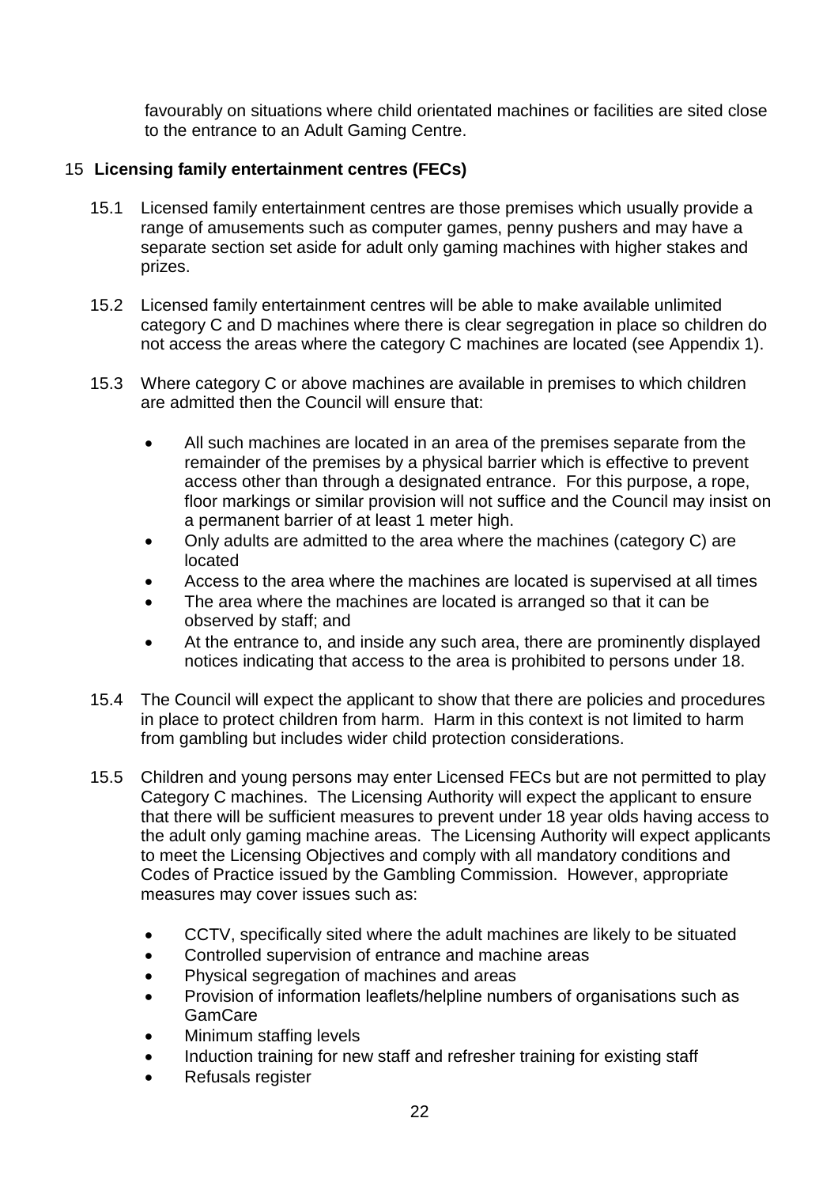favourably on situations where child orientated machines or facilities are sited close to the entrance to an Adult Gaming Centre.

## 15 Licensing family entertainment centres (FECs)

15.1 Licensed family entertainment centres are those premises which usually provide a range of amusements such as computer games, penny pushers and may have a separate section set aside for adult only gaming machines with higher stakes and prizes.

15.2 Licensed family entertainment centres will be able to make available unlimited category C and D machines where there is clear segregation in place so children do not access the areas where the category C machines are located (see Appendix 1).

15.3 Where category C or above machines are available in premises to which children are admitted then the Council will ensure that:

- All such machines are located in an area of the premises separate from the remainder of the premises by a physical barrier which is effective to prevent access other than through a designated entrance. For this purpose, a rope, floor markings or similar provision will not suffice and the Council may insist on a permanent barrier of at least 1 meter high.
- Only adults are admitted to the area where the machines (category C) are located
- Access to the area where the machines are located is supervised at all times
- The area where the machines are located is arranged so that it can be observed by staff; and
- At the entrance to, and inside any such area, there are prominently displayed notices indicating that access to the area is prohibited to persons under 18.

15.4 The Council will expect the applicant to show that there are policies and procedures in place to protect children from harm. Harm in this context is not limited to harm from gambling but includes wider child protection considerations.

15.5 Children and young persons may enter Licensed FECs but are not permitted to play Category C machines. The Licensing Authority will expect the applicant to ensure that there will be sufficient measures to prevent under 18 year olds having access to the adult only gaming machine areas. The Licensing Authority will expect applicants to meet the Licensing Objectives and comply with all mandatory conditions and Codes of Practice issued by the Gambling Commission. However, appropriate measures may cover issues such as:

- CCTV, specifically sited where the adult machines are likely to be situated
- Controlled supervision of entrance and machine areas
- Physical segregation of machines and areas
- Provision of information leaflets/helpline numbers of organisations such as GamCare
- Minimum staffing levels
- Induction training for new staff and refresher training for existing staff
- Refusals register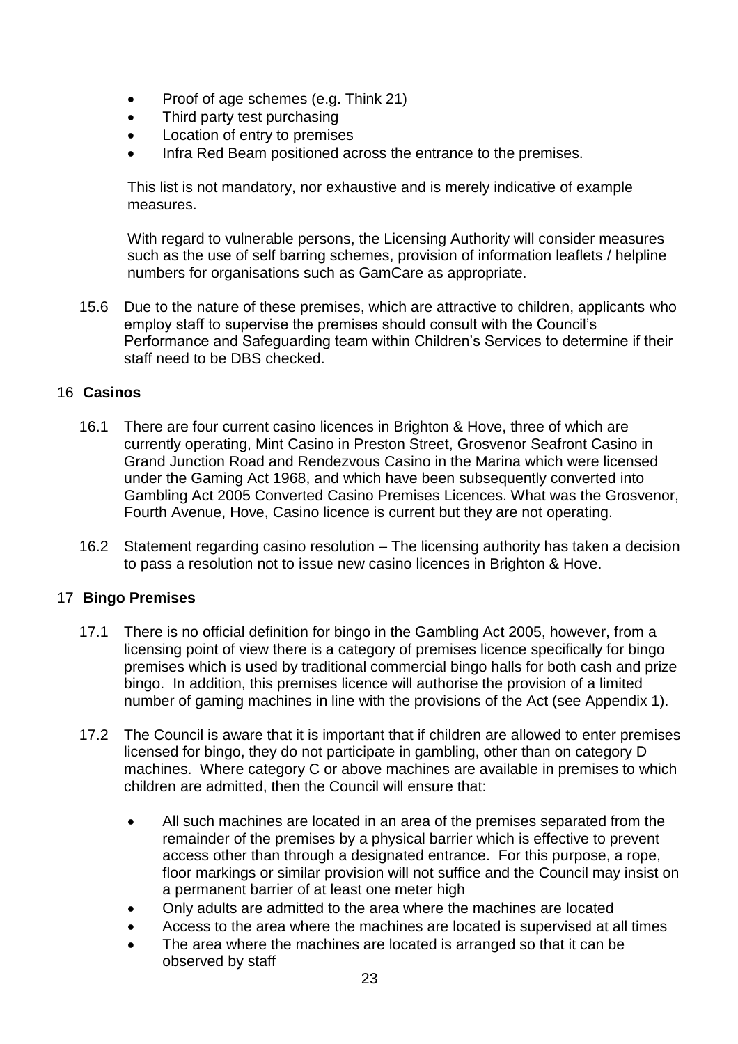- Proof of age schemes (e.g. Think 21)
- Third party test purchasing
- Location of entry to premises
- Infra Red Beam positioned across the entrance to the premises.

This list is not mandatory, nor exhaustive and is merely indicative of example measures.

With regard to vulnerable persons, the Licensing Authority will consider measures such as the use of self barring schemes, provision of information leaflets / helpline numbers for organisations such as GamCare as appropriate.

15.6 Due to the nature of these premises, which are attractive to children, applicants who employ staff to supervise the premises should consult with the Council's Performance and Safeguarding team within Children's Services to determine if their staff need to be DBS checked.

## 16 Casinos

16.1 There are four current casino licences in Brighton & Hove, three of which are currently operating, Mint Casino in Preston Street, Grosvenor Seafront Casino in Grand Junction Road and Rendezvous Casino in the Marina which were licensed under the Gaming Act 1968, and which have been subsequently converted into Gambling Act 2005 Converted Casino Premises Licences. What was the Grosvenor, Fourth Avenue, Hove, Casino licence is current but they are not operating.

16.2 Statement regarding casino resolution – The licensing authority has taken a decision to pass a resolution not to issue new casino licences in Brighton & Hove.

## 17 Bingo Premises

17.1 There is no official definition for bingo in the Gambling Act 2005, however, from a licensing point of view there is a category of premises licence specifically for bingo premises which is used by traditional commercial bingo halls for both cash and prize bingo. In addition, this premises licence will authorise the provision of a limited number of gaming machines in line with the provisions of the Act (see Appendix 1).

17.2 The Council is aware that it is important that if children are allowed to enter premises licensed for bingo, they do not participate in gambling, other than on category D machines. Where category C or above machines are available in premises to which children are admitted, then the Council will ensure that:

- All such machines are located in an area of the premises separated from the remainder of the premises by a physical barrier which is effective to prevent access other than through a designated entrance. For this purpose, a rope, floor markings or similar provision will not suffice and the Council may insist on a permanent barrier of at least one meter high
- Only adults are admitted to the area where the machines are located
- Access to the area where the machines are located is supervised at all times
- The area where the machines are located is arranged so that it can be observed by staff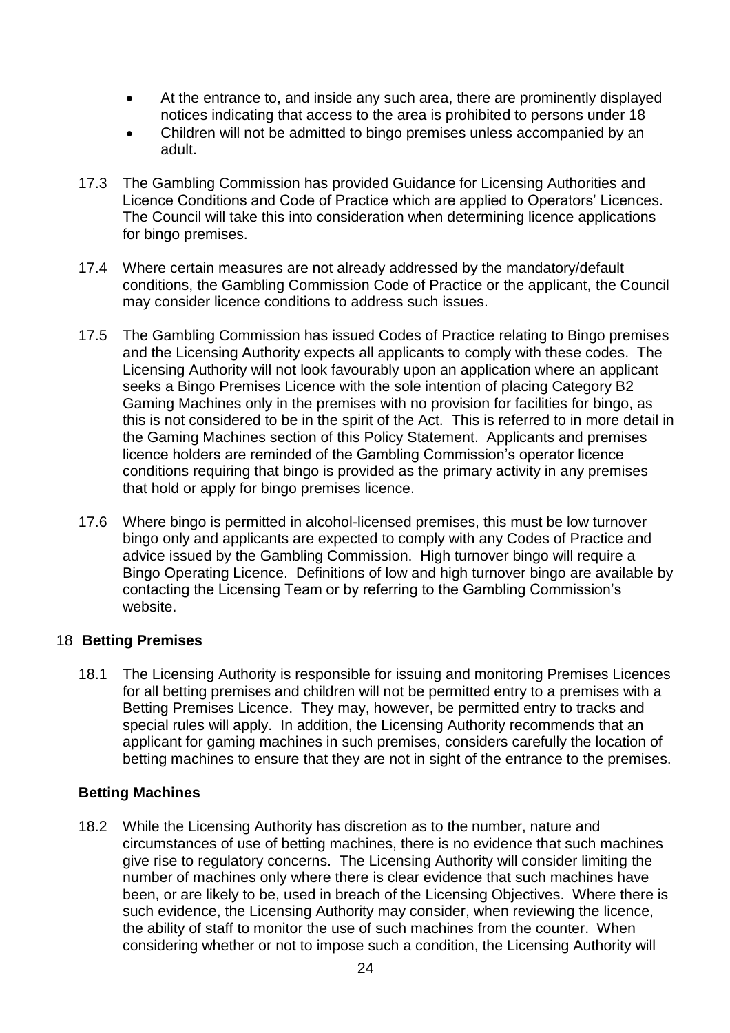- At the entrance to, and inside any such area, there are prominently displayed notices indicating that access to the area is prohibited to persons under 18
- Children will not be admitted to bingo premises unless accompanied by an adult.

17.3 The Gambling Commission has provided Guidance for Licensing Authorities and Licence Conditions and Code of Practice which are applied to Operators' Licences. The Council will take this into consideration when determining licence applications for bingo premises.

17.4 Where certain measures are not already addressed by the mandatory/default conditions, the Gambling Commission Code of Practice or the applicant, the Council may consider licence conditions to address such issues.

17.5 The Gambling Commission has issued Codes of Practice relating to Bingo premises and the Licensing Authority expects all applicants to comply with these codes. The Licensing Authority will not look favourably upon an application where an applicant seeks a Bingo Premises Licence with the sole intention of placing Category B2 Gaming Machines only in the premises with no provision for facilities for bingo, as this is not considered to be in the spirit of the Act. This is referred to in more detail in the Gaming Machines section of this Policy Statement. Applicants and premises licence holders are reminded of the Gambling Commission's operator licence conditions requiring that bingo is provided as the primary activity in any premises that hold or apply for bingo premises licence.

17.6 Where bingo is permitted in alcohol-licensed premises, this must be low turnover bingo only and applicants are expected to comply with any Codes of Practice and advice issued by the Gambling Commission. High turnover bingo will require a Bingo Operating Licence. Definitions of low and high turnover bingo are available by contacting the Licensing Team or by referring to the Gambling Commission's website.

## 18 Betting Premises

18.1 The Licensing Authority is responsible for issuing and monitoring Premises Licences for all betting premises and children will not be permitted entry to a premises with a Betting Premises Licence. They may, however, be permitted entry to tracks and special rules will apply. In addition, the Licensing Authority recommends that an applicant for gaming machines in such premises, considers carefully the location of betting machines to ensure that they are not in sight of the entrance to the premises.

### Betting Machines

18.2 While the Licensing Authority has discretion as to the number, nature and circumstances of use of betting machines, there is no evidence that such machines give rise to regulatory concerns. The Licensing Authority will consider limiting the number of machines only where there is clear evidence that such machines have been, or are likely to be, used in breach of the Licensing Objectives. Where there is such evidence, the Licensing Authority may consider, when reviewing the licence, the ability of staff to monitor the use of such machines from the counter. When considering whether or not to impose such a condition, the Licensing Authority will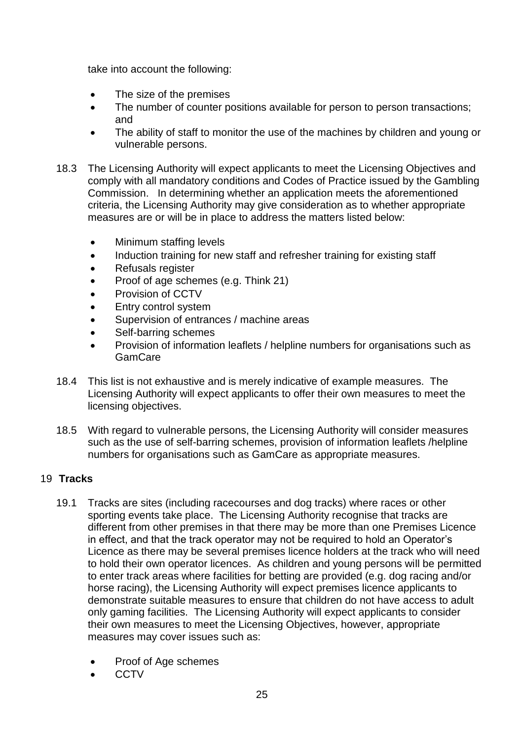take into account the following:

- The size of the premises
- The number of counter positions available for person to person transactions; and
- The ability of staff to monitor the use of the machines by children and young or vulnerable persons.

18.3 The Licensing Authority will expect applicants to meet the Licensing Objectives and comply with all mandatory conditions and Codes of Practice issued by the Gambling Commission. In determining whether an application meets the aforementioned criteria, the Licensing Authority may give consideration as to whether appropriate measures are or will be in place to address the matters listed below:

- Minimum staffing levels
- Induction training for new staff and refresher training for existing staff
- Refusals register
- Proof of age schemes (e.g. Think 21)
- Provision of CCTV
- Entry control system
- Supervision of entrances / machine areas
- Self-barring schemes
- Provision of information leaflets / helpline numbers for organisations such as GamCare

18.4 This list is not exhaustive and is merely indicative of example measures. The Licensing Authority will expect applicants to offer their own measures to meet the licensing objectives.

18.5 With regard to vulnerable persons, the Licensing Authority will consider measures such as the use of self-barring schemes, provision of information leaflets /helpline numbers for organisations such as GamCare as appropriate measures.

## 19 Tracks

19.1 Tracks are sites (including racecourses and dog tracks) where races or other sporting events take place. The Licensing Authority recognise that tracks are different from other premises in that there may be more than one Premises Licence in effect, and that the track operator may not be required to hold an Operator's Licence as there may be several premises licence holders at the track who will need to hold their own operator licences. As children and young persons will be permitted to enter track areas where facilities for betting are provided (e.g. dog racing and/or horse racing), the Licensing Authority will expect premises licence applicants to demonstrate suitable measures to ensure that children do not have access to adult only gaming facilities. The Licensing Authority will expect applicants to consider their own measures to meet the Licensing Objectives, however, appropriate measures may cover issues such as:

- Proof of Age schemes
- CCTV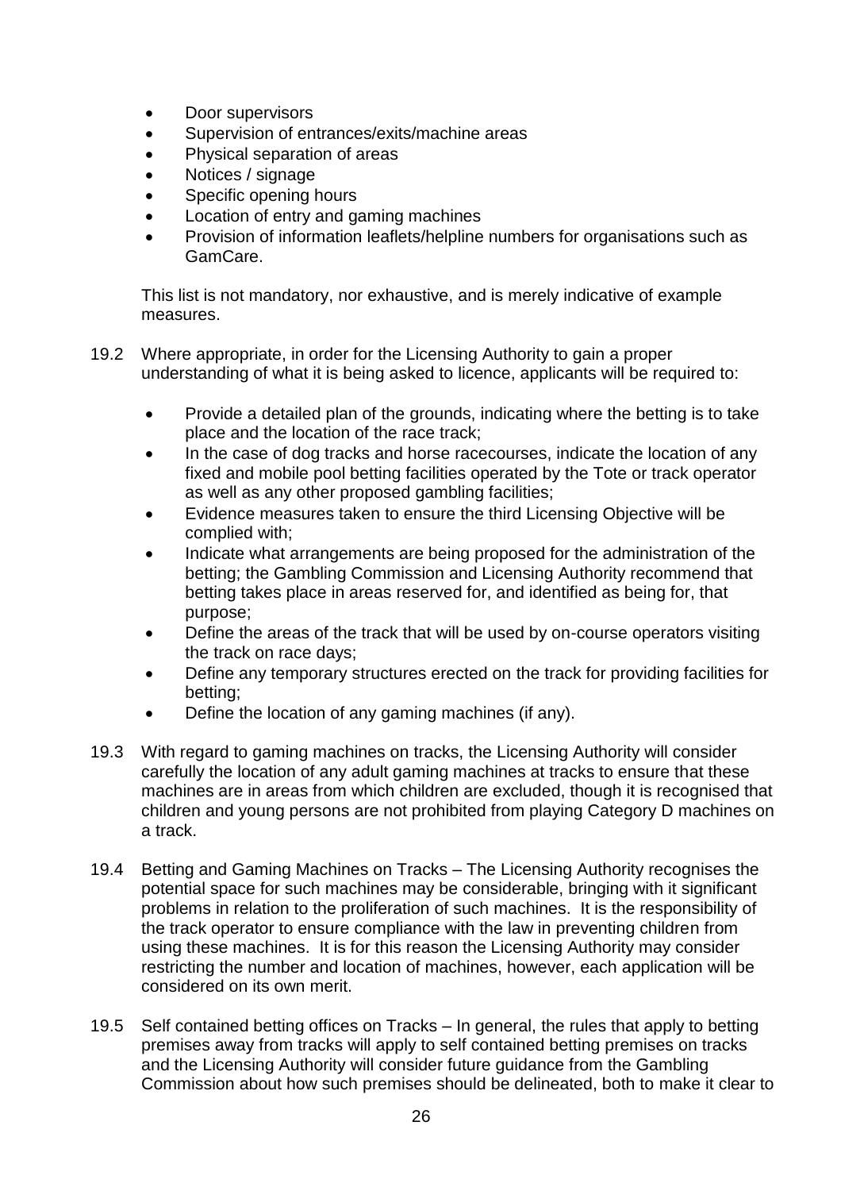- Door supervisors
- Supervision of entrances/exits/machine areas
- Physical separation of areas
- Notices / signage
- Specific opening hours
- Location of entry and gaming machines
- Provision of information leaflets/helpline numbers for organisations such as GamCare.

This list is not mandatory, nor exhaustive, and is merely indicative of example measures.

19.2 Where appropriate, in order for the Licensing Authority to gain a proper understanding of what it is being asked to licence, applicants will be required to:

- Provide a detailed plan of the grounds, indicating where the betting is to take place and the location of the race track;
- In the case of dog tracks and horse racecourses, indicate the location of any fixed and mobile pool betting facilities operated by the Tote or track operator as well as any other proposed gambling facilities;
- Evidence measures taken to ensure the third Licensing Objective will be complied with;
- Indicate what arrangements are being proposed for the administration of the betting; the Gambling Commission and Licensing Authority recommend that betting takes place in areas reserved for, and identified as being for, that purpose;
- Define the areas of the track that will be used by on-course operators visiting the track on race days;
- Define any temporary structures erected on the track for providing facilities for betting;
- Define the location of any gaming machines (if any).

19.3 With regard to gaming machines on tracks, the Licensing Authority will consider carefully the location of any adult gaming machines at tracks to ensure that these machines are in areas from which children are excluded, though it is recognised that children and young persons are not prohibited from playing Category D machines on a track.

19.4 Betting and Gaming Machines on Tracks – The Licensing Authority recognises the potential space for such machines may be considerable, bringing with it significant problems in relation to the proliferation of such machines. It is the responsibility of the track operator to ensure compliance with the law in preventing children from using these machines. It is for this reason the Licensing Authority may consider restricting the number and location of machines, however, each application will be considered on its own merit.

19.5 Self contained betting offices on Tracks – In general, the rules that apply to betting premises away from tracks will apply to self contained betting premises on tracks and the Licensing Authority will consider future guidance from the Gambling Commission about how such premises should be delineated, both to make it clear to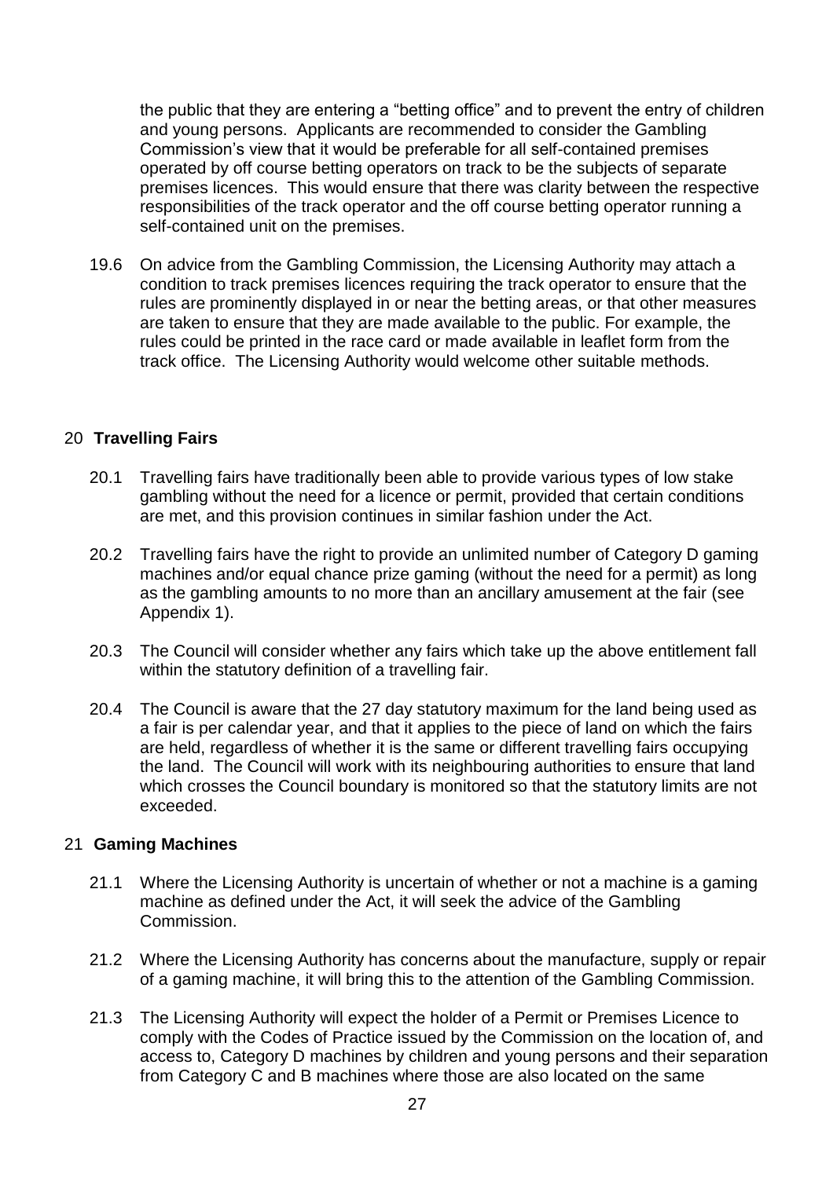the public that they are entering a "betting office" and to prevent the entry of children and young persons. Applicants are recommended to consider the Gambling Commission's view that it would be preferable for all self-contained premises operated by off course betting operators on track to be the subjects of separate premises licences. This would ensure that there was clarity between the respective responsibilities of the track operator and the off course betting operator running a self-contained unit on the premises.

19.6 On advice from the Gambling Commission, the Licensing Authority may attach a condition to track premises licences requiring the track operator to ensure that the rules are prominently displayed in or near the betting areas, or that other measures are taken to ensure that they are made available to the public. For example, the rules could be printed in the race card or made available in leaflet form from the track office. The Licensing Authority would welcome other suitable methods.

## 20 Travelling Fairs

20.1 Travelling fairs have traditionally been able to provide various types of low stake gambling without the need for a licence or permit, provided that certain conditions are met, and this provision continues in similar fashion under the Act.

20.2 Travelling fairs have the right to provide an unlimited number of Category D gaming machines and/or equal chance prize gaming (without the need for a permit) as long as the gambling amounts to no more than an ancillary amusement at the fair (see Appendix 1).

20.3 The Council will consider whether any fairs which take up the above entitlement fall within the statutory definition of a travelling fair.

20.4 The Council is aware that the 27 day statutory maximum for the land being used as a fair is per calendar year, and that it applies to the piece of land on which the fairs are held, regardless of whether it is the same or different travelling fairs occupying the land. The Council will work with its neighbouring authorities to ensure that land which crosses the Council boundary is monitored so that the statutory limits are not exceeded.

## 21 Gaming Machines

21.1 Where the Licensing Authority is uncertain of whether or not a machine is a gaming machine as defined under the Act, it will seek the advice of the Gambling Commission.

21.2 Where the Licensing Authority has concerns about the manufacture, supply or repair of a gaming machine, it will bring this to the attention of the Gambling Commission.

21.3 The Licensing Authority will expect the holder of a Permit or Premises Licence to comply with the Codes of Practice issued by the Commission on the location of, and access to, Category D machines by children and young persons and their separation from Category C and B machines where those are also located on the same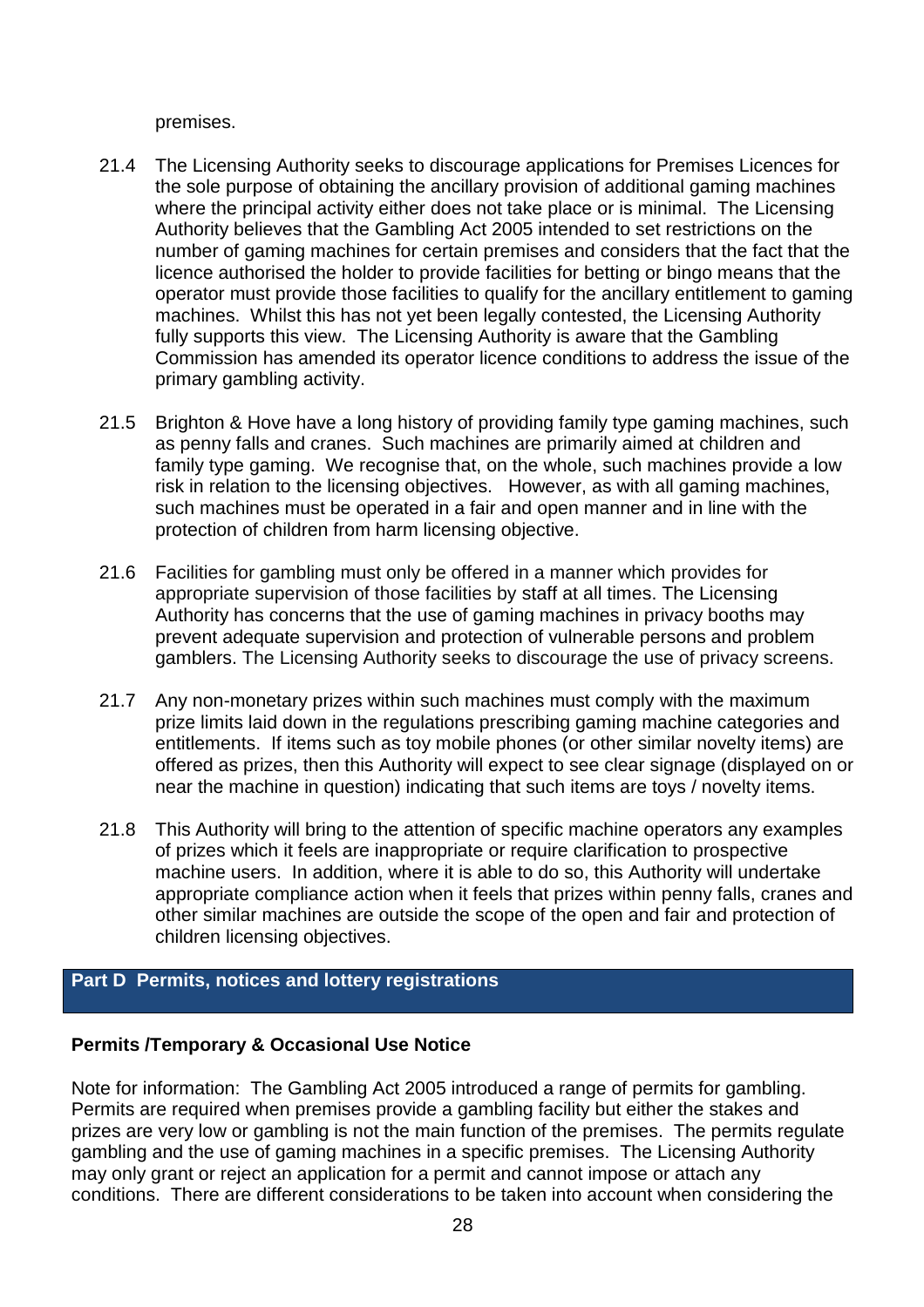premises.

21.4 The Licensing Authority seeks to discourage applications for Premises Licences for the sole purpose of obtaining the ancillary provision of additional gaming machines where the principal activity either does not take place or is minimal. The Licensing Authority believes that the Gambling Act 2005 intended to set restrictions on the number of gaming machines for certain premises and considers that the fact that the licence authorised the holder to provide facilities for betting or bingo means that the operator must provide those facilities to qualify for the ancillary entitlement to gaming machines. Whilst this has not yet been legally contested, the Licensing Authority fully supports this view. The Licensing Authority is aware that the Gambling Commission has amended its operator licence conditions to address the issue of the primary gambling activity.

21.5 Brighton & Hove have a long history of providing family type gaming machines, such as penny falls and cranes. Such machines are primarily aimed at children and family type gaming. We recognise that, on the whole, such machines provide a low risk in relation to the licensing objectives. However, as with all gaming machines, such machines must be operated in a fair and open manner and in line with the protection of children from harm licensing objective.

21.6 Facilities for gambling must only be offered in a manner which provides for appropriate supervision of those facilities by staff at all times. The Licensing Authority has concerns that the use of gaming machines in privacy booths may prevent adequate supervision and protection of vulnerable persons and problem gamblers. The Licensing Authority seeks to discourage the use of privacy screens.

21.7 Any non-monetary prizes within such machines must comply with the maximum prize limits laid down in the regulations prescribing gaming machine categories and entitlements. If items such as toy mobile phones (or other similar novelty items) are offered as prizes, then this Authority will expect to see clear signage (displayed on or near the machine in question) indicating that such items are toys / novelty items.

21.8 This Authority will bring to the attention of specific machine operators any examples of prizes which it feels are inappropriate or require clarification to prospective machine users. In addition, where it is able to do so, this Authority will undertake appropriate compliance action when it feels that prizes within penny falls, cranes and other similar machines are outside the scope of the open and fair and protection of children licensing objectives.

## Part D Permits, notices and lottery registrations

### Permits /Temporary & Occasional Use Notice

Note for information: The Gambling Act 2005 introduced a range of permits for gambling. Permits are required when premises provide a gambling facility but either the stakes and prizes are very low or gambling is not the main function of the premises. The permits regulate gambling and the use of gaming machines in a specific premises. The Licensing Authority may only grant or reject an application for a permit and cannot impose or attach any conditions. There are different considerations to be taken into account when considering the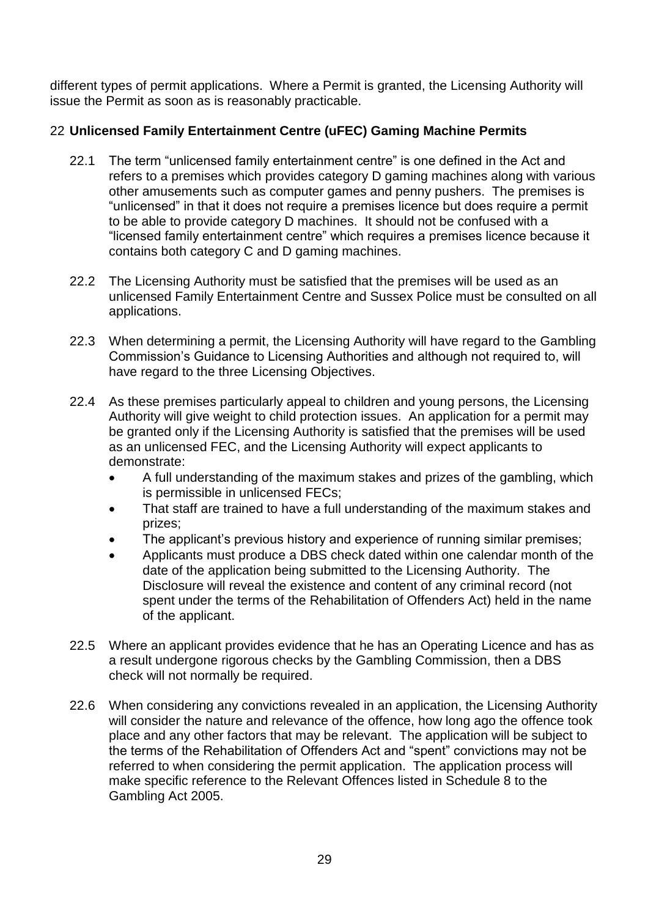different types of permit applications. Where a Permit is granted, the Licensing Authority will issue the Permit as soon as is reasonably practicable.

## 22 **Unlicensed Family Entertainment Centre (uFEC) Gaming Machine Permits**

22.1 The term "unlicensed family entertainment centre" is one defined in the Act and refers to a premises which provides category D gaming machines along with various other amusements such as computer games and penny pushers. The premises is "unlicensed" in that it does not require a premises licence but does require a permit to be able to provide category D machines. It should not be confused with a "licensed family entertainment centre" which requires a premises licence because it contains both category C and D gaming machines.

22.2 The Licensing Authority must be satisfied that the premises will be used as an unlicensed Family Entertainment Centre and Sussex Police must be consulted on all applications.

22.3 When determining a permit, the Licensing Authority will have regard to the Gambling Commission's Guidance to Licensing Authorities and although not required to, will have regard to the three Licensing Objectives.

22.4 As these premises particularly appeal to children and young persons, the Licensing Authority will give weight to child protection issues. An application for a permit may be granted only if the Licensing Authority is satisfied that the premises will be used as an unlicensed FEC, and the Licensing Authority will expect applicants to demonstrate:

- A full understanding of the maximum stakes and prizes of the gambling, which is permissible in unlicensed FECs;
- That staff are trained to have a full understanding of the maximum stakes and prizes;
- The applicant's previous history and experience of running similar premises;
- Applicants must produce a DBS check dated within one calendar month of the date of the application being submitted to the Licensing Authority. The Disclosure will reveal the existence and content of any criminal record (not spent under the terms of the Rehabilitation of Offenders Act) held in the name of the applicant.

22.5 Where an applicant provides evidence that he has an Operating Licence and has as a result undergone rigorous checks by the Gambling Commission, then a DBS check will not normally be required.

22.6 When considering any convictions revealed in an application, the Licensing Authority will consider the nature and relevance of the offence, how long ago the offence took place and any other factors that may be relevant. The application will be subject to the terms of the Rehabilitation of Offenders Act and "spent" convictions may not be referred to when considering the permit application. The application process will make specific reference to the Relevant Offences listed in Schedule 8 to the Gambling Act 2005.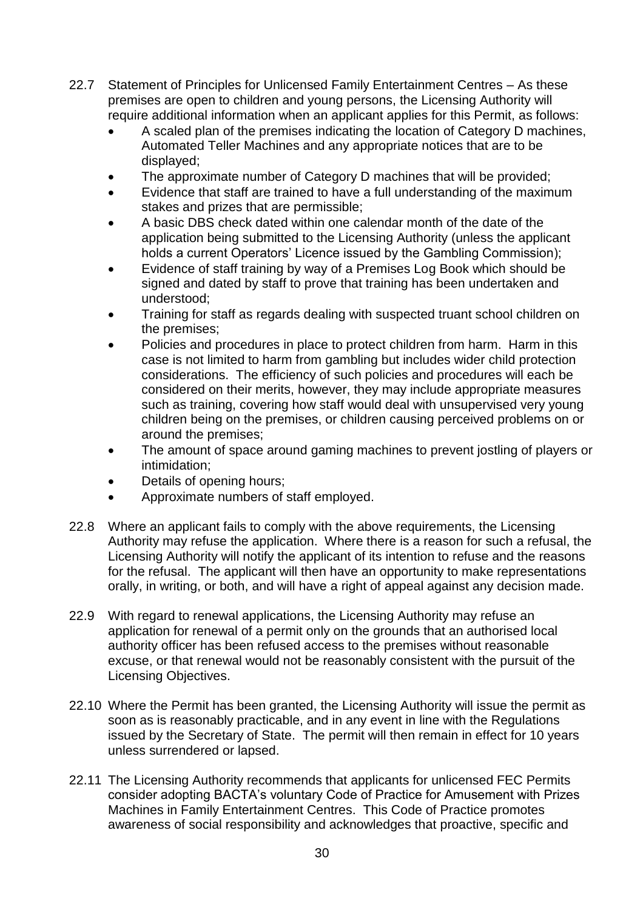22.7 Statement of Principles for Unlicensed Family Entertainment Centres – As these premises are open to children and young persons, the Licensing Authority will require additional information when an applicant applies for this Permit, as follows:

- A scaled plan of the premises indicating the location of Category D machines, Automated Teller Machines and any appropriate notices that are to be displayed;
- The approximate number of Category D machines that will be provided;
- Evidence that staff are trained to have a full understanding of the maximum stakes and prizes that are permissible;
- A basic DBS check dated within one calendar month of the date of the application being submitted to the Licensing Authority (unless the applicant holds a current Operators' Licence issued by the Gambling Commission);
- Evidence of staff training by way of a Premises Log Book which should be signed and dated by staff to prove that training has been undertaken and understood;
- Training for staff as regards dealing with suspected truant school children on the premises;
- Policies and procedures in place to protect children from harm. Harm in this case is not limited to harm from gambling but includes wider child protection considerations. The efficiency of such policies and procedures will each be considered on their merits, however, they may include appropriate measures such as training, covering how staff would deal with unsupervised very young children being on the premises, or children causing perceived problems on or around the premises;
- The amount of space around gaming machines to prevent jostling of players or intimidation;
- Details of opening hours;
- Approximate numbers of staff employed.

22.8 Where an applicant fails to comply with the above requirements, the Licensing Authority may refuse the application. Where there is a reason for such a refusal, the Licensing Authority will notify the applicant of its intention to refuse and the reasons for the refusal. The applicant will then have an opportunity to make representations orally, in writing, or both, and will have a right of appeal against any decision made.

22.9 With regard to renewal applications, the Licensing Authority may refuse an application for renewal of a permit only on the grounds that an authorised local authority officer has been refused access to the premises without reasonable excuse, or that renewal would not be reasonably consistent with the pursuit of the Licensing Objectives.

22.10 Where the Permit has been granted, the Licensing Authority will issue the permit as soon as is reasonably practicable, and in any event in line with the Regulations issued by the Secretary of State. The permit will then remain in effect for 10 years unless surrendered or lapsed.

22.11 The Licensing Authority recommends that applicants for unlicensed FEC Permits consider adopting BACTA's voluntary Code of Practice for Amusement with Prizes Machines in Family Entertainment Centres. This Code of Practice promotes awareness of social responsibility and acknowledges that proactive, specific and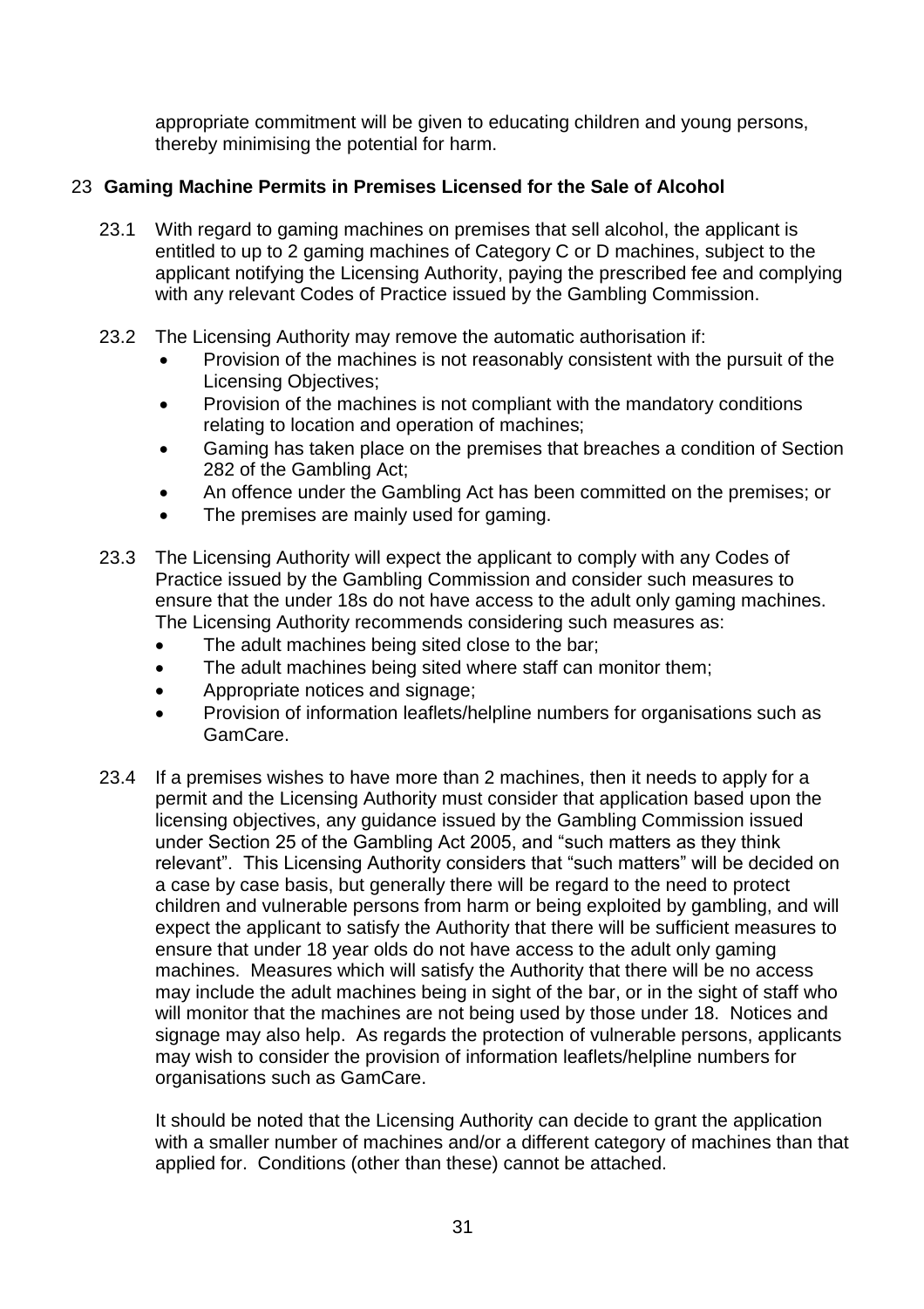appropriate commitment will be given to educating children and young persons, thereby minimising the potential for harm.

## 23 Gaming Machine Permits in Premises Licensed for the Sale of Alcohol

23.1 With regard to gaming machines on premises that sell alcohol, the applicant is entitled to up to 2 gaming machines of Category C or D machines, subject to the applicant notifying the Licensing Authority, paying the prescribed fee and complying with any relevant Codes of Practice issued by the Gambling Commission.

23.2 The Licensing Authority may remove the automatic authorisation if:

- Provision of the machines is not reasonably consistent with the pursuit of the Licensing Objectives;
- Provision of the machines is not compliant with the mandatory conditions relating to location and operation of machines;
- Gaming has taken place on the premises that breaches a condition of Section 282 of the Gambling Act;
- An offence under the Gambling Act has been committed on the premises; or
- The premises are mainly used for gaming.

23.3 The Licensing Authority will expect the applicant to comply with any Codes of Practice issued by the Gambling Commission and consider such measures to ensure that the under 18s do not have access to the adult only gaming machines. The Licensing Authority recommends considering such measures as:

- The adult machines being sited close to the bar;
- The adult machines being sited where staff can monitor them;
- Appropriate notices and signage;
- Provision of information leaflets/helpline numbers for organisations such as GamCare.

23.4 If a premises wishes to have more than 2 machines, then it needs to apply for a permit and the Licensing Authority must consider that application based upon the licensing objectives, any guidance issued by the Gambling Commission issued under Section 25 of the Gambling Act 2005, and "such matters as they think relevant". This Licensing Authority considers that "such matters" will be decided on a case by case basis, but generally there will be regard to the need to protect children and vulnerable persons from harm or being exploited by gambling, and will expect the applicant to satisfy the Authority that there will be sufficient measures to ensure that under 18 year olds do not have access to the adult only gaming machines. Measures which will satisfy the Authority that there will be no access may include the adult machines being in sight of the bar, or in the sight of staff who will monitor that the machines are not being used by those under 18. Notices and signage may also help. As regards the protection of vulnerable persons, applicants may wish to consider the provision of information leaflets/helpline numbers for organisations such as GamCare.

It should be noted that the Licensing Authority can decide to grant the application with a smaller number of machines and/or a different category of machines than that applied for. Conditions (other than these) cannot be attached.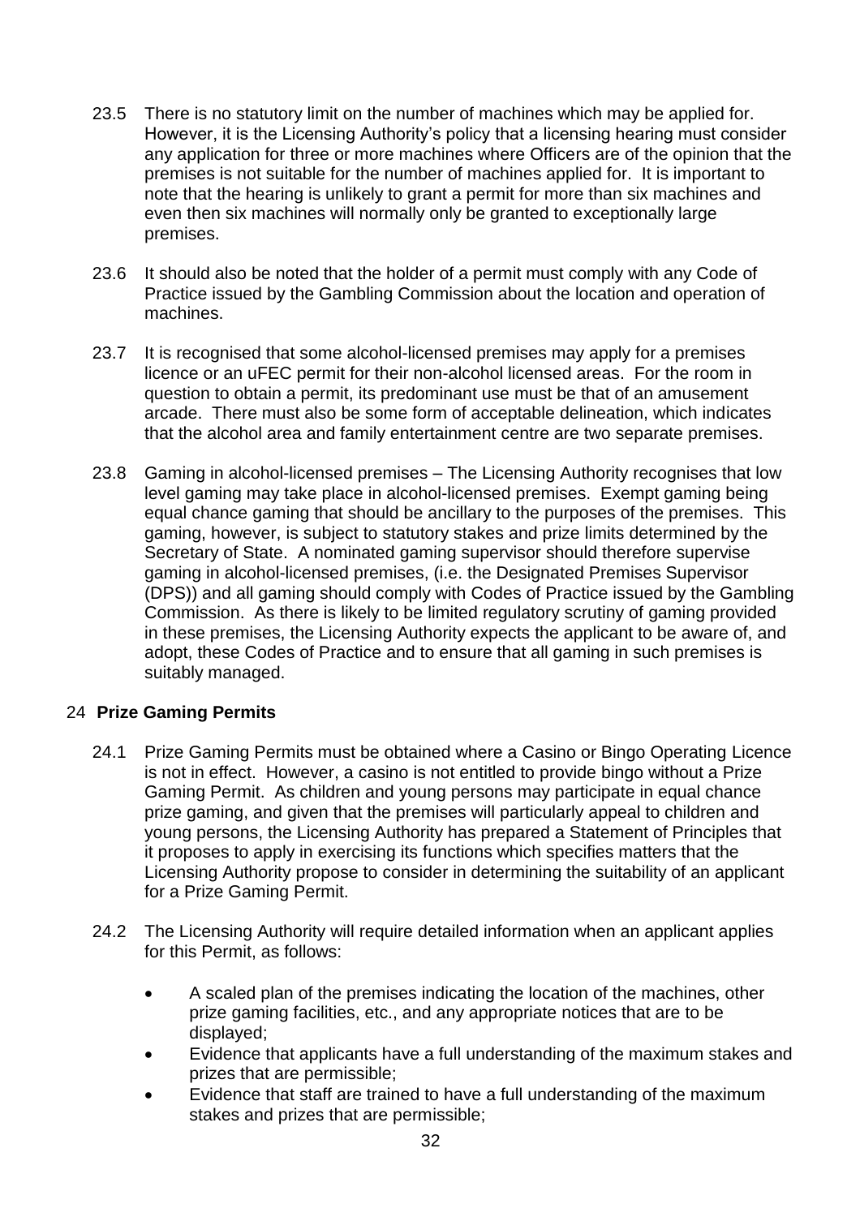23.5 There is no statutory limit on the number of machines which may be applied for. However, it is the Licensing Authority's policy that a licensing hearing must consider any application for three or more machines where Officers are of the opinion that the premises is not suitable for the number of machines applied for. It is important to note that the hearing is unlikely to grant a permit for more than six machines and even then six machines will normally only be granted to exceptionally large premises.

23.6 It should also be noted that the holder of a permit must comply with any Code of Practice issued by the Gambling Commission about the location and operation of machines.

23.7 It is recognised that some alcohol-licensed premises may apply for a premises licence or an uFEC permit for their non-alcohol licensed areas. For the room in question to obtain a permit, its predominant use must be that of an amusement arcade. There must also be some form of acceptable delineation, which indicates that the alcohol area and family entertainment centre are two separate premises.

23.8 Gaming in alcohol-licensed premises – The Licensing Authority recognises that low level gaming may take place in alcohol-licensed premises. Exempt gaming being equal chance gaming that should be ancillary to the purposes of the premises. This gaming, however, is subject to statutory stakes and prize limits determined by the Secretary of State. A nominated gaming supervisor should therefore supervise gaming in alcohol-licensed premises, (i.e. the Designated Premises Supervisor (DPS)) and all gaming should comply with Codes of Practice issued by the Gambling Commission. As there is likely to be limited regulatory scrutiny of gaming provided in these premises, the Licensing Authority expects the applicant to be aware of, and adopt, these Codes of Practice and to ensure that all gaming in such premises is suitably managed.

## 24 Prize Gaming Permits

24.1 Prize Gaming Permits must be obtained where a Casino or Bingo Operating Licence is not in effect. However, a casino is not entitled to provide bingo without a Prize Gaming Permit. As children and young persons may participate in equal chance prize gaming, and given that the premises will particularly appeal to children and young persons, the Licensing Authority has prepared a Statement of Principles that it proposes to apply in exercising its functions which specifies matters that the Licensing Authority propose to consider in determining the suitability of an applicant for a Prize Gaming Permit.

24.2 The Licensing Authority will require detailed information when an applicant applies for this Permit, as follows:

- A scaled plan of the premises indicating the location of the machines, other prize gaming facilities, etc., and any appropriate notices that are to be displayed;
- Evidence that applicants have a full understanding of the maximum stakes and prizes that are permissible;
- Evidence that staff are trained to have a full understanding of the maximum stakes and prizes that are permissible;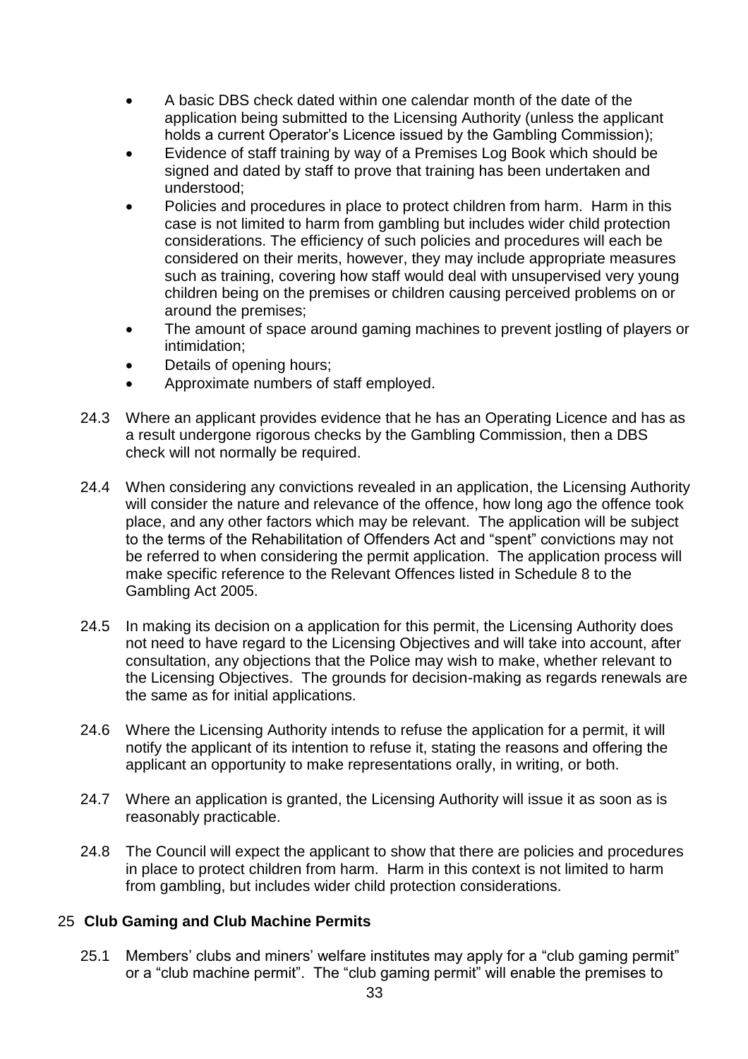- A basic DBS check dated within one calendar month of the date of the application being submitted to the Licensing Authority (unless the applicant holds a current Operator's Licence issued by the Gambling Commission);
- Evidence of staff training by way of a Premises Log Book which should be signed and dated by staff to prove that training has been undertaken and understood;
- Policies and procedures in place to protect children from harm. Harm in this case is not limited to harm from gambling but includes wider child protection considerations. The efficiency of such policies and procedures will each be considered on their merits, however, they may include appropriate measures such as training, covering how staff would deal with unsupervised very young children being on the premises or children causing perceived problems on or around the premises;
- The amount of space around gaming machines to prevent jostling of players or intimidation;
- Details of opening hours;
- Approximate numbers of staff employed.

24.3 Where an applicant provides evidence that he has an Operating Licence and has as a result undergone rigorous checks by the Gambling Commission, then a DBS check will not normally be required.

24.4 When considering any convictions revealed in an application, the Licensing Authority will consider the nature and relevance of the offence, how long ago the offence took place, and any other factors which may be relevant. The application will be subject to the terms of the Rehabilitation of Offenders Act and "spent" convictions may not be referred to when considering the permit application. The application process will make specific reference to the Relevant Offences listed in Schedule 8 to the Gambling Act 2005.

24.5 In making its decision on a application for this permit, the Licensing Authority does not need to have regard to the Licensing Objectives and will take into account, after consultation, any objections that the Police may wish to make, whether relevant to the Licensing Objectives. The grounds for decision-making as regards renewals are the same as for initial applications.

24.6 Where the Licensing Authority intends to refuse the application for a permit, it will notify the applicant of its intention to refuse it, stating the reasons and offering the applicant an opportunity to make representations orally, in writing, or both.

24.7 Where an application is granted, the Licensing Authority will issue it as soon as is reasonably practicable.

24.8 The Council will expect the applicant to show that there are policies and procedures in place to protect children from harm. Harm in this context is not limited to harm from gambling, but includes wider child protection considerations.

## 25 Club Gaming and Club Machine Permits

25.1 Members' clubs and miners' welfare institutes may apply for a "club gaming permit" or a "club machine permit". The "club gaming permit" will enable the premises to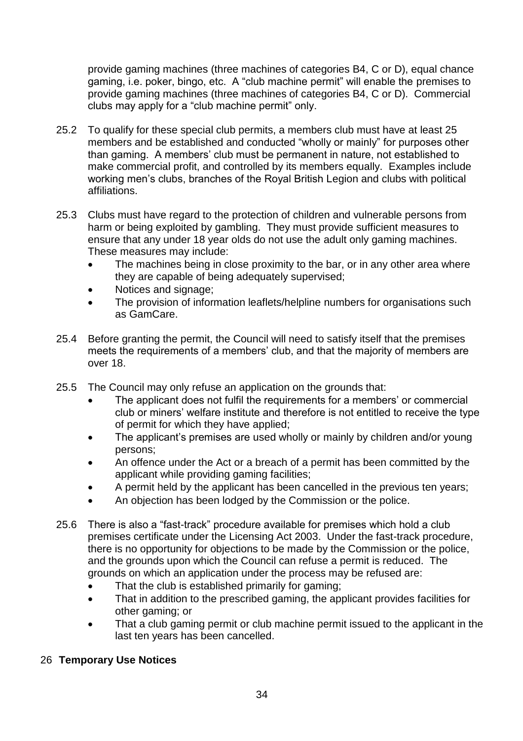provide gaming machines (three machines of categories B4, C or D), equal chance gaming, i.e. poker, bingo, etc. A "club machine permit" will enable the premises to provide gaming machines (three machines of categories B4, C or D). Commercial clubs may apply for a "club machine permit" only.

25.2 To qualify for these special club permits, a members club must have at least 25 members and be established and conducted "wholly or mainly" for purposes other than gaming. A members' club must be permanent in nature, not established to make commercial profit, and controlled by its members equally. Examples include working men's clubs, branches of the Royal British Legion and clubs with political affiliations.

25.3 Clubs must have regard to the protection of children and vulnerable persons from harm or being exploited by gambling. They must provide sufficient measures to ensure that any under 18 year olds do not use the adult only gaming machines. These measures may include:

- The machines being in close proximity to the bar, or in any other area where they are capable of being adequately supervised;
- Notices and signage;
- The provision of information leaflets/helpline numbers for organisations such as GamCare.

25.4 Before granting the permit, the Council will need to satisfy itself that the premises meets the requirements of a members' club, and that the majority of members are over 18.

25.5 The Council may only refuse an application on the grounds that:

- The applicant does not fulfil the requirements for a members' or commercial club or miners' welfare institute and therefore is not entitled to receive the type of permit for which they have applied;
- The applicant's premises are used wholly or mainly by children and/or young persons;
- An offence under the Act or a breach of a permit has been committed by the applicant while providing gaming facilities;
- A permit held by the applicant has been cancelled in the previous ten years;
- An objection has been lodged by the Commission or the police.

25.6 There is also a "fast-track" procedure available for premises which hold a club premises certificate under the Licensing Act 2003. Under the fast-track procedure, there is no opportunity for objections to be made by the Commission or the police, and the grounds upon which the Council can refuse a permit is reduced. The grounds on which an application under the process may be refused are:

- That the club is established primarily for gaming;
- That in addition to the prescribed gaming, the applicant provides facilities for other gaming; or
- That a club gaming permit or club machine permit issued to the applicant in the last ten years has been cancelled.

## 26 Temporary Use Notices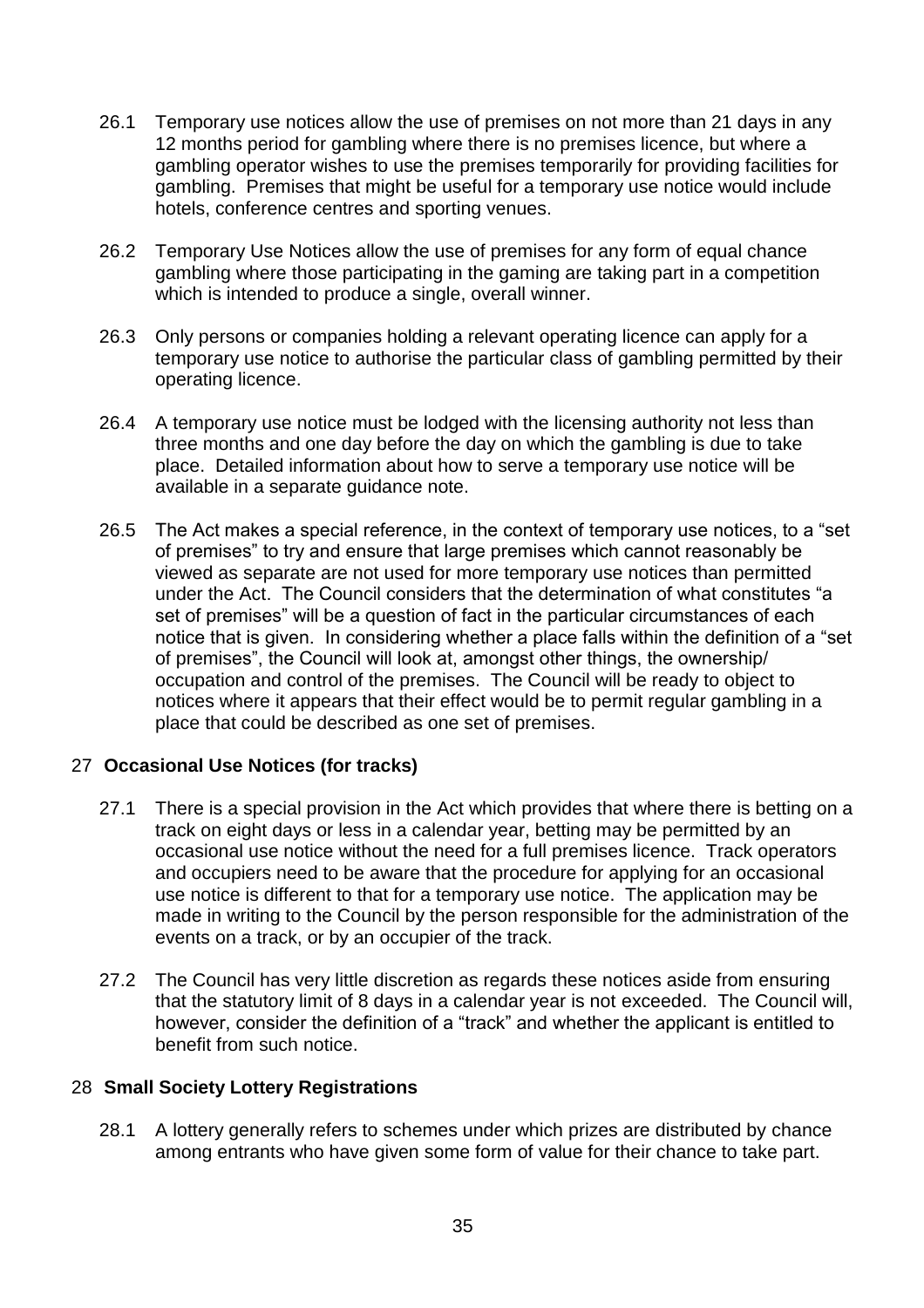26.1 Temporary use notices allow the use of premises on not more than 21 days in any 12 months period for gambling where there is no premises licence, but where a gambling operator wishes to use the premises temporarily for providing facilities for gambling. Premises that might be useful for a temporary use notice would include hotels, conference centres and sporting venues.

26.2 Temporary Use Notices allow the use of premises for any form of equal chance gambling where those participating in the gaming are taking part in a competition which is intended to produce a single, overall winner.

26.3 Only persons or companies holding a relevant operating licence can apply for a temporary use notice to authorise the particular class of gambling permitted by their operating licence.

26.4 A temporary use notice must be lodged with the licensing authority not less than three months and one day before the day on which the gambling is due to take place. Detailed information about how to serve a temporary use notice will be available in a separate guidance note.

26.5 The Act makes a special reference, in the context of temporary use notices, to a "set of premises" to try and ensure that large premises which cannot reasonably be viewed as separate are not used for more temporary use notices than permitted under the Act. The Council considers that the determination of what constitutes "a set of premises" will be a question of fact in the particular circumstances of each notice that is given. In considering whether a place falls within the definition of a "set of premises", the Council will look at, amongst other things, the ownership/ occupation and control of the premises. The Council will be ready to object to notices where it appears that their effect would be to permit regular gambling in a place that could be described as one set of premises.

## 27 Occasional Use Notices (for tracks)

27.1 There is a special provision in the Act which provides that where there is betting on a track on eight days or less in a calendar year, betting may be permitted by an occasional use notice without the need for a full premises licence. Track operators and occupiers need to be aware that the procedure for applying for an occasional use notice is different to that for a temporary use notice. The application may be made in writing to the Council by the person responsible for the administration of the events on a track, or by an occupier of the track.

27.2 The Council has very little discretion as regards these notices aside from ensuring that the statutory limit of 8 days in a calendar year is not exceeded. The Council will, however, consider the definition of a "track" and whether the applicant is entitled to benefit from such notice.

## 28 Small Society Lottery Registrations

28.1 A lottery generally refers to schemes under which prizes are distributed by chance among entrants who have given some form of value for their chance to take part.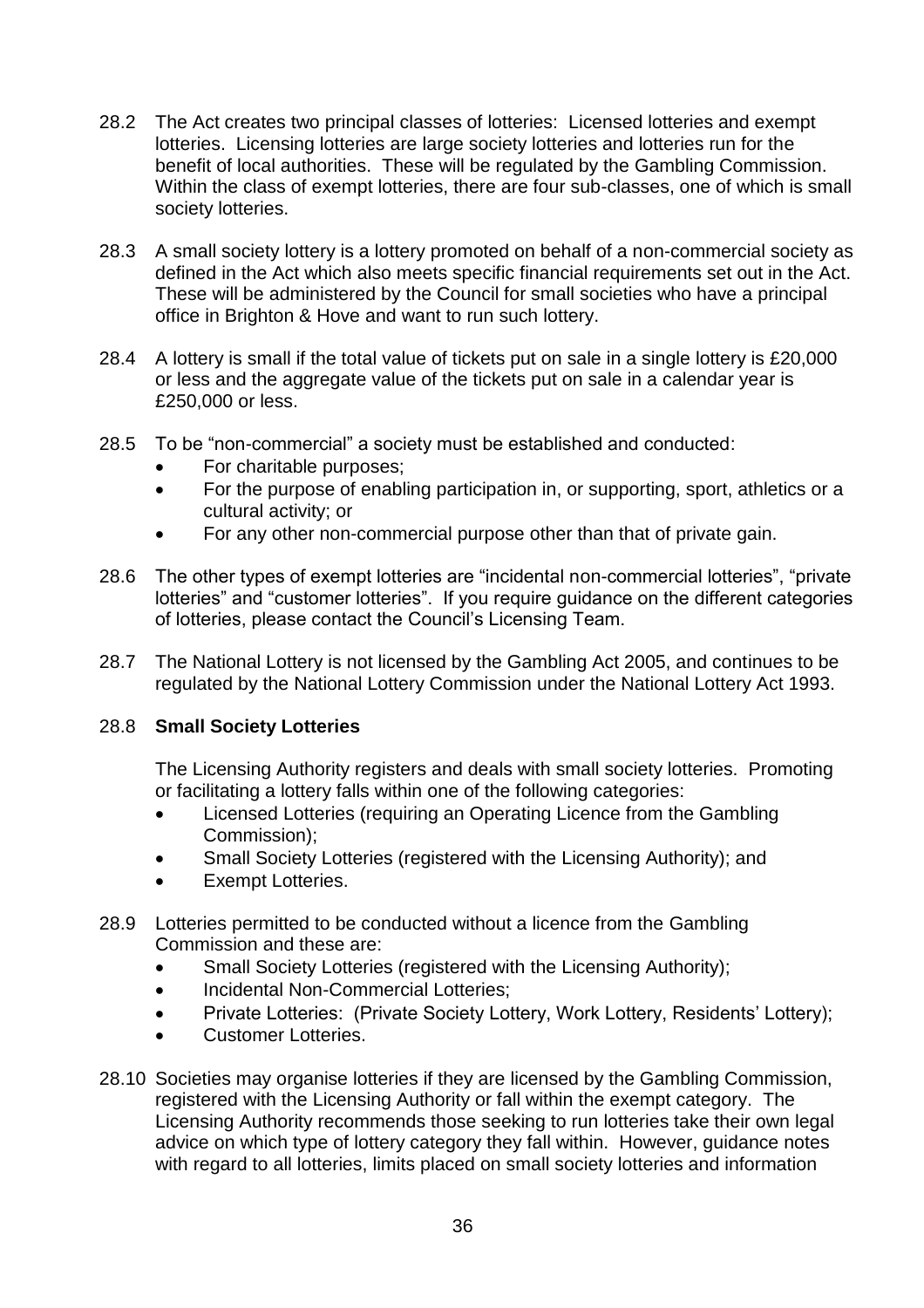28.2 The Act creates two principal classes of lotteries: Licensed lotteries and exempt lotteries. Licensing lotteries are large society lotteries and lotteries run for the benefit of local authorities. These will be regulated by the Gambling Commission. Within the class of exempt lotteries, there are four sub-classes, one of which is small society lotteries.

28.3 A small society lottery is a lottery promoted on behalf of a non-commercial society as defined in the Act which also meets specific financial requirements set out in the Act. These will be administered by the Council for small societies who have a principal office in Brighton & Hove and want to run such lottery.

28.4 A lottery is small if the total value of tickets put on sale in a single lottery is £20,000 or less and the aggregate value of the tickets put on sale in a calendar year is £250,000 or less.

28.5 To be "non-commercial" a society must be established and conducted:

- For charitable purposes;
- For the purpose of enabling participation in, or supporting, sport, athletics or a cultural activity; or
- For any other non-commercial purpose other than that of private gain.

28.6 The other types of exempt lotteries are "incidental non-commercial lotteries", "private lotteries" and "customer lotteries". If you require guidance on the different categories of lotteries, please contact the Council's Licensing Team.

28.7 The National Lottery is not licensed by the Gambling Act 2005, and continues to be regulated by the National Lottery Commission under the National Lottery Act 1993.

28.8 **Small Society Lotteries**

The Licensing Authority registers and deals with small society lotteries. Promoting or facilitating a lottery falls within one of the following categories:

- Licensed Lotteries (requiring an Operating Licence from the Gambling Commission);
- Small Society Lotteries (registered with the Licensing Authority); and
- Exempt Lotteries.

28.9 Lotteries permitted to be conducted without a licence from the Gambling Commission and these are:

- Small Society Lotteries (registered with the Licensing Authority);
- Incidental Non-Commercial Lotteries;
- Private Lotteries: (Private Society Lottery, Work Lottery, Residents' Lottery);
- Customer Lotteries.

28.10 Societies may organise lotteries if they are licensed by the Gambling Commission, registered with the Licensing Authority or fall within the exempt category. The Licensing Authority recommends those seeking to run lotteries take their own legal advice on which type of lottery category they fall within. However, guidance notes with regard to all lotteries, limits placed on small society lotteries and information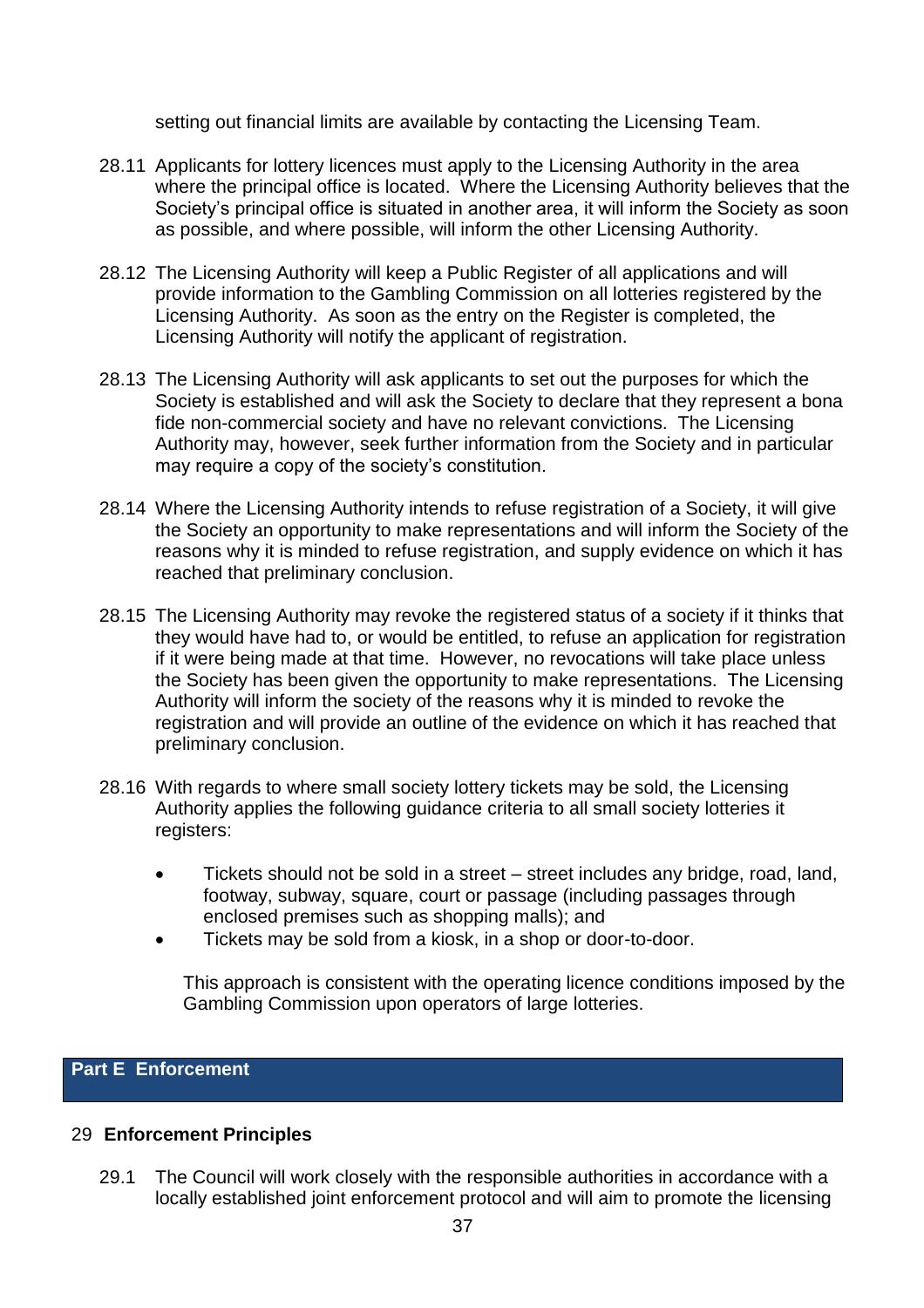setting out financial limits are available by contacting the Licensing Team.

28.11 Applicants for lottery licences must apply to the Licensing Authority in the area where the principal office is located. Where the Licensing Authority believes that the Society's principal office is situated in another area, it will inform the Society as soon as possible, and where possible, will inform the other Licensing Authority.

28.12 The Licensing Authority will keep a Public Register of all applications and will provide information to the Gambling Commission on all lotteries registered by the Licensing Authority. As soon as the entry on the Register is completed, the Licensing Authority will notify the applicant of registration.

28.13 The Licensing Authority will ask applicants to set out the purposes for which the Society is established and will ask the Society to declare that they represent a bona fide non-commercial society and have no relevant convictions. The Licensing Authority may, however, seek further information from the Society and in particular may require a copy of the society's constitution.

28.14 Where the Licensing Authority intends to refuse registration of a Society, it will give the Society an opportunity to make representations and will inform the Society of the reasons why it is minded to refuse registration, and supply evidence on which it has reached that preliminary conclusion.

28.15 The Licensing Authority may revoke the registered status of a society if it thinks that they would have had to, or would be entitled, to refuse an application for registration if it were being made at that time. However, no revocations will take place unless the Society has been given the opportunity to make representations. The Licensing Authority will inform the society of the reasons why it is minded to revoke the registration and will provide an outline of the evidence on which it has reached that preliminary conclusion.

28.16 With regards to where small society lottery tickets may be sold, the Licensing Authority applies the following guidance criteria to all small society lotteries it registers:

- Tickets should not be sold in a street – street includes any bridge, road, land, footway, subway, square, court or passage (including passages through enclosed premises such as shopping malls); and
- Tickets may be sold from a kiosk, in a shop or door-to-door.

This approach is consistent with the operating licence conditions imposed by the Gambling Commission upon operators of large lotteries.

## Part E Enforcement

### 29 Enforcement Principles

29.1 The Council will work closely with the responsible authorities in accordance with a locally established joint enforcement protocol and will aim to promote the licensing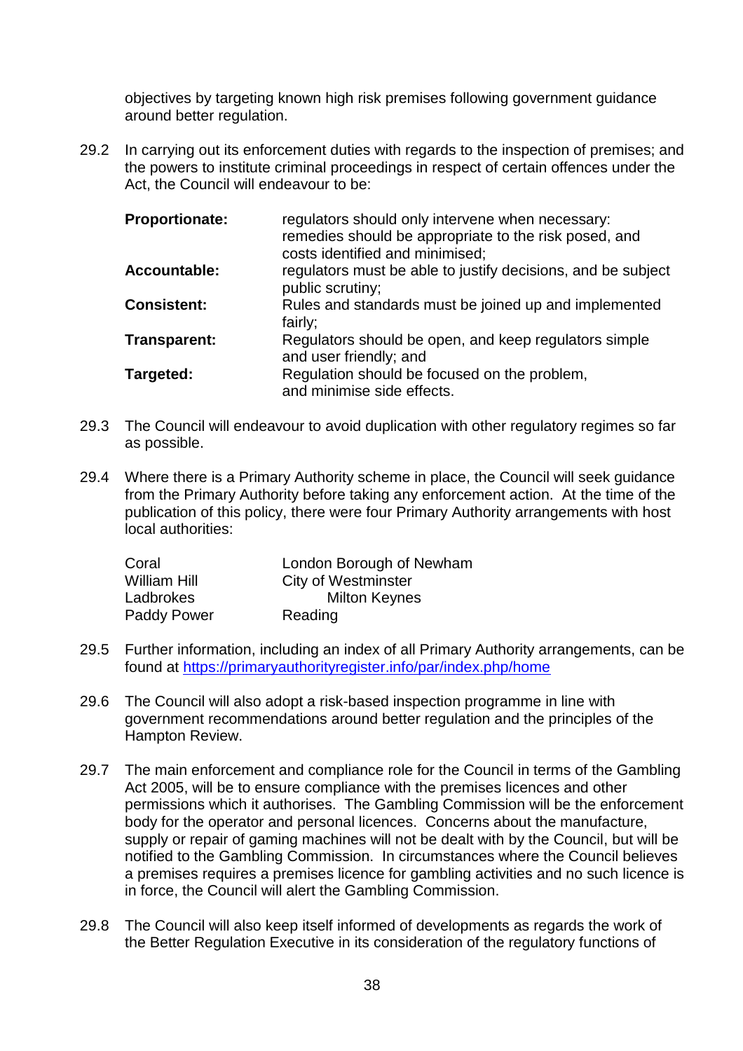objectives by targeting known high risk premises following government guidance around better regulation.

29.2 In carrying out its enforcement duties with regards to the inspection of premises; and the powers to institute criminal proceedings in respect of certain offences under the Act, the Council will endeavour to be:

| | |
|---|---|
| **Proportionate:** | regulators should only intervene when necessary: remedies should be appropriate to the risk posed, and costs identified and minimised; |
| **Accountable:** | regulators must be able to justify decisions, and be subject public scrutiny; |
| **Consistent:** | Rules and standards must be joined up and implemented fairly; |
| **Transparent:** | Regulators should be open, and keep regulators simple and user friendly; and |
| **Targeted:** | Regulation should be focused on the problem, and minimise side effects. |

29.3 The Council will endeavour to avoid duplication with other regulatory regimes so far as possible.

29.4 Where there is a Primary Authority scheme in place, the Council will seek guidance from the Primary Authority before taking any enforcement action. At the time of the publication of this policy, there were four Primary Authority arrangements with host local authorities:

| | |
|---|---|
| Coral | London Borough of Newham |
| William Hill | City of Westminster |
| Ladbrokes | Milton Keynes |
| Paddy Power | Reading |

29.5 Further information, including an index of all Primary Authority arrangements, can be found at https://primaryauthorityregister.info/par/index.php/home

29.6 The Council will also adopt a risk-based inspection programme in line with government recommendations around better regulation and the principles of the Hampton Review.

29.7 The main enforcement and compliance role for the Council in terms of the Gambling Act 2005, will be to ensure compliance with the premises licences and other permissions which it authorises. The Gambling Commission will be the enforcement body for the operator and personal licences. Concerns about the manufacture, supply or repair of gaming machines will not be dealt with by the Council, but will be notified to the Gambling Commission. In circumstances where the Council believes a premises requires a premises licence for gambling activities and no such licence is in force, the Council will alert the Gambling Commission.

29.8 The Council will also keep itself informed of developments as regards the work of the Better Regulation Executive in its consideration of the regulatory functions of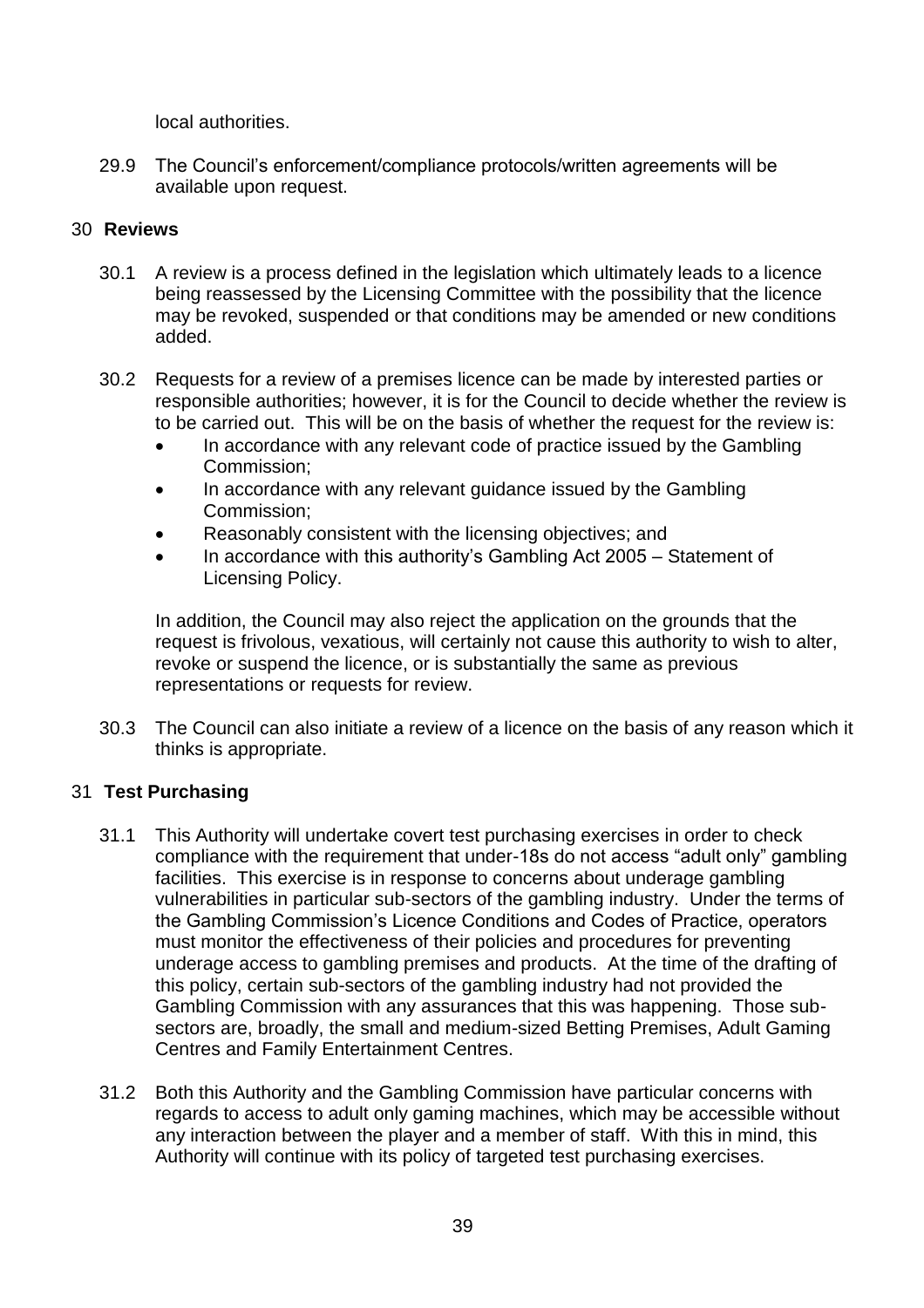local authorities.

29.9 The Council's enforcement/compliance protocols/written agreements will be available upon request.

## 30 Reviews

30.1 A review is a process defined in the legislation which ultimately leads to a licence being reassessed by the Licensing Committee with the possibility that the licence may be revoked, suspended or that conditions may be amended or new conditions added.

30.2 Requests for a review of a premises licence can be made by interested parties or responsible authorities; however, it is for the Council to decide whether the review is to be carried out. This will be on the basis of whether the request for the review is:

- In accordance with any relevant code of practice issued by the Gambling Commission;
- In accordance with any relevant guidance issued by the Gambling Commission;
- Reasonably consistent with the licensing objectives; and
- In accordance with this authority's Gambling Act 2005 – Statement of Licensing Policy.

In addition, the Council may also reject the application on the grounds that the request is frivolous, vexatious, will certainly not cause this authority to wish to alter, revoke or suspend the licence, or is substantially the same as previous representations or requests for review.

30.3 The Council can also initiate a review of a licence on the basis of any reason which it thinks is appropriate.

## 31 Test Purchasing

31.1 This Authority will undertake covert test purchasing exercises in order to check compliance with the requirement that under-18s do not access "adult only" gambling facilities. This exercise is in response to concerns about underage gambling vulnerabilities in particular sub-sectors of the gambling industry. Under the terms of the Gambling Commission's Licence Conditions and Codes of Practice, operators must monitor the effectiveness of their policies and procedures for preventing underage access to gambling premises and products. At the time of the drafting of this policy, certain sub-sectors of the gambling industry had not provided the Gambling Commission with any assurances that this was happening. Those sub-sectors are, broadly, the small and medium-sized Betting Premises, Adult Gaming Centres and Family Entertainment Centres.

31.2 Both this Authority and the Gambling Commission have particular concerns with regards to access to adult only gaming machines, which may be accessible without any interaction between the player and a member of staff. With this in mind, this Authority will continue with its policy of targeted test purchasing exercises.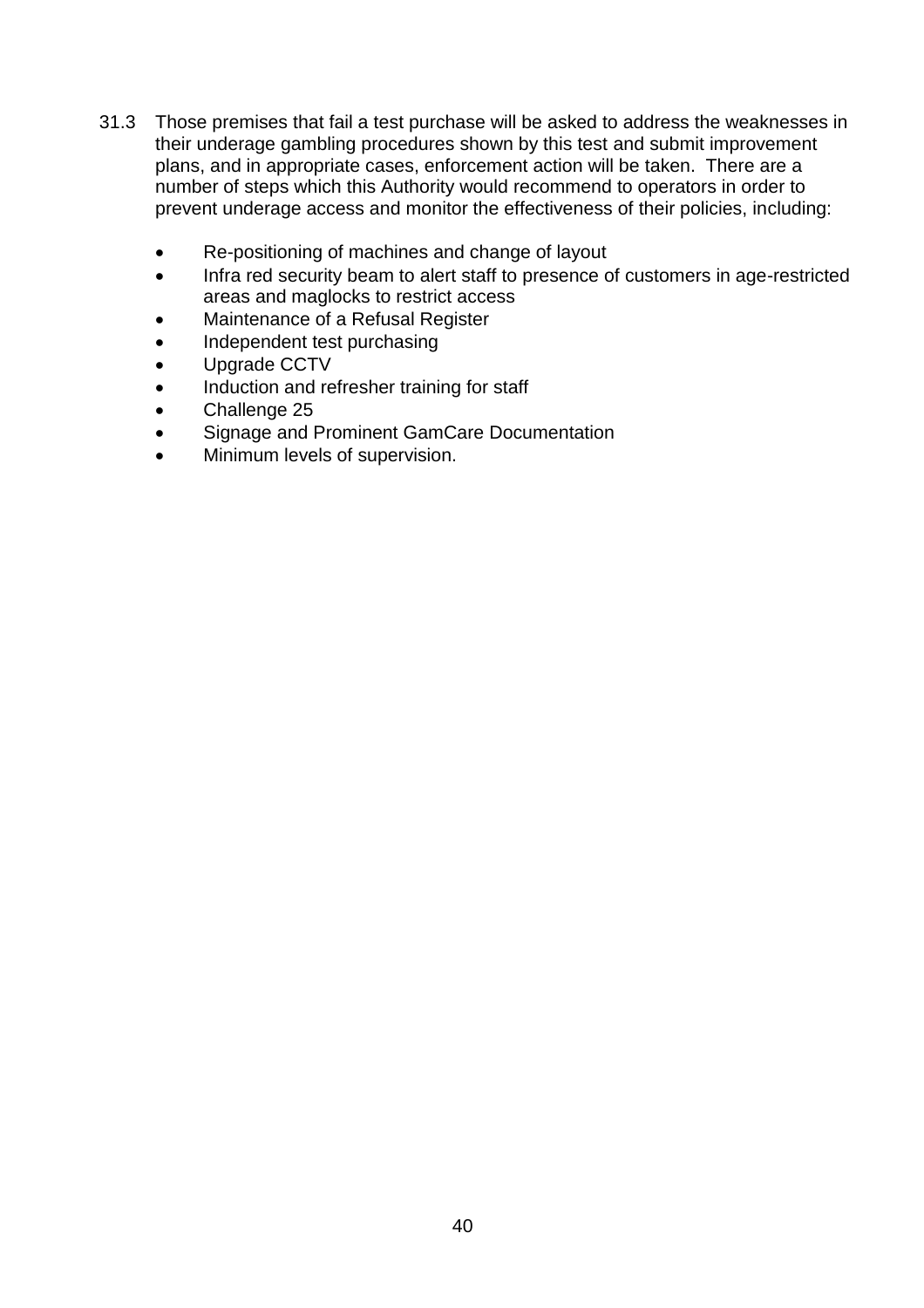31.3 Those premises that fail a test purchase will be asked to address the weaknesses in their underage gambling procedures shown by this test and submit improvement plans, and in appropriate cases, enforcement action will be taken. There are a number of steps which this Authority would recommend to operators in order to prevent underage access and monitor the effectiveness of their policies, including:

- Re-positioning of machines and change of layout
- Infra red security beam to alert staff to presence of customers in age-restricted areas and maglocks to restrict access
- Maintenance of a Refusal Register
- Independent test purchasing
- Upgrade CCTV
- Induction and refresher training for staff
- Challenge 25
- Signage and Prominent GamCare Documentation
- Minimum levels of supervision.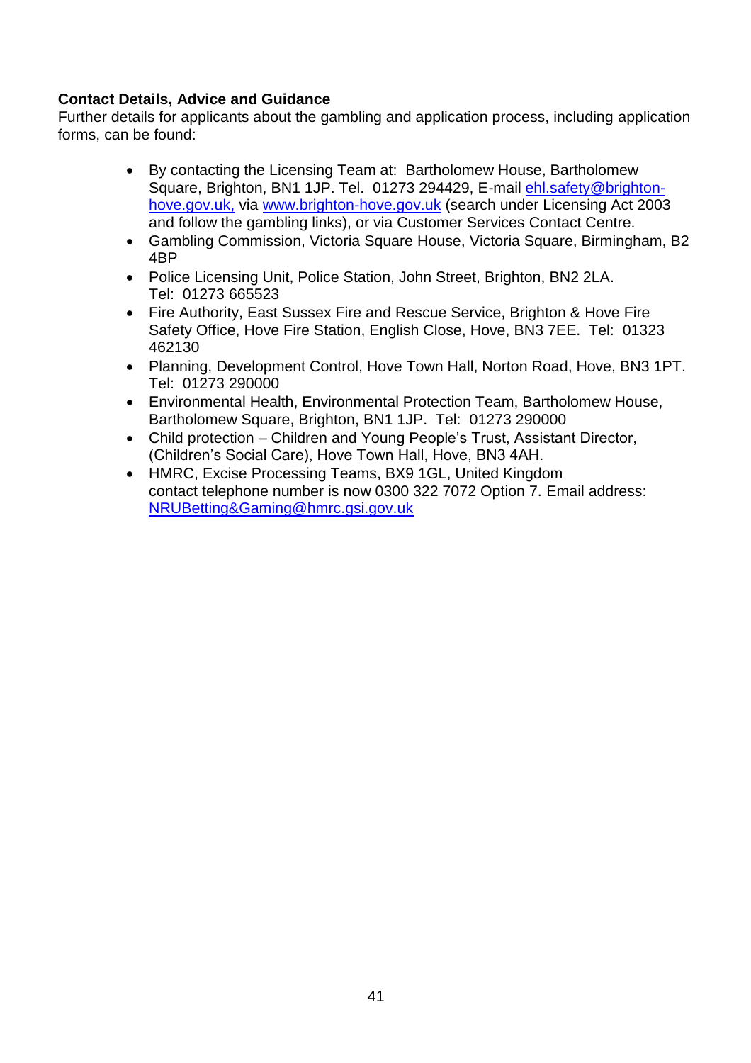**Contact Details, Advice and Guidance**

Further details for applicants about the gambling and application process, including application forms, can be found:

- By contacting the Licensing Team at: Bartholomew House, Bartholomew Square, Brighton, BN1 1JP. Tel. 01273 294429, E-mail ehl.safety@brighton-hove.gov.uk, via www.brighton-hove.gov.uk (search under Licensing Act 2003 and follow the gambling links), or via Customer Services Contact Centre.
- Gambling Commission, Victoria Square House, Victoria Square, Birmingham, B2 4BP
- Police Licensing Unit, Police Station, John Street, Brighton, BN2 2LA. Tel: 01273 665523
- Fire Authority, East Sussex Fire and Rescue Service, Brighton & Hove Fire Safety Office, Hove Fire Station, English Close, Hove, BN3 7EE. Tel: 01323 462130
- Planning, Development Control, Hove Town Hall, Norton Road, Hove, BN3 1PT. Tel: 01273 290000
- Environmental Health, Environmental Protection Team, Bartholomew House, Bartholomew Square, Brighton, BN1 1JP. Tel: 01273 290000
- Child protection – Children and Young People's Trust, Assistant Director, (Children's Social Care), Hove Town Hall, Hove, BN3 4AH.
- HMRC, Excise Processing Teams, BX9 1GL, United Kingdom
  contact telephone number is now 0300 322 7072 Option 7. Email address: NRUBetting&Gaming@hmrc.gsi.gov.uk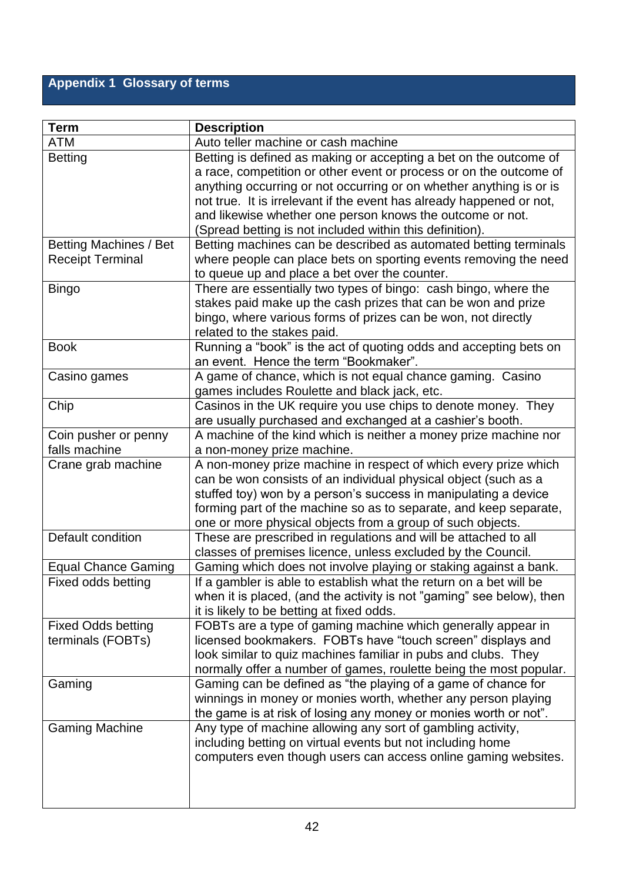## Appendix 1 Glossary of terms

| Term | Description |
|---|---|
| ATM | Auto teller machine or cash machine |
| Betting | Betting is defined as making or accepting a bet on the outcome of a race, competition or other event or process or on the outcome of anything occurring or not occurring or on whether anything is or is not true. It is irrelevant if the event has already happened or not, and likewise whether one person knows the outcome or not. (Spread betting is not included within this definition). |
| Betting Machines / Bet Receipt Terminal | Betting machines can be described as automated betting terminals where people can place bets on sporting events removing the need to queue up and place a bet over the counter. |
| Bingo | There are essentially two types of bingo: cash bingo, where the stakes paid make up the cash prizes that can be won and prize bingo, where various forms of prizes can be won, not directly related to the stakes paid. |
| Book | Running a "book" is the act of quoting odds and accepting bets on an event. Hence the term "Bookmaker". |
| Casino games | A game of chance, which is not equal chance gaming. Casino games includes Roulette and black jack, etc. |
| Chip | Casinos in the UK require you use chips to denote money. They are usually purchased and exchanged at a cashier's booth. |
| Coin pusher or penny falls machine | A machine of the kind which is neither a money prize machine nor a non-money prize machine. |
| Crane grab machine | A non-money prize machine in respect of which every prize which can be won consists of an individual physical object (such as a stuffed toy) won by a person's success in manipulating a device forming part of the machine so as to separate, and keep separate, one or more physical objects from a group of such objects. |
| Default condition | These are prescribed in regulations and will be attached to all classes of premises licence, unless excluded by the Council. |
| Equal Chance Gaming | Gaming which does not involve playing or staking against a bank. |
| Fixed odds betting | If a gambler is able to establish what the return on a bet will be when it is placed, (and the activity is not "gaming" see below), then it is likely to be betting at fixed odds. |
| Fixed Odds betting terminals (FOBTs) | FOBTs are a type of gaming machine which generally appear in licensed bookmakers. FOBTs have "touch screen" displays and look similar to quiz machines familiar in pubs and clubs. They normally offer a number of games, roulette being the most popular. |
| Gaming | Gaming can be defined as "the playing of a game of chance for winnings in money or monies worth, whether any person playing the game is at risk of losing any money or monies worth or not". |
| Gaming Machine | Any type of machine allowing any sort of gambling activity, including betting on virtual events but not including home computers even though users can access online gaming websites. |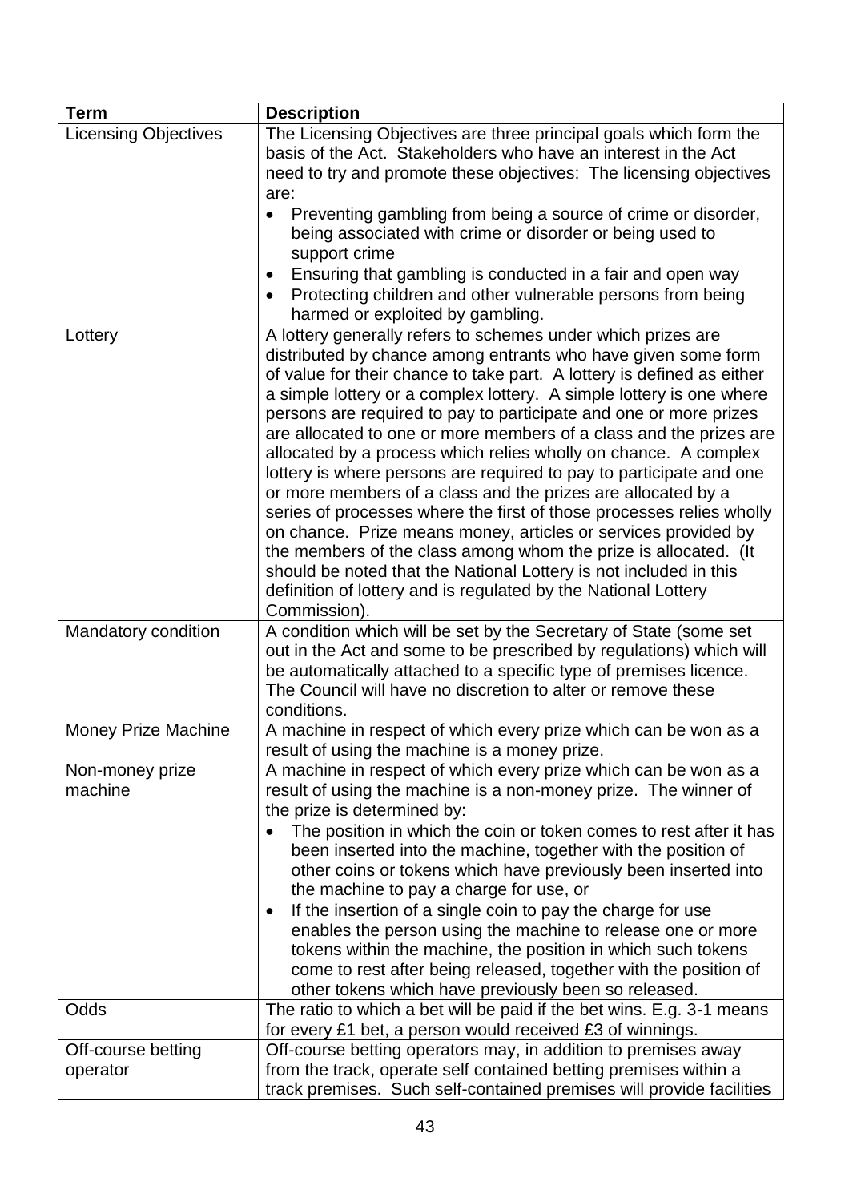| Term | Description |
|---|---|
| Licensing Objectives | The Licensing Objectives are three principal goals which form the basis of the Act. Stakeholders who have an interest in the Act need to try and promote these objectives: The licensing objectives are:<br>• Preventing gambling from being a source of crime or disorder, being associated with crime or disorder or being used to support crime<br>• Ensuring that gambling is conducted in a fair and open way<br>• Protecting children and other vulnerable persons from being harmed or exploited by gambling. |
| Lottery | A lottery generally refers to schemes under which prizes are distributed by chance among entrants who have given some form of value for their chance to take part. A lottery is defined as either a simple lottery or a complex lottery. A simple lottery is one where persons are required to pay to participate and one or more prizes are allocated to one or more members of a class and the prizes are allocated by a process which relies wholly on chance. A complex lottery is where persons are required to pay to participate and one or more members of a class and the prizes are allocated by a series of processes where the first of those processes relies wholly on chance. Prize means money, articles or services provided by the members of the class among whom the prize is allocated. (It should be noted that the National Lottery is not included in this definition of lottery and is regulated by the National Lottery Commission). |
| Mandatory condition | A condition which will be set by the Secretary of State (some set out in the Act and some to be prescribed by regulations) which will be automatically attached to a specific type of premises licence. The Council will have no discretion to alter or remove these conditions. |
| Money Prize Machine | A machine in respect of which every prize which can be won as a result of using the machine is a money prize. |
| Non-money prize machine | A machine in respect of which every prize which can be won as a result of using the machine is a non-money prize. The winner of the prize is determined by:<br>• The position in which the coin or token comes to rest after it has been inserted into the machine, together with the position of other coins or tokens which have previously been inserted into the machine to pay a charge for use, or<br>• If the insertion of a single coin to pay the charge for use enables the person using the machine to release one or more tokens within the machine, the position in which such tokens come to rest after being released, together with the position of other tokens which have previously been so released. |
| Odds | The ratio to which a bet will be paid if the bet wins. E.g. 3-1 means for every £1 bet, a person would received £3 of winnings. |
| Off-course betting operator | Off-course betting operators may, in addition to premises away from the track, operate self contained betting premises within a track premises. Such self-contained premises will provide facilities |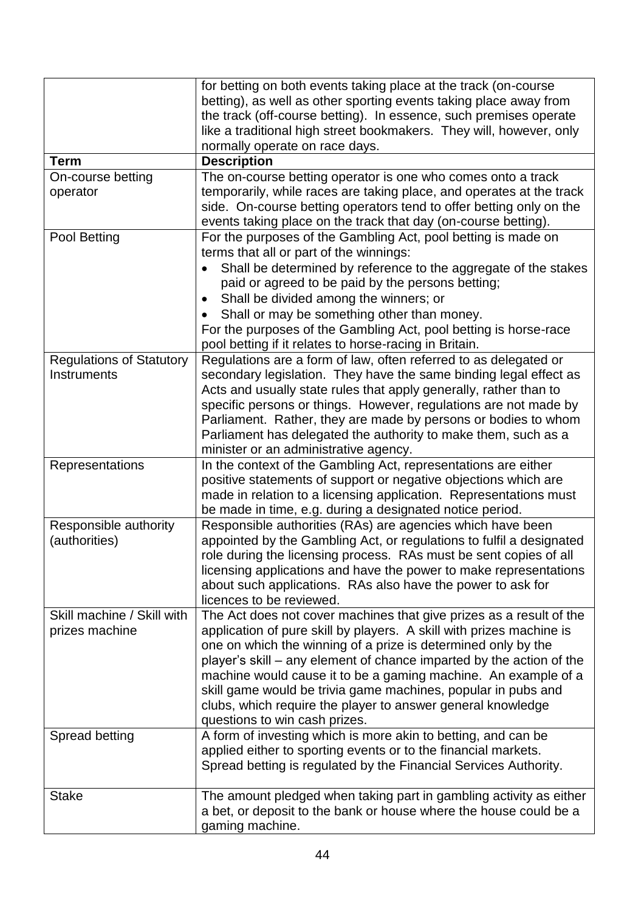| | |
|---|---|
| | for betting on both events taking place at the track (on-course betting), as well as other sporting events taking place away from the track (off-course betting). In essence, such premises operate like a traditional high street bookmakers. They will, however, only normally operate on race days. |
| **Term** | **Description** |
| On-course betting operator | The on-course betting operator is one who comes onto a track temporarily, while races are taking place, and operates at the track side. On-course betting operators tend to offer betting only on the events taking place on the track that day (on-course betting). |
| Pool Betting | For the purposes of the Gambling Act, pool betting is made on terms that all or part of the winnings:<br>• Shall be determined by reference to the aggregate of the stakes paid or agreed to be paid by the persons betting;<br>• Shall be divided among the winners; or<br>• Shall or may be something other than money.<br>For the purposes of the Gambling Act, pool betting is horse-race pool betting if it relates to horse-racing in Britain. |
| Regulations of Statutory Instruments | Regulations are a form of law, often referred to as delegated or secondary legislation. They have the same binding legal effect as Acts and usually state rules that apply generally, rather than to specific persons or things. However, regulations are not made by Parliament. Rather, they are made by persons or bodies to whom Parliament has delegated the authority to make them, such as a minister or an administrative agency. |
| Representations | In the context of the Gambling Act, representations are either positive statements of support or negative objections which are made in relation to a licensing application. Representations must be made in time, e.g. during a designated notice period. |
| Responsible authority (authorities) | Responsible authorities (RAs) are agencies which have been appointed by the Gambling Act, or regulations to fulfil a designated role during the licensing process. RAs must be sent copies of all licensing applications and have the power to make representations about such applications. RAs also have the power to ask for licences to be reviewed. |
| Skill machine / Skill with prizes machine | The Act does not cover machines that give prizes as a result of the application of pure skill by players. A skill with prizes machine is one on which the winning of a prize is determined only by the player's skill – any element of chance imparted by the action of the machine would cause it to be a gaming machine. An example of a skill game would be trivia game machines, popular in pubs and clubs, which require the player to answer general knowledge questions to win cash prizes. |
| Spread betting | A form of investing which is more akin to betting, and can be applied either to sporting events or to the financial markets. Spread betting is regulated by the Financial Services Authority. |
| Stake | The amount pledged when taking part in gambling activity as either a bet, or deposit to the bank or house where the house could be a gaming machine. |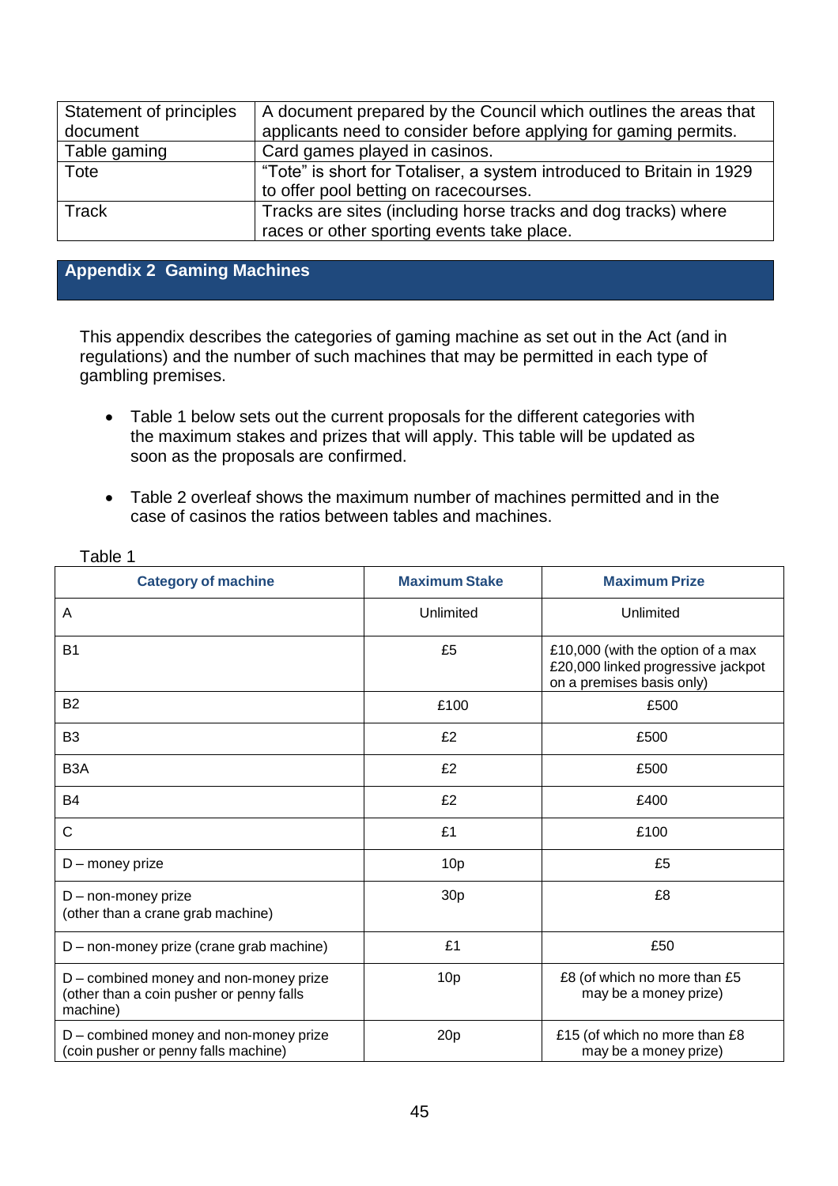| Statement of principles document | A document prepared by the Council which outlines the areas that applicants need to consider before applying for gaming permits. |
|---|---|
| Table gaming | Card games played in casinos. |
| Tote | “Tote” is short for Totaliser, a system introduced to Britain in 1929 to offer pool betting on racecourses. |
| Track | Tracks are sites (including horse tracks and dog tracks) where races or other sporting events take place. |

## Appendix 2 Gaming Machines

This appendix describes the categories of gaming machine as set out in the Act (and in regulations) and the number of such machines that may be permitted in each type of gambling premises.

- Table 1 below sets out the current proposals for the different categories with the maximum stakes and prizes that will apply. This table will be updated as soon as the proposals are confirmed.

- Table 2 overleaf shows the maximum number of machines permitted and in the case of casinos the ratios between tables and machines.

Table 1

| Category of machine | Maximum Stake | Maximum Prize |
|---|---|---|
| A | Unlimited | Unlimited |
| B1 | £5 | £10,000 (with the option of a max £20,000 linked progressive jackpot on a premises basis only) |
| B2 | £100 | £500 |
| B3 | £2 | £500 |
| B3A | £2 | £500 |
| B4 | £2 | £400 |
| C | £1 | £100 |
| D – money prize | 10p | £5 |
| D – non-money prize (other than a crane grab machine) | 30p | £8 |
| D – non-money prize (crane grab machine) | £1 | £50 |
| D – combined money and non-money prize (other than a coin pusher or penny falls machine) | 10p | £8 (of which no more than £5 may be a money prize) |
| D – combined money and non-money prize (coin pusher or penny falls machine) | 20p | £15 (of which no more than £8 may be a money prize) |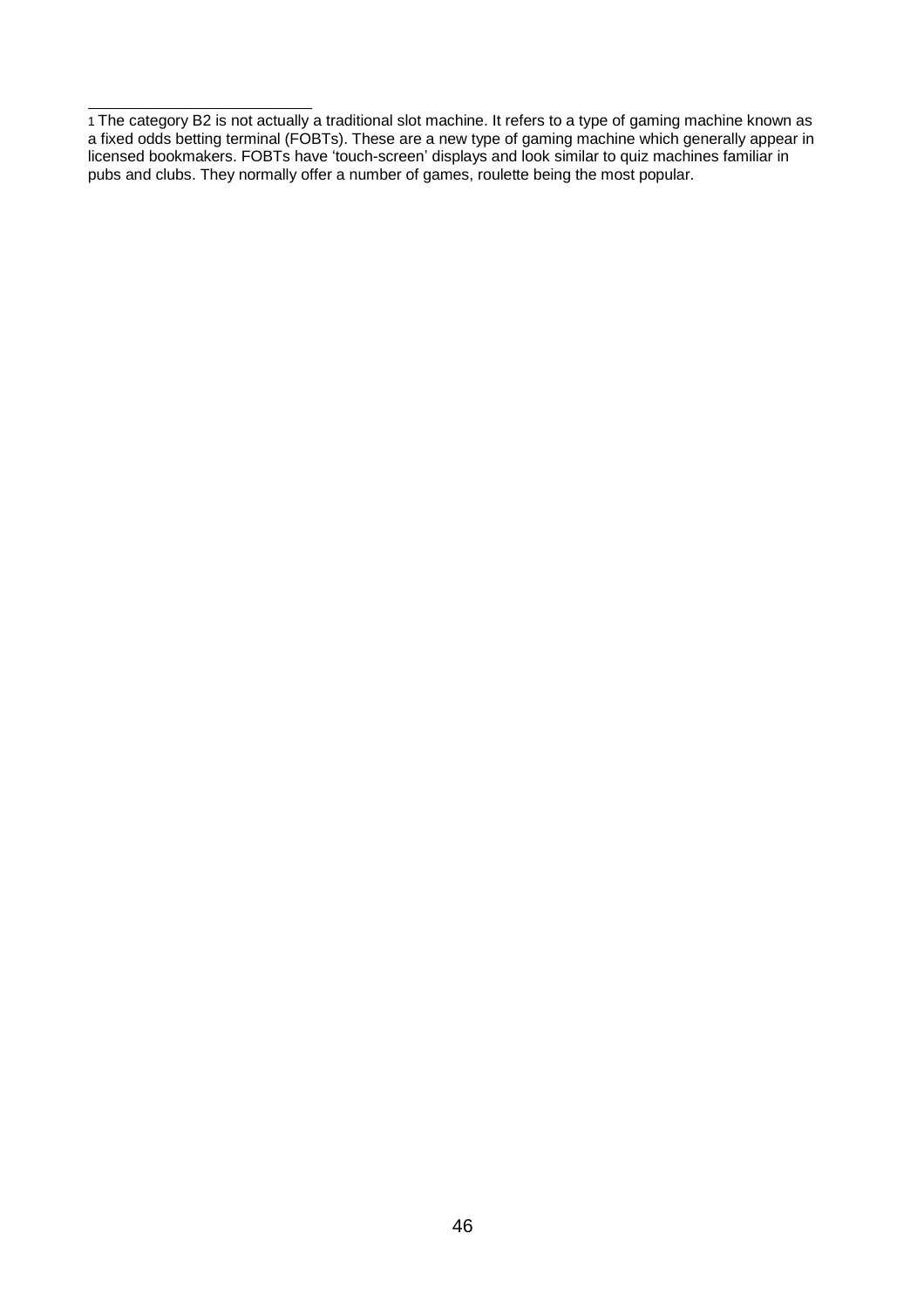[1] The category B2 is not actually a traditional slot machine. It refers to a type of gaming machine known as a fixed odds betting terminal (FOBTs). These are a new type of gaming machine which generally appear in licensed bookmakers. FOBTs have 'touch-screen' displays and look similar to quiz machines familiar in pubs and clubs. They normally offer a number of games, roulette being the most popular.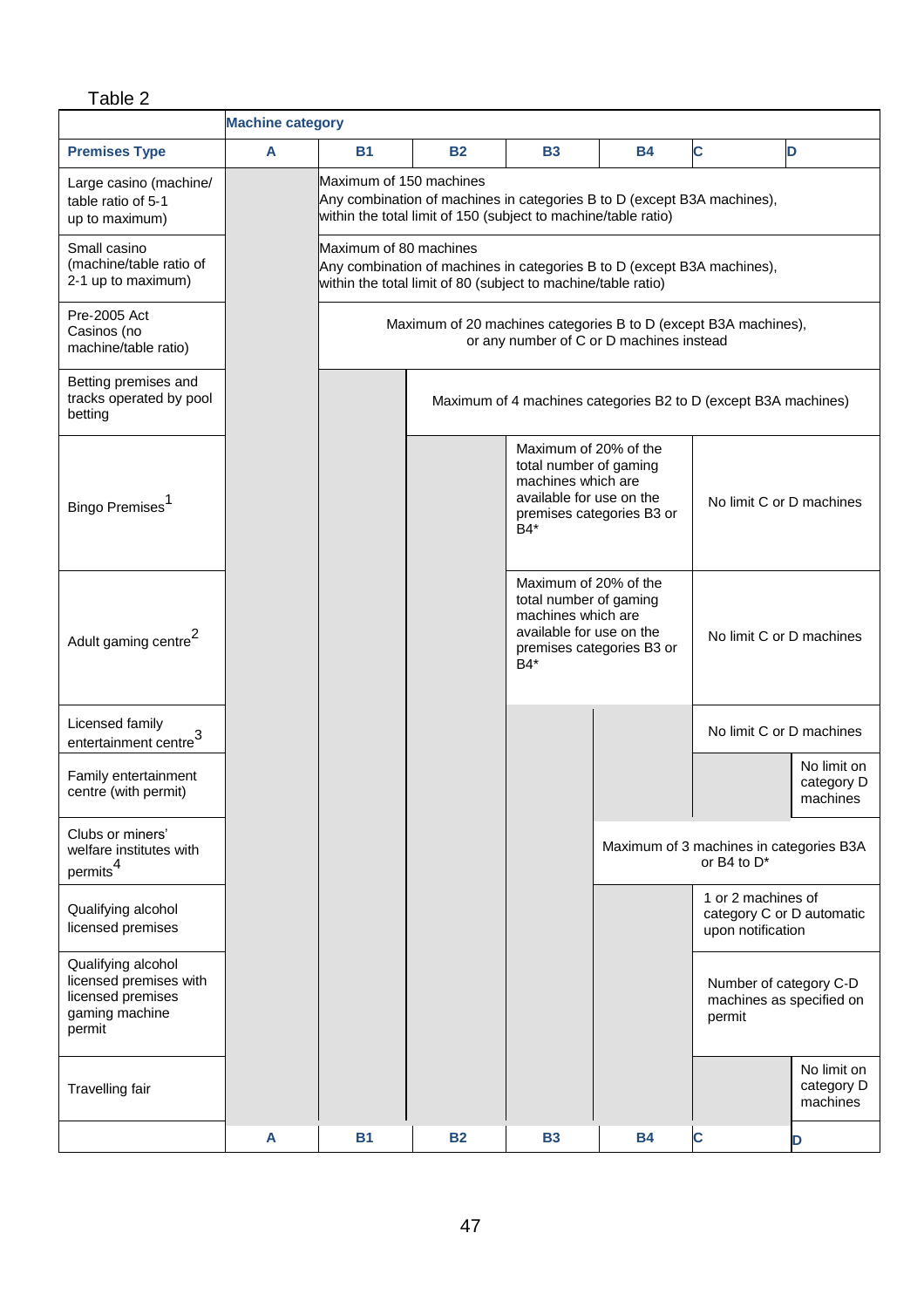Table 2

| | Machine category | | | | | | |
|---|---|---|---|---|---|---|---|
| **Premises Type** | **A** | **B1** | **B2** | **B3** | **B4** | **C** | **D** |
| Large casino (machine/ table ratio of 5-1 up to maximum) | | Maximum of 150 machines Any combination of machines in categories B to D (except B3A machines), within the total limit of 150 (subject to machine/table ratio) | | | | | |
| Small casino (machine/table ratio of 2-1 up to maximum) | | Maximum of 80 machines Any combination of machines in categories B to D (except B3A machines), within the total limit of 80 (subject to machine/table ratio) | | | | | |
| Pre-2005 Act Casinos (no machine/table ratio) | | Maximum of 20 machines categories B to D (except B3A machines), or any number of C or D machines instead | | | | | |
| Betting premises and tracks operated by pool betting | | | Maximum of 4 machines categories B2 to D (except B3A machines) | | | | |
| Bingo Premises[1] | | | | Maximum of 20% of the total number of gaming machines which are available for use on the premises categories B3 or B4* | | No limit C or D machines | |
| Adult gaming centre[2] | | | | Maximum of 20% of the total number of gaming machines which are available for use on the premises categories B3 or B4* | | No limit C or D machines | |
| Licensed family entertainment centre[3] | | | | | | No limit C or D machines | |
| Family entertainment centre (with permit) | | | | | | | No limit on category D machines |
| Clubs or miners' welfare institutes with permits[4] | | | | | Maximum of 3 machines in categories B3A or B4 to D* | | |
| Qualifying alcohol licensed premises | | | | | | 1 or 2 machines of category C or D automatic upon notification | |
| Qualifying alcohol licensed premises with licensed premises gaming machine permit | | | | | | Number of category C-D machines as specified on permit | |
| Travelling fair | | | | | | | No limit on category D machines |
| | **A** | **B1** | **B2** | **B3** | **B4** | **C** | **D** |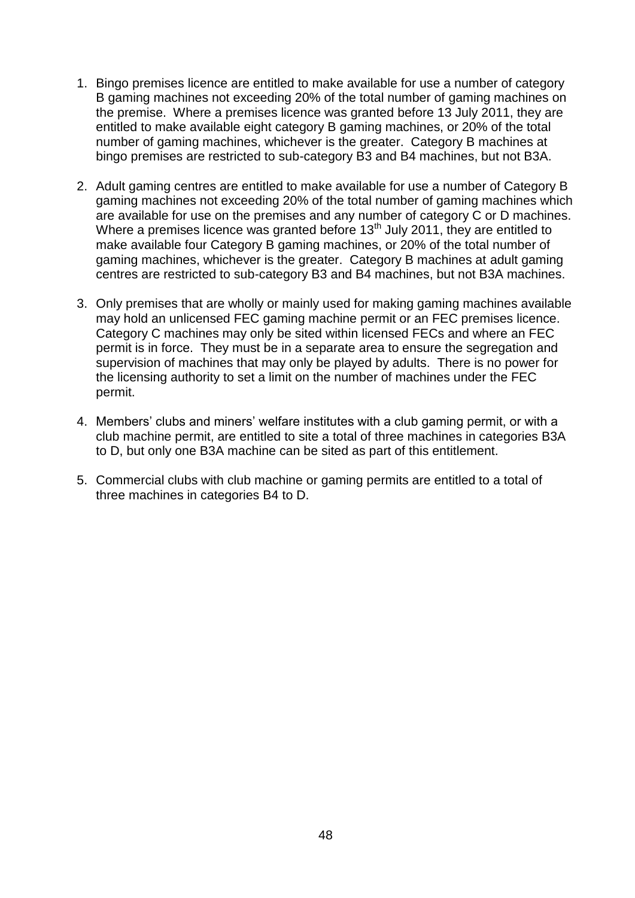1. Bingo premises licence are entitled to make available for use a number of category B gaming machines not exceeding 20% of the total number of gaming machines on the premise. Where a premises licence was granted before 13 July 2011, they are entitled to make available eight category B gaming machines, or 20% of the total number of gaming machines, whichever is the greater. Category B machines at bingo premises are restricted to sub-category B3 and B4 machines, but not B3A.

2. Adult gaming centres are entitled to make available for use a number of Category B gaming machines not exceeding 20% of the total number of gaming machines which are available for use on the premises and any number of category C or D machines. Where a premises licence was granted before 13th July 2011, they are entitled to make available four Category B gaming machines, or 20% of the total number of gaming machines, whichever is the greater. Category B machines at adult gaming centres are restricted to sub-category B3 and B4 machines, but not B3A machines.

3. Only premises that are wholly or mainly used for making gaming machines available may hold an unlicensed FEC gaming machine permit or an FEC premises licence. Category C machines may only be sited within licensed FECs and where an FEC permit is in force. They must be in a separate area to ensure the segregation and supervision of machines that may only be played by adults. There is no power for the licensing authority to set a limit on the number of machines under the FEC permit.

4. Members' clubs and miners' welfare institutes with a club gaming permit, or with a club machine permit, are entitled to site a total of three machines in categories B3A to D, but only one B3A machine can be sited as part of this entitlement.

5. Commercial clubs with club machine or gaming permits are entitled to a total of three machines in categories B4 to D.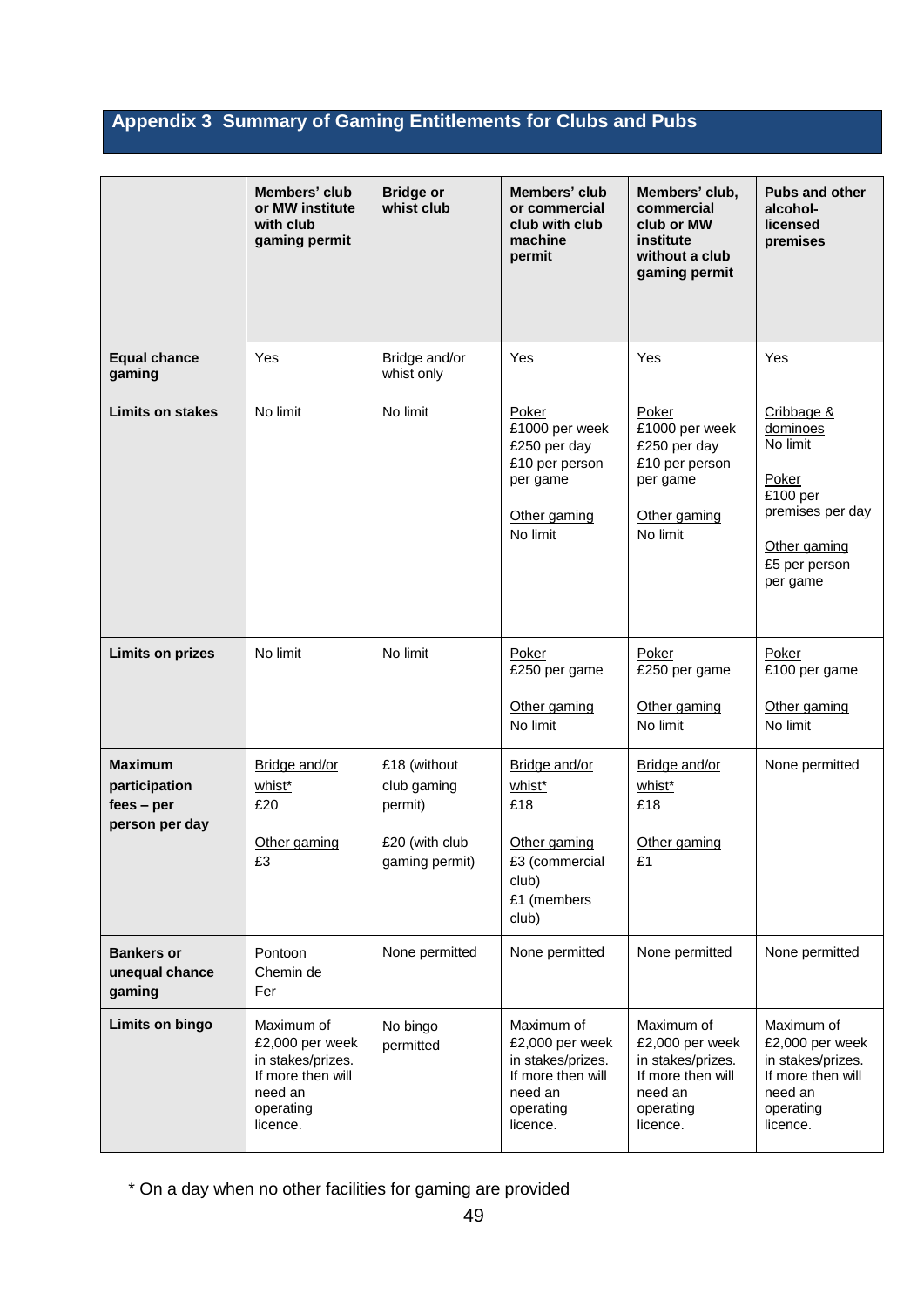## Appendix 3 Summary of Gaming Entitlements for Clubs and Pubs

| | Members' club or MW institute with club gaming permit | Bridge or whist club | Members' club or commercial club with club machine permit | Members' club, commercial club or MW institute without a club gaming permit | Pubs and other alcohol-licensed premises |
|---|---|---|---|---|---|
| **Equal chance gaming** | Yes | Bridge and/or whist only | Yes | Yes | Yes |
| **Limits on stakes** | No limit | No limit | Poker<br>£1000 per week<br>£250 per day<br>£10 per person per game<br><br>Other gaming<br>No limit | Poker<br>£1000 per week<br>£250 per day<br>£10 per person per game<br><br>Other gaming<br>No limit | Cribbage & dominoes<br>No limit<br><br>Poker<br>£100 per premises per day<br><br>Other gaming<br>£5 per person per game |
| **Limits on prizes** | No limit | No limit | Poker<br>£250 per game<br><br>Other gaming<br>No limit | Poker<br>£250 per game<br><br>Other gaming<br>No limit | Poker<br>£100 per game<br><br>Other gaming<br>No limit |
| **Maximum participation fees – per person per day** | Bridge and/or whist*<br>£20<br><br>Other gaming<br>£3 | £18 (without club gaming permit)<br><br>£20 (with club gaming permit) | Bridge and/or whist*<br>£18<br><br>Other gaming<br>£3 (commercial club)<br>£1 (members club) | Bridge and/or whist*<br>£18<br><br>Other gaming<br>£1 | None permitted |
| **Bankers or unequal chance gaming** | Pontoon<br>Chemin de Fer | None permitted | None permitted | None permitted | None permitted |
| **Limits on bingo** | Maximum of £2,000 per week in stakes/prizes. If more then will need an operating licence. | No bingo permitted | Maximum of £2,000 per week in stakes/prizes. If more then will need an operating licence. | Maximum of £2,000 per week in stakes/prizes. If more then will need an operating licence. | Maximum of £2,000 per week in stakes/prizes. If more then will need an operating licence. |

* On a day when no other facilities for gaming are provided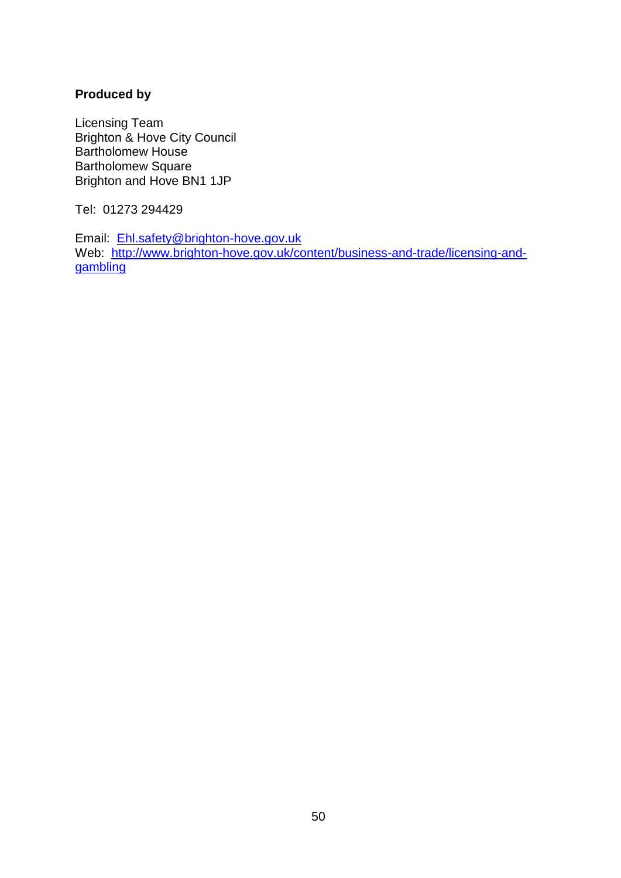**Produced by**

Licensing Team
Brighton & Hove City Council
Bartholomew House
Bartholomew Square
Brighton and Hove BN1 1JP

Tel: 01273 294429

Email: [Ehl.safety@brighton-hove.gov.uk](mailto:Ehl.safety@brighton-hove.gov.uk)
Web: [http://www.brighton-hove.gov.uk/content/business-and-trade/licensing-and-gambling](http://www.brighton-hove.gov.uk/content/business-and-trade/licensing-and-gambling)